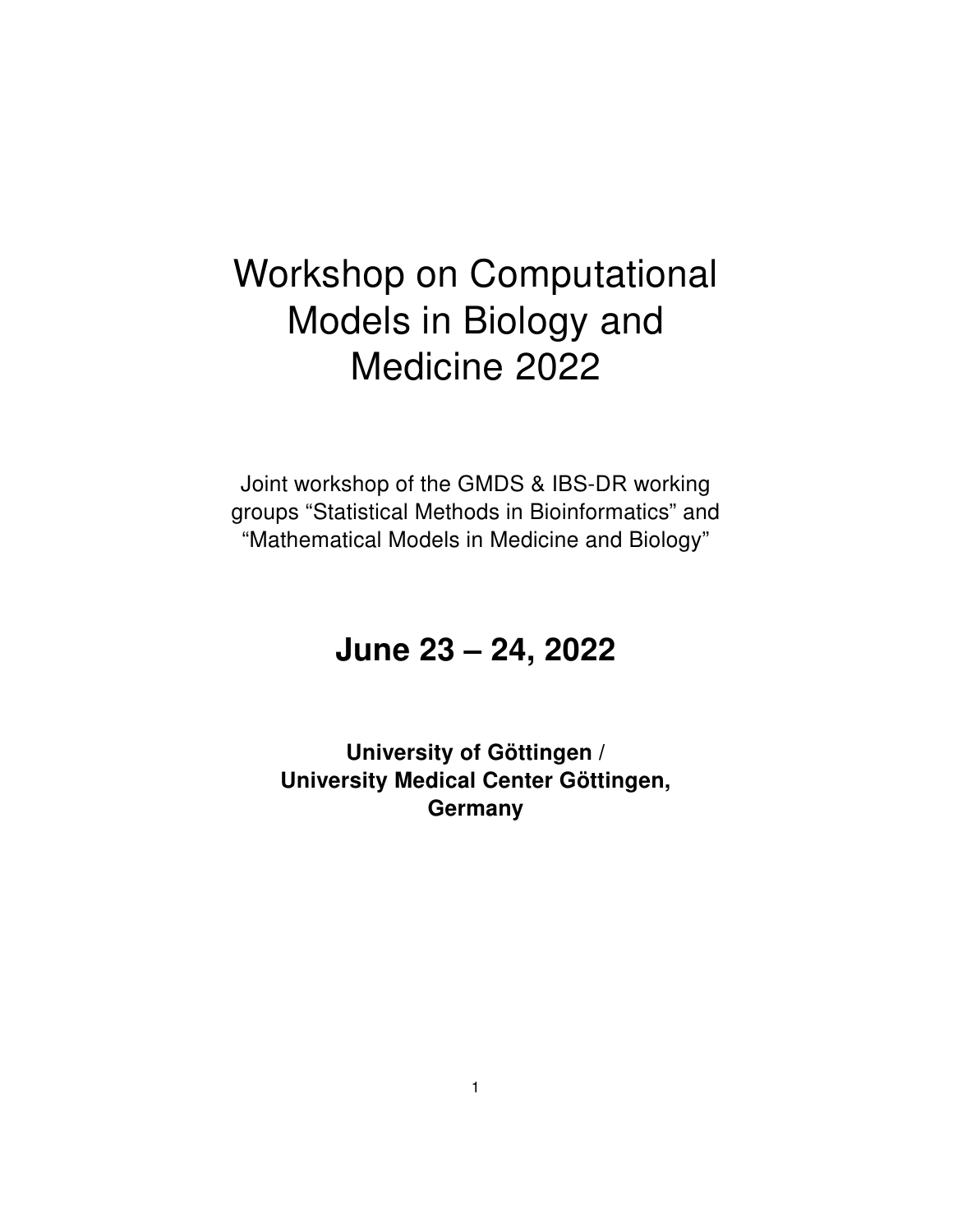# Workshop on Computational Models in Biology and Medicine 2022

Joint workshop of the GMDS & IBS-DR working groups “Statistical Methods in Bioinformatics” and “Mathematical Models in Medicine and Biology”

## June 23 – 24, 2022

**University of Göttingen / University Medical Center Göttingen, Germany**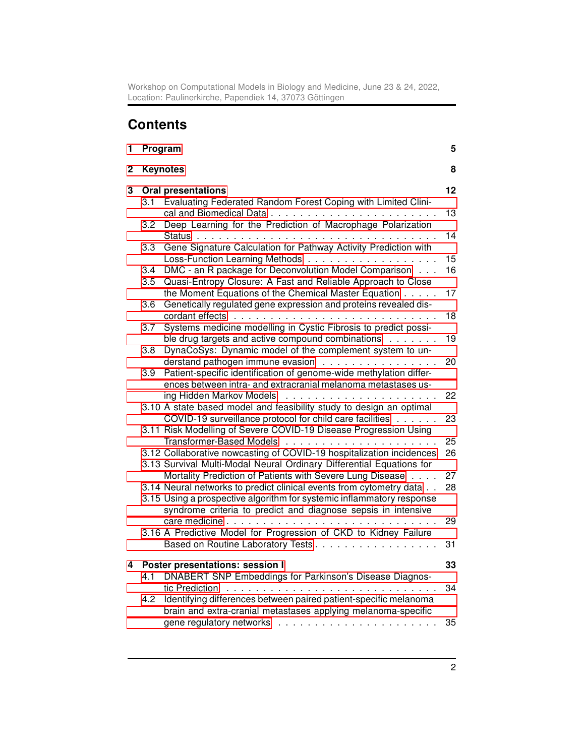# Contents

**1 Program** **5**

**2 Keynotes** **8**

**3 Oral presentations** **12**

- 3.1 Evaluating Federated Random Forest Coping with Limited Clinical and Biomedical Data . . . . . 13
- 3.2 Deep Learning for the Prediction of Macrophage Polarization Status . . . . . 14
- 3.3 Gene Signature Calculation for Pathway Activity Prediction with Loss-Function Learning Methods . . . . . 15
- 3.4 DMC - an R package for Deconvolution Model Comparison . . . 16
- 3.5 Quasi-Entropy Closure: A Fast and Reliable Approach to Close the Moment Equations of the Chemical Master Equation . . . . . 17
- 3.6 Genetically regulated gene expression and proteins revealed discordant effects . . . . . 18
- 3.7 Systems medicine modelling in Cystic Fibrosis to predict possible drug targets and active compound combinations . . . . . 19
- 3.8 DynaCoSys: Dynamic model of the complement system to understand pathogen immune evasion . . . . . 20
- 3.9 Patient-specific identification of genome-wide methylation differences between intra- and extracranial melanoma metastases using Hidden Markov Models . . . . . 22
- 3.10 A state based model and feasibility study to design an optimal COVID-19 surveillance protocol for child care facilities . . . . . 23
- 3.11 Risk Modelling of Severe COVID-19 Disease Progression Using Transformer-Based Models . . . . . 25
- 3.12 Collaborative nowcasting of COVID-19 hospitalization incidences 26
- 3.13 Survival Multi-Modal Neural Ordinary Differential Equations for Mortality Prediction of Patients with Severe Lung Disease . . . . 27
- 3.14 Neural networks to predict clinical events from cytometry data . . 28
- 3.15 Using a prospective algorithm for systemic inflammatory response syndrome criteria to predict and diagnose sepsis in intensive care medicine . . . . . 29
- 3.16 A Predictive Model for Progression of CKD to Kidney Failure Based on Routine Laboratory Tests . . . . . 31

**4 Poster presentations: session I** **33**

- 4.1 DNABERT SNP Embeddings for Parkinson's Disease Diagnostic Prediction . . . . . 34
- 4.2 Identifying differences between paired patient-specific melanoma brain and extra-cranial metastases applying melanoma-specific gene regulatory networks . . . . . 35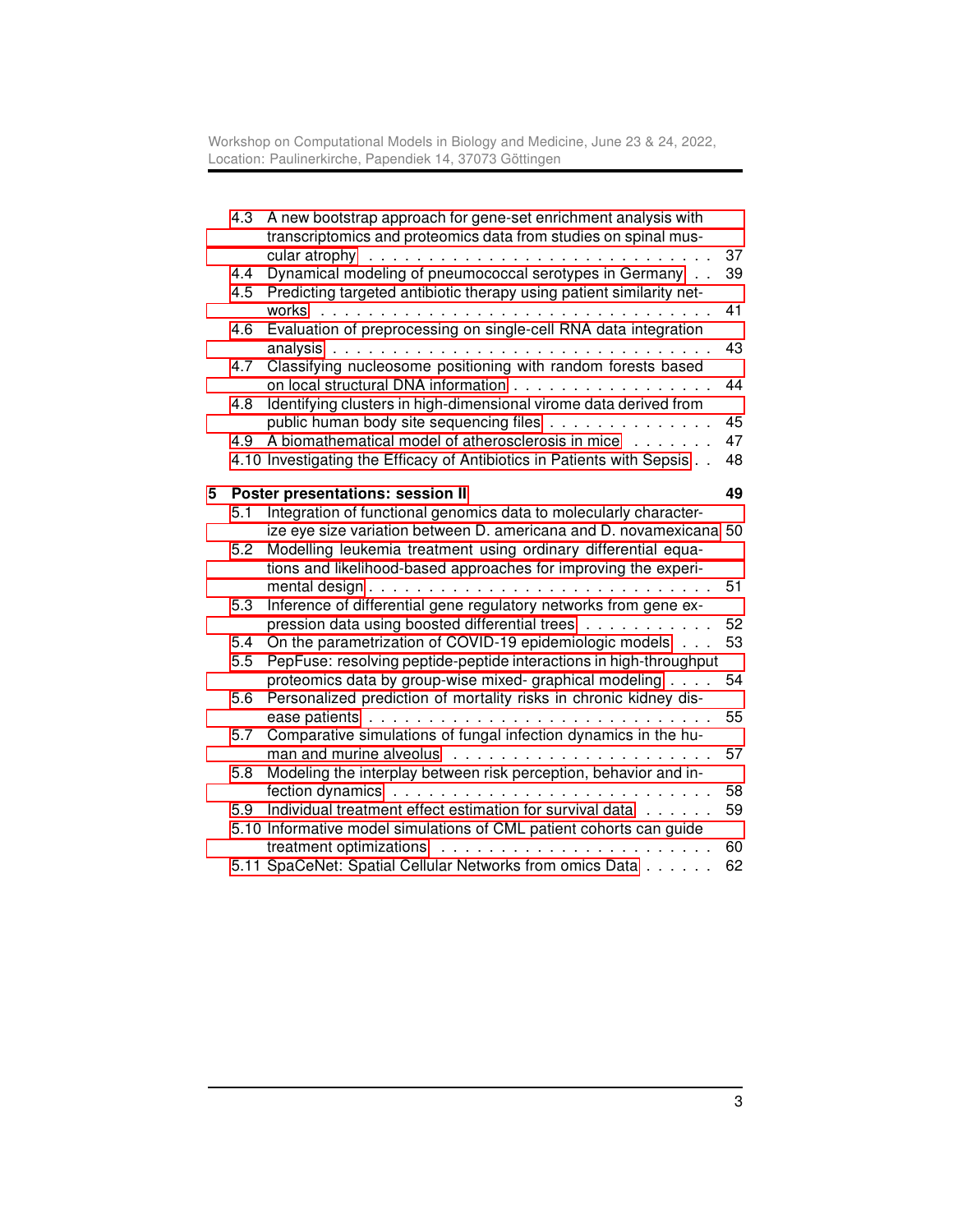4.3 A new bootstrap approach for gene-set enrichment analysis with transcriptomics and proteomics data from studies on spinal muscular atrophy . . . 37
4.4 Dynamical modeling of pneumococcal serotypes in Germany . . . 39
4.5 Predicting targeted antibiotic therapy using patient similarity networks . . . 41
4.6 Evaluation of preprocessing on single-cell RNA data integration analysis . . . 43
4.7 Classifying nucleosome positioning with random forests based on local structural DNA information . . . 44
4.8 Identifying clusters in high-dimensional virome data derived from public human body site sequencing files . . . 45
4.9 A biomathematical model of atherosclerosis in mice . . . 47
4.10 Investigating the Efficacy of Antibiotics in Patients with Sepsis . . . 48

**5 Poster presentations: session II** **49**

5.1 Integration of functional genomics data to molecularly characterize eye size variation between D. americana and D. novamexicana 50
5.2 Modelling leukemia treatment using ordinary differential equations and likelihood-based approaches for improving the experimental design . . . 51
5.3 Inference of differential gene regulatory networks from gene expression data using boosted differential trees . . . 52
5.4 On the parametrization of COVID-19 epidemiologic models . . . 53
5.5 PepFuse: resolving peptide-peptide interactions in high-throughput proteomics data by group-wise mixed- graphical modeling . . . 54
5.6 Personalized prediction of mortality risks in chronic kidney disease patients . . . 55
5.7 Comparative simulations of fungal infection dynamics in the human and murine alveolus . . . 57
5.8 Modeling the interplay between risk perception, behavior and infection dynamics . . . 58
5.9 Individual treatment effect estimation for survival data . . . 59
5.10 Informative model simulations of CML patient cohorts can guide treatment optimizations . . . 60
5.11 SpaCeNet: Spatial Cellular Networks from omics Data . . . 62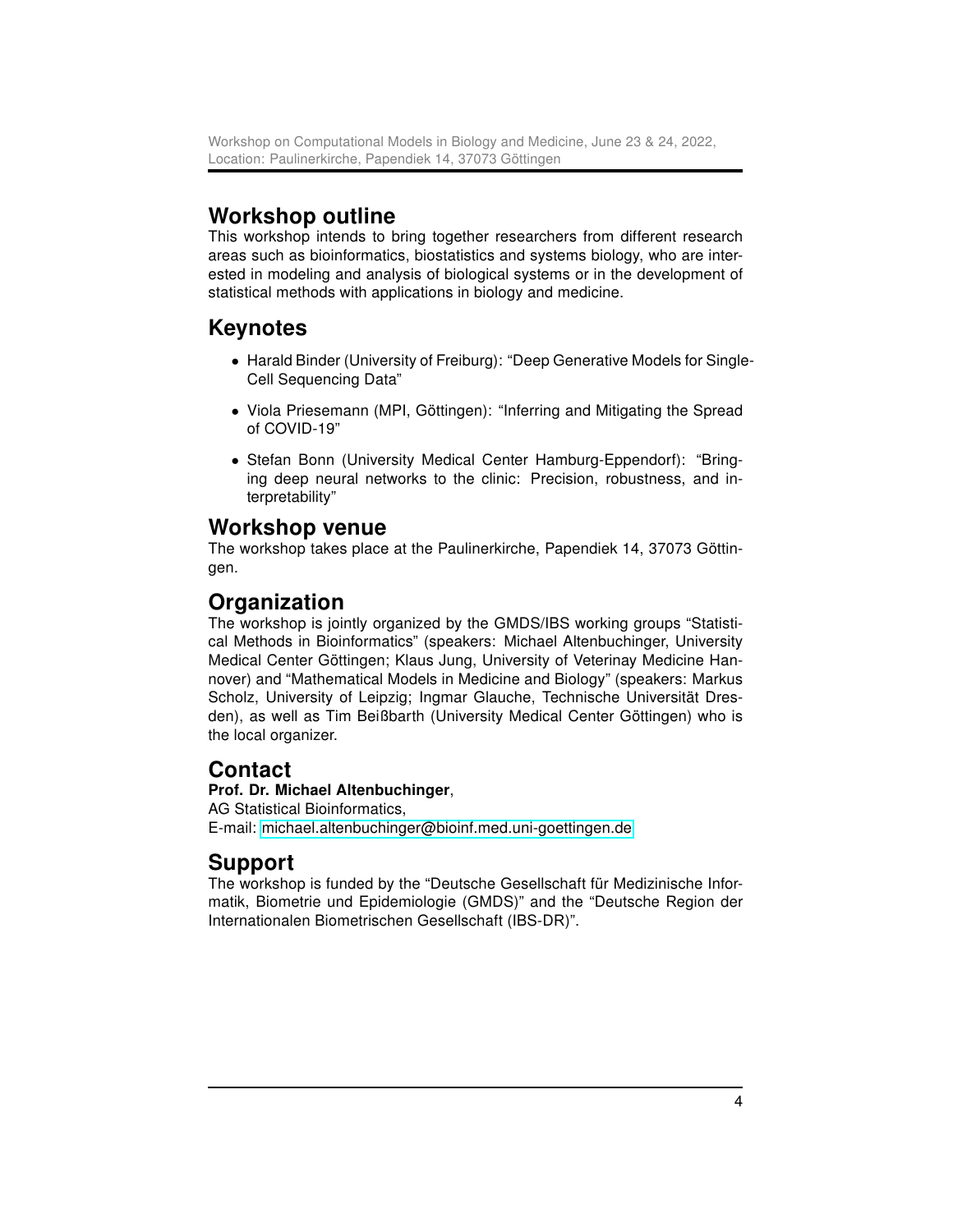## Workshop outline

This workshop intends to bring together researchers from different research areas such as bioinformatics, biostatistics and systems biology, who are interested in modeling and analysis of biological systems or in the development of statistical methods with applications in biology and medicine.

## Keynotes

- Harald Binder (University of Freiburg): "Deep Generative Models for Single-Cell Sequencing Data"
- Viola Priesemann (MPI, Göttingen): "Inferring and Mitigating the Spread of COVID-19"
- Stefan Bonn (University Medical Center Hamburg-Eppendorf): "Bringing deep neural networks to the clinic: Precision, robustness, and interpretability"

## Workshop venue

The workshop takes place at the Paulinerkirche, Papendiek 14, 37073 Göttingen.

## Organization

The workshop is jointly organized by the GMDS/IBS working groups "Statistical Methods in Bioinformatics" (speakers: Michael Altenbuchinger, University Medical Center Göttingen; Klaus Jung, University of Veterinay Medicine Hannover) and "Mathematical Models in Medicine and Biology" (speakers: Markus Scholz, University of Leipzig; Ingmar Glauche, Technische Universität Dresden), as well as Tim Beißbarth (University Medical Center Göttingen) who is the local organizer.

## Contact

**Prof. Dr. Michael Altenbuchinger**,
AG Statistical Bioinformatics,
E-mail: michael.altenbuchinger@bioinf.med.uni-goettingen.de

## Support

The workshop is funded by the "Deutsche Gesellschaft für Medizinische Informatik, Biometrie und Epidemiologie (GMDS)" and the "Deutsche Region der Internationalen Biometrischen Gesellschaft (IBS-DR)".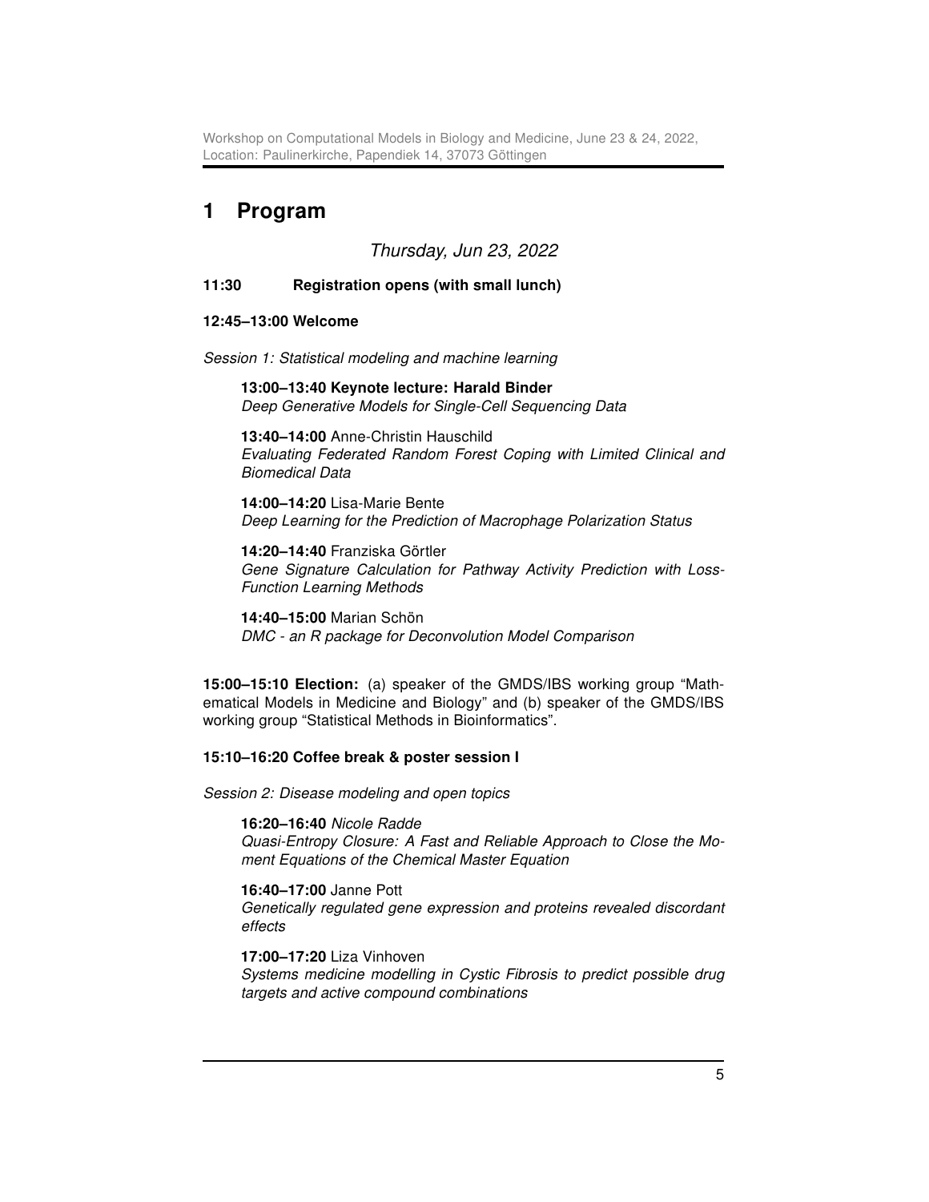# 1 Program

*Thursday, Jun 23, 2022*

**11:30 Registration opens (with small lunch)**

**12:45–13:00 Welcome**

*Session 1: Statistical modeling and machine learning*

**13:00–13:40 Keynote lecture: Harald Binder**
*Deep Generative Models for Single-Cell Sequencing Data*

**13:40–14:00** Anne-Christin Hauschild
*Evaluating Federated Random Forest Coping with Limited Clinical and Biomedical Data*

**14:00–14:20** Lisa-Marie Bente
*Deep Learning for the Prediction of Macrophage Polarization Status*

**14:20–14:40** Franziska Görtler
*Gene Signature Calculation for Pathway Activity Prediction with Loss-Function Learning Methods*

**14:40–15:00** Marian Schön
*DMC - an R package for Deconvolution Model Comparison*

**15:00–15:10 Election:** (a) speaker of the GMDS/IBS working group "Mathematical Models in Medicine and Biology" and (b) speaker of the GMDS/IBS working group "Statistical Methods in Bioinformatics".

**15:10–16:20 Coffee break & poster session I**

*Session 2: Disease modeling and open topics*

**16:20–16:40** *Nicole Radde*
*Quasi-Entropy Closure: A Fast and Reliable Approach to Close the Moment Equations of the Chemical Master Equation*

**16:40–17:00** Janne Pott
*Genetically regulated gene expression and proteins revealed discordant effects*

**17:00–17:20** Liza Vinhoven
*Systems medicine modelling in Cystic Fibrosis to predict possible drug targets and active compound combinations*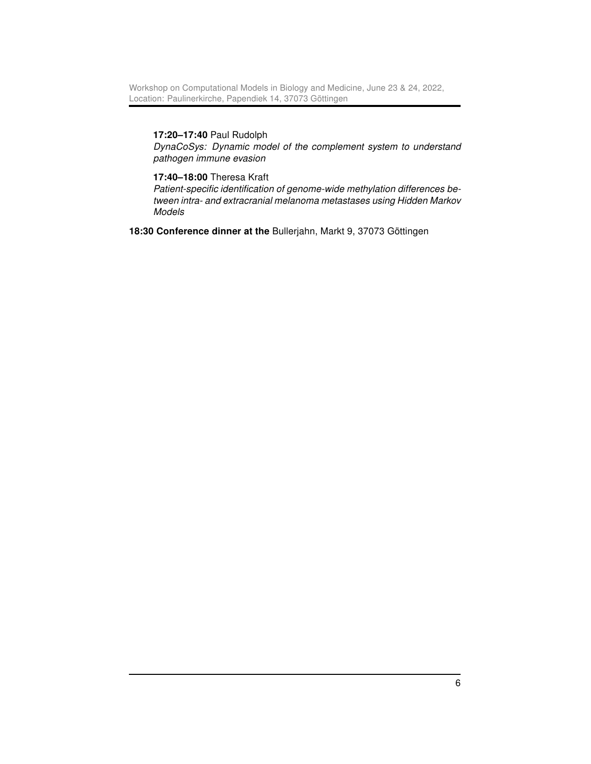**17:20–17:40** Paul Rudolph
*DynaCoSys: Dynamic model of the complement system to understand pathogen immune evasion*

**17:40–18:00** Theresa Kraft
*Patient-specific identification of genome-wide methylation differences between intra- and extracranial melanoma metastases using Hidden Markov Models*

**18:30 Conference dinner at the** Bullerjahn, Markt 9, 37073 Göttingen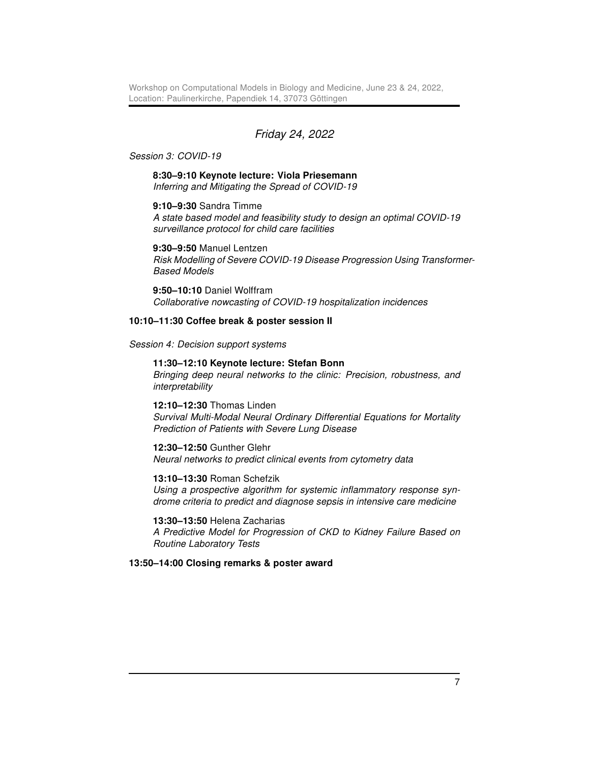## *Friday 24, 2022*

*Session 3: COVID-19*

**8:30–9:10 Keynote lecture: Viola Priesemann**
*Inferring and Mitigating the Spread of COVID-19*

**9:10–9:30** Sandra Timme
*A state based model and feasibility study to design an optimal COVID-19 surveillance protocol for child care facilities*

**9:30–9:50** Manuel Lentzen
*Risk Modelling of Severe COVID-19 Disease Progression Using Transformer-Based Models*

**9:50–10:10** Daniel Wolffram
*Collaborative nowcasting of COVID-19 hospitalization incidences*

**10:10–11:30 Coffee break & poster session II**

*Session 4: Decision support systems*

**11:30–12:10 Keynote lecture: Stefan Bonn**
*Bringing deep neural networks to the clinic: Precision, robustness, and interpretability*

**12:10–12:30** Thomas Linden
*Survival Multi-Modal Neural Ordinary Differential Equations for Mortality Prediction of Patients with Severe Lung Disease*

**12:30–12:50** Gunther Glehr
*Neural networks to predict clinical events from cytometry data*

**13:10–13:30** Roman Schefzik
*Using a prospective algorithm for systemic inflammatory response syndrome criteria to predict and diagnose sepsis in intensive care medicine*

**13:30–13:50** Helena Zacharias
*A Predictive Model for Progression of CKD to Kidney Failure Based on Routine Laboratory Tests*

**13:50–14:00 Closing remarks & poster award**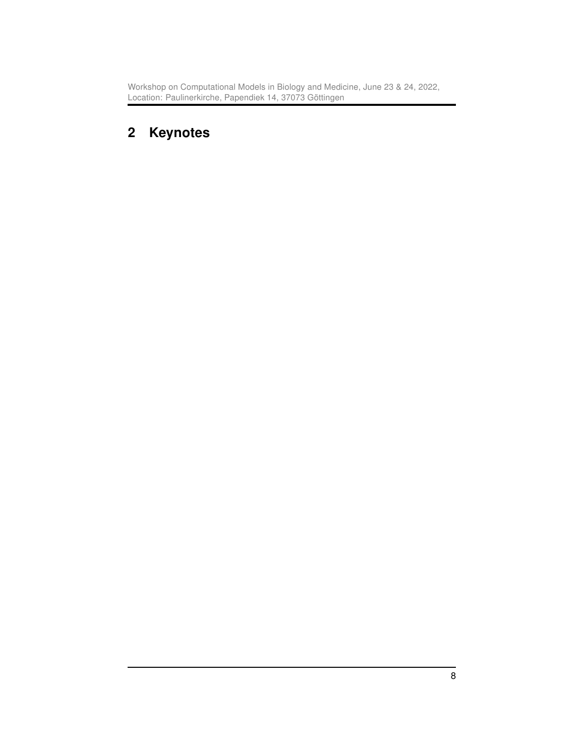# 2 Keynotes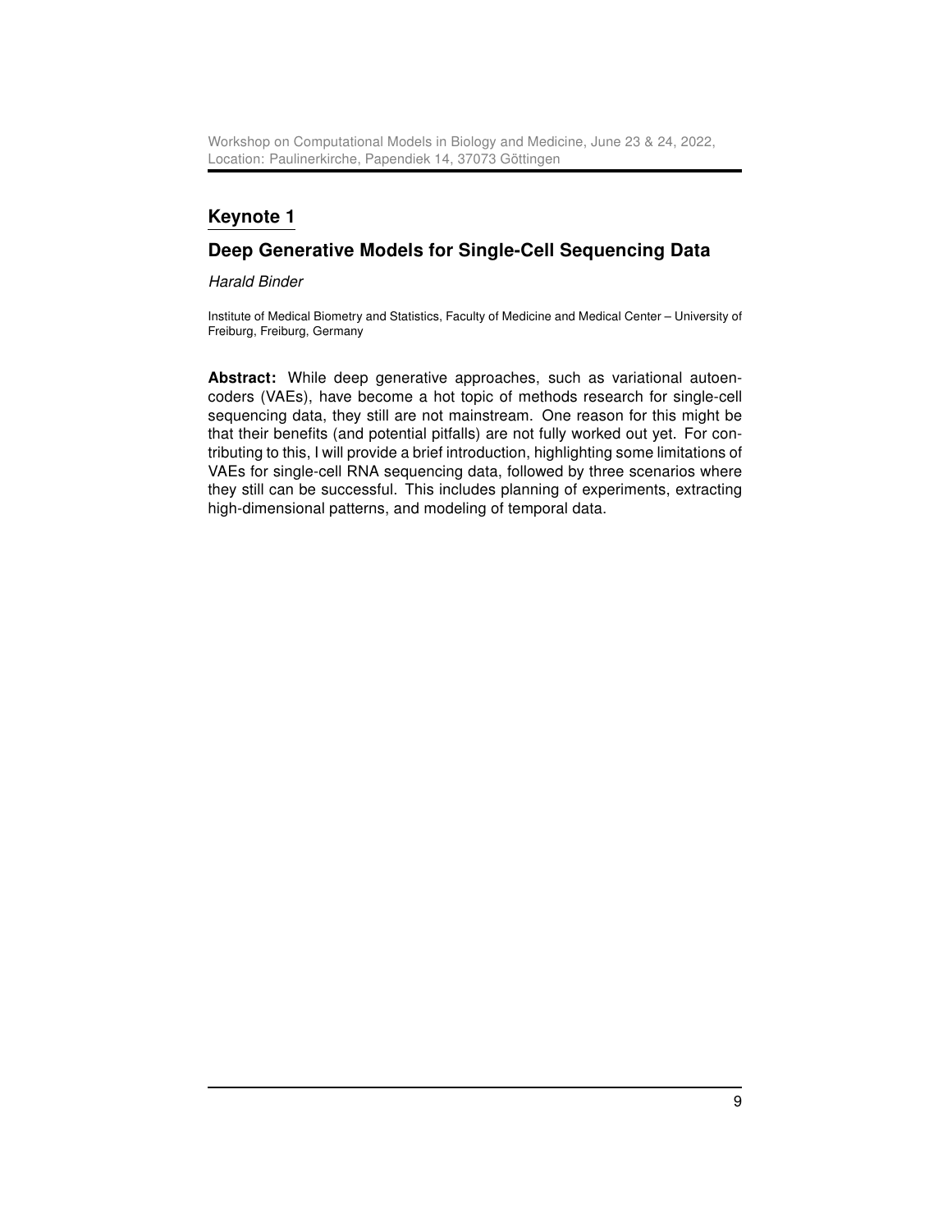## Keynote 1

### Deep Generative Models for Single-Cell Sequencing Data

*Harald Binder*

Institute of Medical Biometry and Statistics, Faculty of Medicine and Medical Center – University of Freiburg, Freiburg, Germany

**Abstract:** While deep generative approaches, such as variational autoencoders (VAEs), have become a hot topic of methods research for single-cell sequencing data, they still are not mainstream. One reason for this might be that their benefits (and potential pitfalls) are not fully worked out yet. For contributing to this, I will provide a brief introduction, highlighting some limitations of VAEs for single-cell RNA sequencing data, followed by three scenarios where they still can be successful. This includes planning of experiments, extracting high-dimensional patterns, and modeling of temporal data.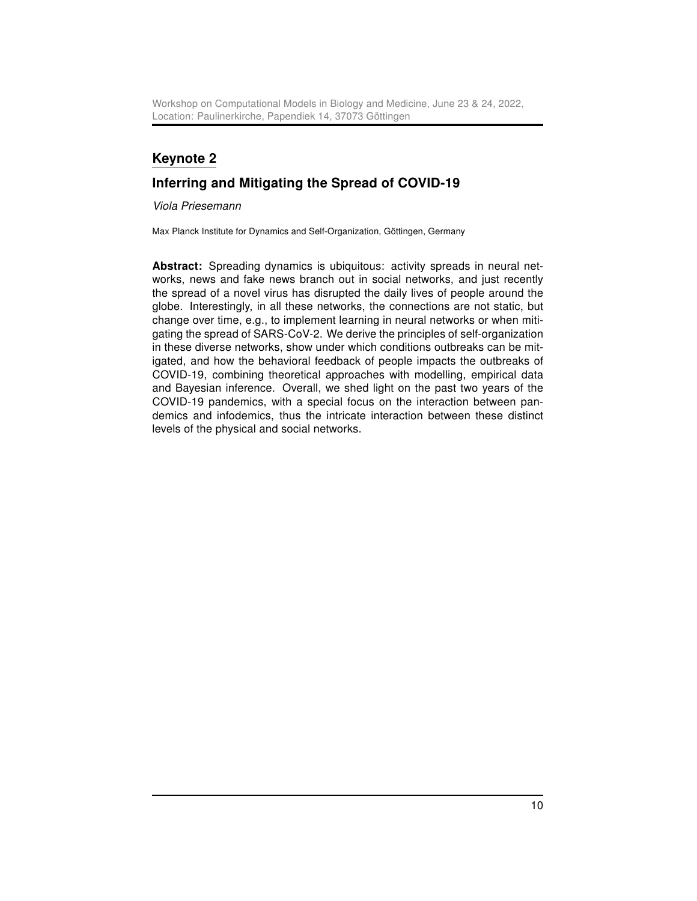## Keynote 2

### Inferring and Mitigating the Spread of COVID-19

*Viola Priesemann*

Max Planck Institute for Dynamics and Self-Organization, Göttingen, Germany

**Abstract:** Spreading dynamics is ubiquitous: activity spreads in neural networks, news and fake news branch out in social networks, and just recently the spread of a novel virus has disrupted the daily lives of people around the globe. Interestingly, in all these networks, the connections are not static, but change over time, e.g., to implement learning in neural networks or when mitigating the spread of SARS-CoV-2. We derive the principles of self-organization in these diverse networks, show under which conditions outbreaks can be mitigated, and how the behavioral feedback of people impacts the outbreaks of COVID-19, combining theoretical approaches with modelling, empirical data and Bayesian inference. Overall, we shed light on the past two years of the COVID-19 pandemics, with a special focus on the interaction between pandemics and infodemics, thus the intricate interaction between these distinct levels of the physical and social networks.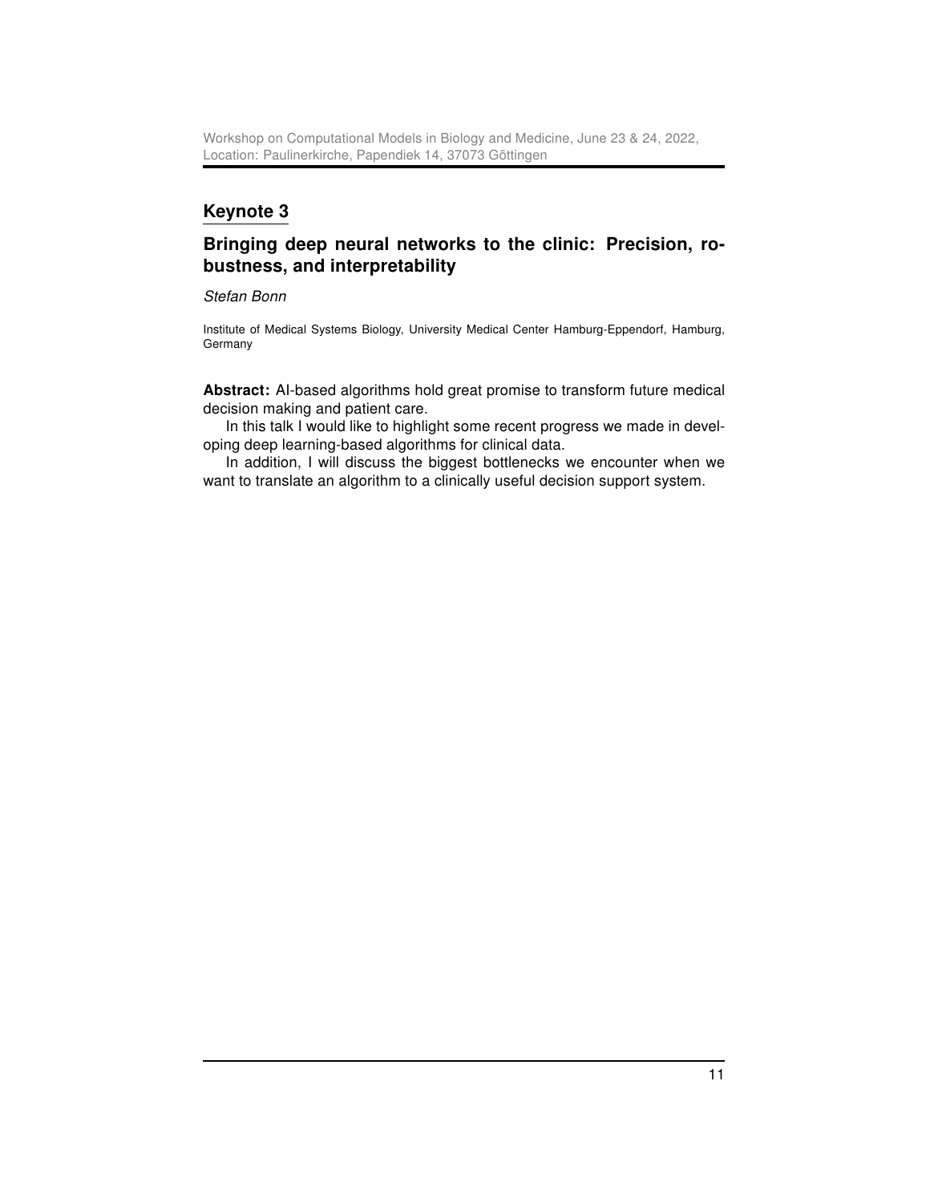## Keynote 3

### Bringing deep neural networks to the clinic: Precision, robustness, and interpretability

*Stefan Bonn*

Institute of Medical Systems Biology, University Medical Center Hamburg-Eppendorf, Hamburg, Germany

**Abstract:** AI-based algorithms hold great promise to transform future medical decision making and patient care.

In this talk I would like to highlight some recent progress we made in developing deep learning-based algorithms for clinical data.

In addition, I will discuss the biggest bottlenecks we encounter when we want to translate an algorithm to a clinically useful decision support system.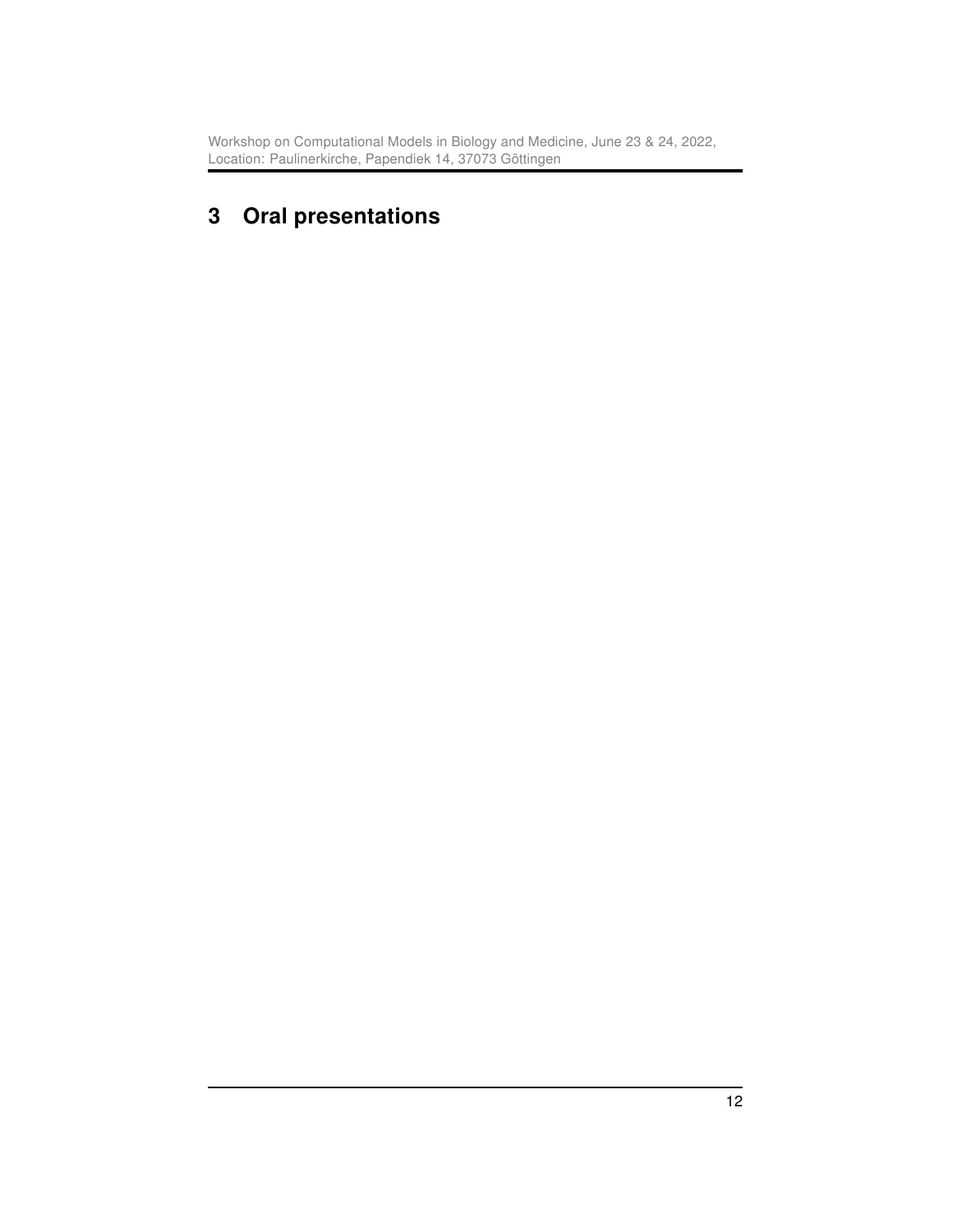# 3 Oral presentations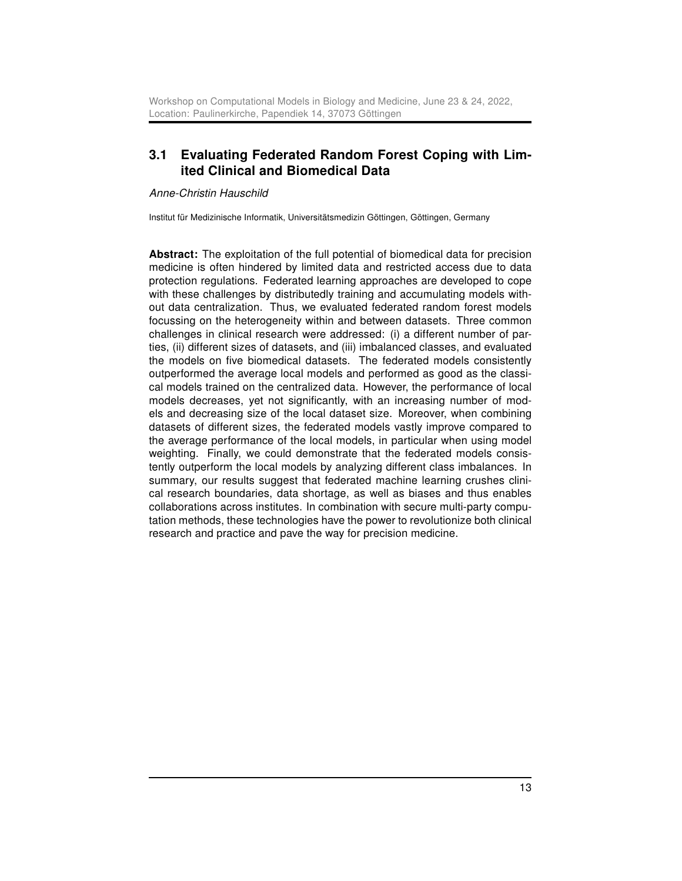## 3.1 Evaluating Federated Random Forest Coping with Limited Clinical and Biomedical Data

*Anne-Christin Hauschild*

Institut für Medizinische Informatik, Universitätsmedizin Göttingen, Göttingen, Germany

**Abstract:** The exploitation of the full potential of biomedical data for precision medicine is often hindered by limited data and restricted access due to data protection regulations. Federated learning approaches are developed to cope with these challenges by distributedly training and accumulating models without data centralization. Thus, we evaluated federated random forest models focussing on the heterogeneity within and between datasets. Three common challenges in clinical research were addressed: (i) a different number of parties, (ii) different sizes of datasets, and (iii) imbalanced classes, and evaluated the models on five biomedical datasets. The federated models consistently outperformed the average local models and performed as good as the classical models trained on the centralized data. However, the performance of local models decreases, yet not significantly, with an increasing number of models and decreasing size of the local dataset size. Moreover, when combining datasets of different sizes, the federated models vastly improve compared to the average performance of the local models, in particular when using model weighting. Finally, we could demonstrate that the federated models consistently outperform the local models by analyzing different class imbalances. In summary, our results suggest that federated machine learning crushes clinical research boundaries, data shortage, as well as biases and thus enables collaborations across institutes. In combination with secure multi-party computation methods, these technologies have the power to revolutionize both clinical research and practice and pave the way for precision medicine.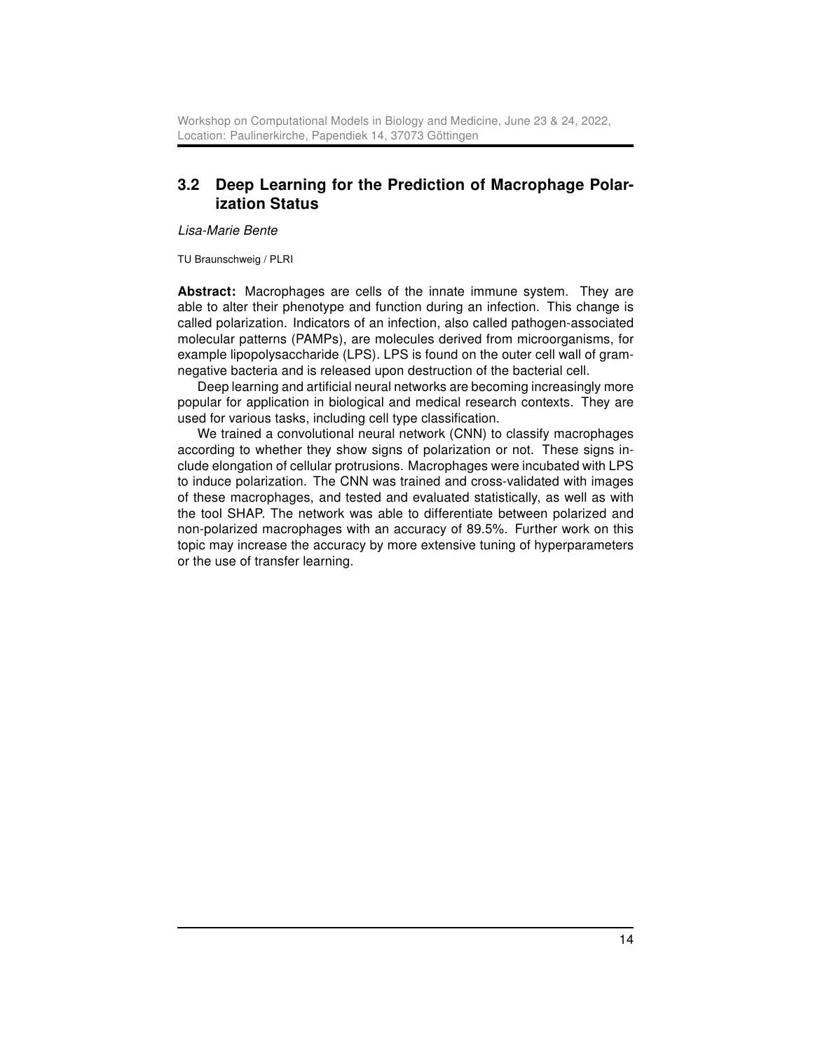## 3.2 Deep Learning for the Prediction of Macrophage Polarization Status

*Lisa-Marie Bente*

TU Braunschweig / PLRI

**Abstract:** Macrophages are cells of the innate immune system. They are able to alter their phenotype and function during an infection. This change is called polarization. Indicators of an infection, also called pathogen-associated molecular patterns (PAMPs), are molecules derived from microorganisms, for example lipopolysaccharide (LPS). LPS is found on the outer cell wall of gram-negative bacteria and is released upon destruction of the bacterial cell.

Deep learning and artificial neural networks are becoming increasingly more popular for application in biological and medical research contexts. They are used for various tasks, including cell type classification.

We trained a convolutional neural network (CNN) to classify macrophages according to whether they show signs of polarization or not. These signs include elongation of cellular protrusions. Macrophages were incubated with LPS to induce polarization. The CNN was trained and cross-validated with images of these macrophages, and tested and evaluated statistically, as well as with the tool SHAP. The network was able to differentiate between polarized and non-polarized macrophages with an accuracy of 89.5%. Further work on this topic may increase the accuracy by more extensive tuning of hyperparameters or the use of transfer learning.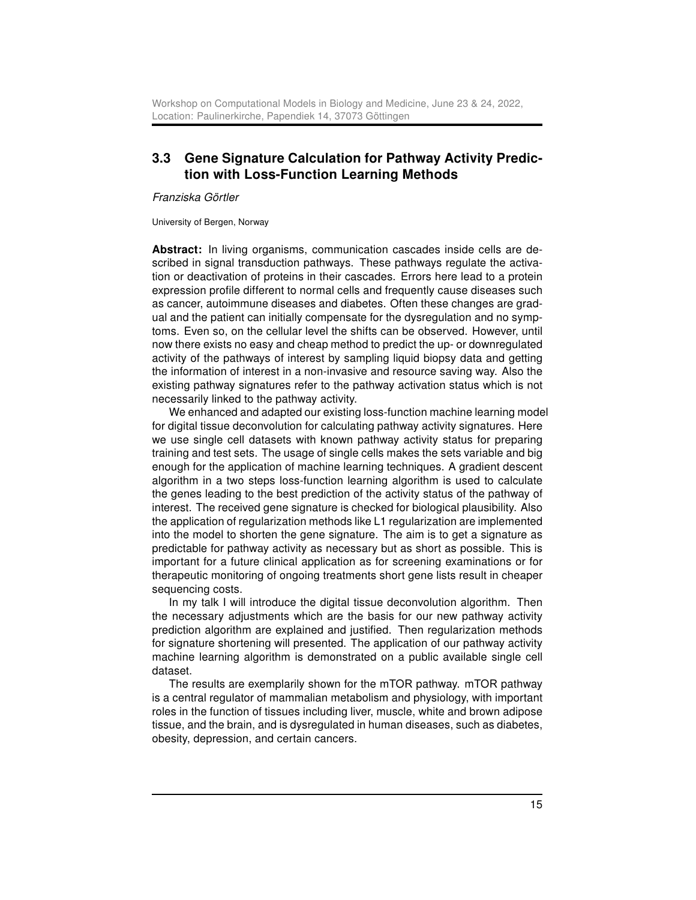## 3.3 Gene Signature Calculation for Pathway Activity Prediction with Loss-Function Learning Methods

*Franziska Görtler*

University of Bergen, Norway

**Abstract:** In living organisms, communication cascades inside cells are described in signal transduction pathways. These pathways regulate the activation or deactivation of proteins in their cascades. Errors here lead to a protein expression profile different to normal cells and frequently cause diseases such as cancer, autoimmune diseases and diabetes. Often these changes are gradual and the patient can initially compensate for the dysregulation and no symptoms. Even so, on the cellular level the shifts can be observed. However, until now there exists no easy and cheap method to predict the up- or downregulated activity of the pathways of interest by sampling liquid biopsy data and getting the information of interest in a non-invasive and resource saving way. Also the existing pathway signatures refer to the pathway activation status which is not necessarily linked to the pathway activity.

We enhanced and adapted our existing loss-function machine learning model for digital tissue deconvolution for calculating pathway activity signatures. Here we use single cell datasets with known pathway activity status for preparing training and test sets. The usage of single cells makes the sets variable and big enough for the application of machine learning techniques. A gradient descent algorithm in a two steps loss-function learning algorithm is used to calculate the genes leading to the best prediction of the activity status of the pathway of interest. The received gene signature is checked for biological plausibility. Also the application of regularization methods like L1 regularization are implemented into the model to shorten the gene signature. The aim is to get a signature as predictable for pathway activity as necessary but as short as possible. This is important for a future clinical application as for screening examinations or for therapeutic monitoring of ongoing treatments short gene lists result in cheaper sequencing costs.

In my talk I will introduce the digital tissue deconvolution algorithm. Then the necessary adjustments which are the basis for our new pathway activity prediction algorithm are explained and justified. Then regularization methods for signature shortening will presented. The application of our pathway activity machine learning algorithm is demonstrated on a public available single cell dataset.

The results are exemplarily shown for the mTOR pathway. mTOR pathway is a central regulator of mammalian metabolism and physiology, with important roles in the function of tissues including liver, muscle, white and brown adipose tissue, and the brain, and is dysregulated in human diseases, such as diabetes, obesity, depression, and certain cancers.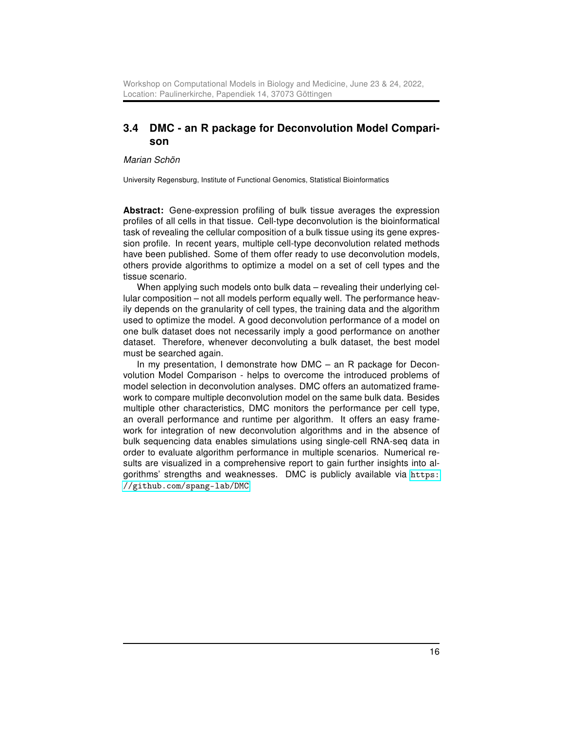## 3.4 DMC - an R package for Deconvolution Model Comparison

*Marian Schön*

University Regensburg, Institute of Functional Genomics, Statistical Bioinformatics

**Abstract:** Gene-expression profiling of bulk tissue averages the expression profiles of all cells in that tissue. Cell-type deconvolution is the bioinformatical task of revealing the cellular composition of a bulk tissue using its gene expression profile. In recent years, multiple cell-type deconvolution related methods have been published. Some of them offer ready to use deconvolution models, others provide algorithms to optimize a model on a set of cell types and the tissue scenario.

When applying such models onto bulk data – revealing their underlying cellular composition – not all models perform equally well. The performance heavily depends on the granularity of cell types, the training data and the algorithm used to optimize the model. A good deconvolution performance of a model on one bulk dataset does not necessarily imply a good performance on another dataset. Therefore, whenever deconvoluting a bulk dataset, the best model must be searched again.

In my presentation, I demonstrate how DMC – an R package for Deconvolution Model Comparison - helps to overcome the introduced problems of model selection in deconvolution analyses. DMC offers an automatized framework to compare multiple deconvolution model on the same bulk data. Besides multiple other characteristics, DMC monitors the performance per cell type, an overall performance and runtime per algorithm. It offers an easy framework for integration of new deconvolution algorithms and in the absence of bulk sequencing data enables simulations using single-cell RNA-seq data in order to evaluate algorithm performance in multiple scenarios. Numerical results are visualized in a comprehensive report to gain further insights into algorithms' strengths and weaknesses. DMC is publicly available via https://github.com/spang-lab/DMC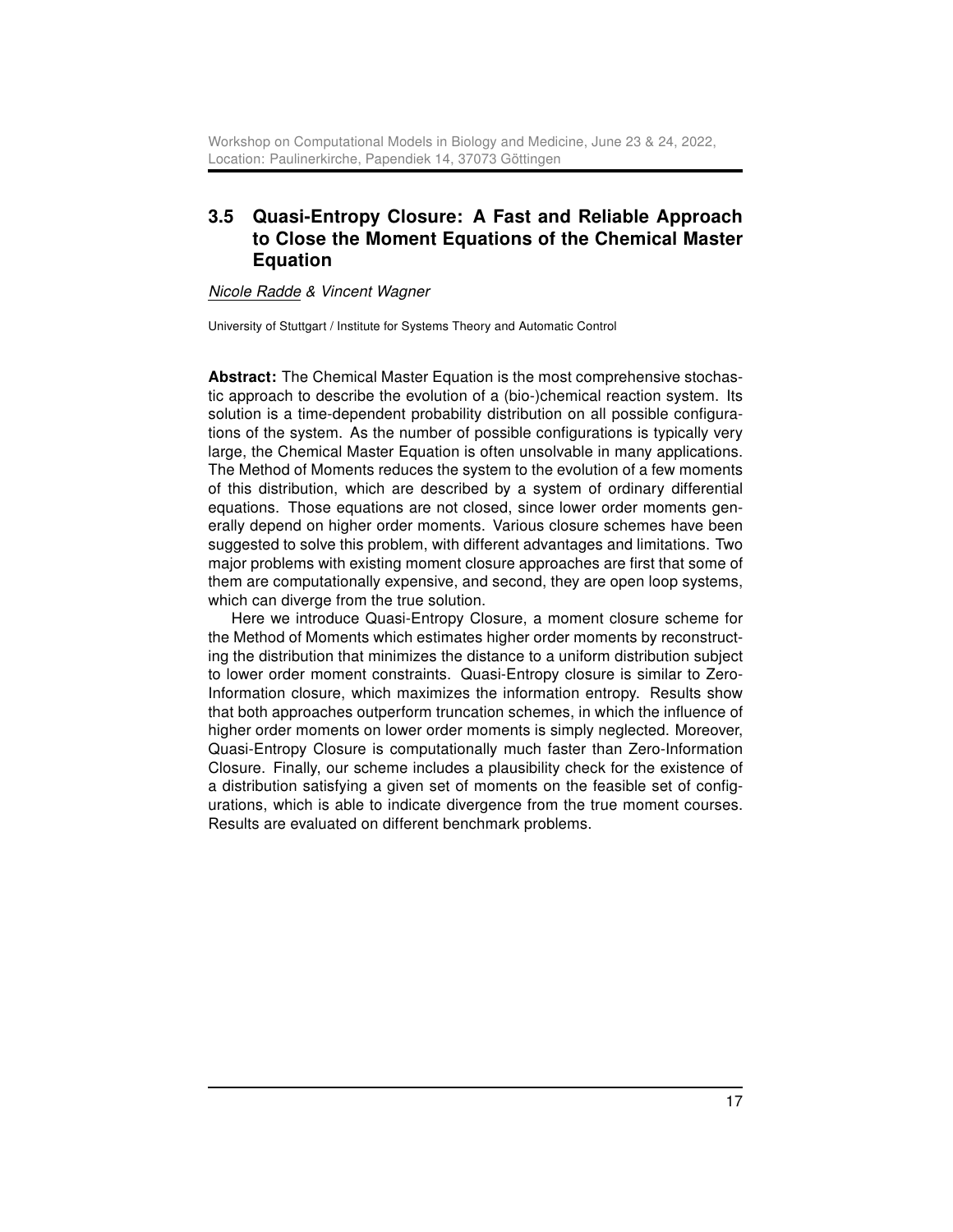## 3.5 Quasi-Entropy Closure: A Fast and Reliable Approach to Close the Moment Equations of the Chemical Master Equation

*Nicole Radde & Vincent Wagner*

University of Stuttgart / Institute for Systems Theory and Automatic Control

**Abstract:** The Chemical Master Equation is the most comprehensive stochastic approach to describe the evolution of a (bio-)chemical reaction system. Its solution is a time-dependent probability distribution on all possible configurations of the system. As the number of possible configurations is typically very large, the Chemical Master Equation is often unsolvable in many applications. The Method of Moments reduces the system to the evolution of a few moments of this distribution, which are described by a system of ordinary differential equations. Those equations are not closed, since lower order moments generally depend on higher order moments. Various closure schemes have been suggested to solve this problem, with different advantages and limitations. Two major problems with existing moment closure approaches are first that some of them are computationally expensive, and second, they are open loop systems, which can diverge from the true solution.

Here we introduce Quasi-Entropy Closure, a moment closure scheme for the Method of Moments which estimates higher order moments by reconstructing the distribution that minimizes the distance to a uniform distribution subject to lower order moment constraints. Quasi-Entropy closure is similar to Zero-Information closure, which maximizes the information entropy. Results show that both approaches outperform truncation schemes, in which the influence of higher order moments on lower order moments is simply neglected. Moreover, Quasi-Entropy Closure is computationally much faster than Zero-Information Closure. Finally, our scheme includes a plausibility check for the existence of a distribution satisfying a given set of moments on the feasible set of configurations, which is able to indicate divergence from the true moment courses. Results are evaluated on different benchmark problems.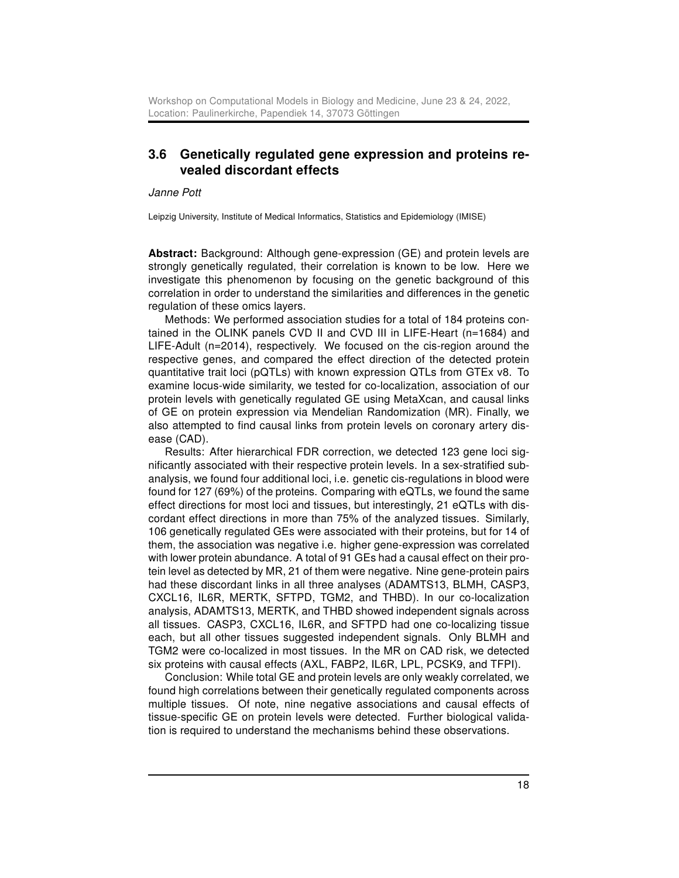## 3.6 Genetically regulated gene expression and proteins revealed discordant effects

*Janne Pott*

Leipzig University, Institute of Medical Informatics, Statistics and Epidemiology (IMISE)

**Abstract:** Background: Although gene-expression (GE) and protein levels are strongly genetically regulated, their correlation is known to be low. Here we investigate this phenomenon by focusing on the genetic background of this correlation in order to understand the similarities and differences in the genetic regulation of these omics layers.

Methods: We performed association studies for a total of 184 proteins contained in the OLINK panels CVD II and CVD III in LIFE-Heart (n=1684) and LIFE-Adult (n=2014), respectively. We focused on the cis-region around the respective genes, and compared the effect direction of the detected protein quantitative trait loci (pQTLs) with known expression QTLs from GTEx v8. To examine locus-wide similarity, we tested for co-localization, association of our protein levels with genetically regulated GE using MetaXcan, and causal links of GE on protein expression via Mendelian Randomization (MR). Finally, we also attempted to find causal links from protein levels on coronary artery disease (CAD).

Results: After hierarchical FDR correction, we detected 123 gene loci significantly associated with their respective protein levels. In a sex-stratified subanalysis, we found four additional loci, i.e. genetic cis-regulations in blood were found for 127 (69%) of the proteins. Comparing with eQTLs, we found the same effect directions for most loci and tissues, but interestingly, 21 eQTLs with discordant effect directions in more than 75% of the analyzed tissues. Similarly, 106 genetically regulated GEs were associated with their proteins, but for 14 of them, the association was negative i.e. higher gene-expression was correlated with lower protein abundance. A total of 91 GEs had a causal effect on their protein level as detected by MR, 21 of them were negative. Nine gene-protein pairs had these discordant links in all three analyses (ADAMTS13, BLMH, CASP3, CXCL16, IL6R, MERTK, SFTPD, TGM2, and THBD). In our co-localization analysis, ADAMTS13, MERTK, and THBD showed independent signals across all tissues. CASP3, CXCL16, IL6R, and SFTPD had one co-localizing tissue each, but all other tissues suggested independent signals. Only BLMH and TGM2 were co-localized in most tissues. In the MR on CAD risk, we detected six proteins with causal effects (AXL, FABP2, IL6R, LPL, PCSK9, and TFPI).

Conclusion: While total GE and protein levels are only weakly correlated, we found high correlations between their genetically regulated components across multiple tissues. Of note, nine negative associations and causal effects of tissue-specific GE on protein levels were detected. Further biological validation is required to understand the mechanisms behind these observations.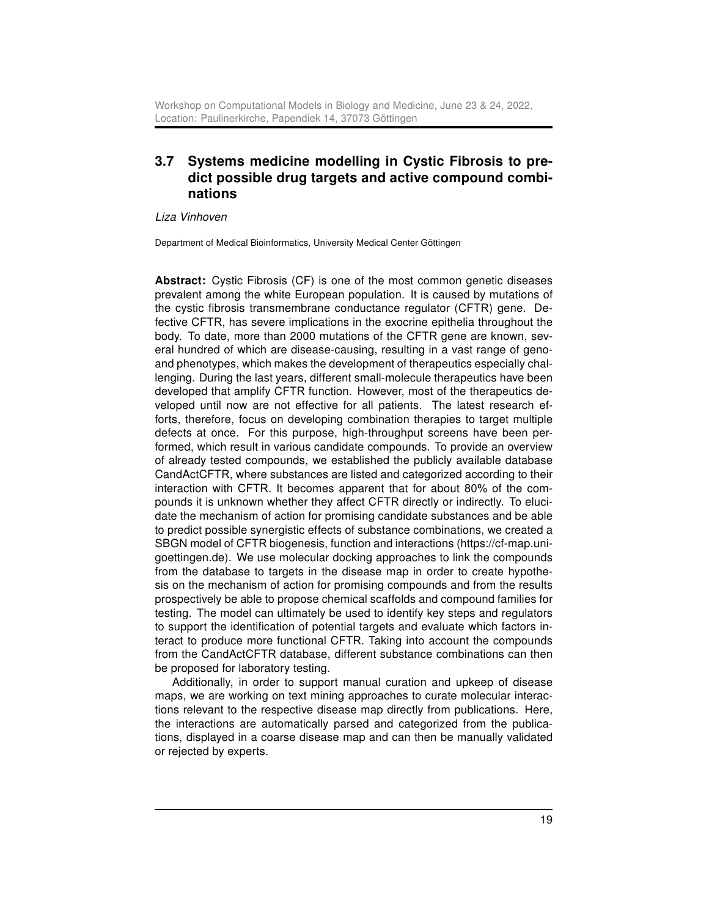## 3.7 Systems medicine modelling in Cystic Fibrosis to predict possible drug targets and active compound combinations

*Liza Vinhoven*

Department of Medical Bioinformatics, University Medical Center Göttingen

**Abstract:** Cystic Fibrosis (CF) is one of the most common genetic diseases prevalent among the white European population. It is caused by mutations of the cystic fibrosis transmembrane conductance regulator (CFTR) gene. Defective CFTR, has severe implications in the exocrine epithelia throughout the body. To date, more than 2000 mutations of the CFTR gene are known, several hundred of which are disease-causing, resulting in a vast range of geno- and phenotypes, which makes the development of therapeutics especially challenging. During the last years, different small-molecule therapeutics have been developed that amplify CFTR function. However, most of the therapeutics developed until now are not effective for all patients. The latest research efforts, therefore, focus on developing combination therapies to target multiple defects at once. For this purpose, high-throughput screens have been performed, which result in various candidate compounds. To provide an overview of already tested compounds, we established the publicly available database CandActCFTR, where substances are listed and categorized according to their interaction with CFTR. It becomes apparent that for about 80% of the compounds it is unknown whether they affect CFTR directly or indirectly. To elucidate the mechanism of action for promising candidate substances and be able to predict possible synergistic effects of substance combinations, we created a SBGN model of CFTR biogenesis, function and interactions (https://cf-map.uni-goettingen.de). We use molecular docking approaches to link the compounds from the database to targets in the disease map in order to create hypothesis on the mechanism of action for promising compounds and from the results prospectively be able to propose chemical scaffolds and compound families for testing. The model can ultimately be used to identify key steps and regulators to support the identification of potential targets and evaluate which factors interact to produce more functional CFTR. Taking into account the compounds from the CandActCFTR database, different substance combinations can then be proposed for laboratory testing.

Additionally, in order to support manual curation and upkeep of disease maps, we are working on text mining approaches to curate molecular interactions relevant to the respective disease map directly from publications. Here, the interactions are automatically parsed and categorized from the publications, displayed in a coarse disease map and can then be manually validated or rejected by experts.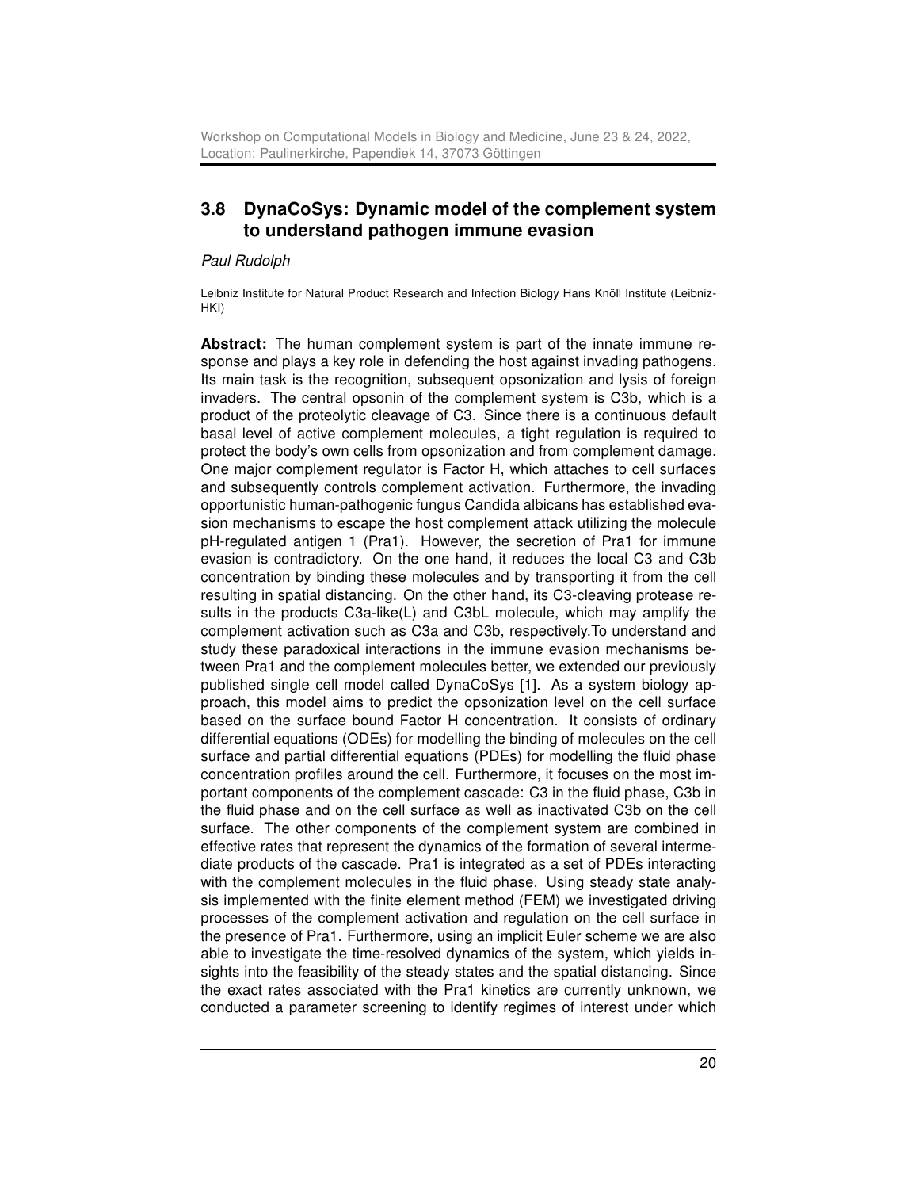## 3.8 DynaCoSys: Dynamic model of the complement system to understand pathogen immune evasion

*Paul Rudolph*

Leibniz Institute for Natural Product Research and Infection Biology Hans Knöll Institute (Leibniz-HKI)

**Abstract:** The human complement system is part of the innate immune response and plays a key role in defending the host against invading pathogens. Its main task is the recognition, subsequent opsonization and lysis of foreign invaders. The central opsonin of the complement system is C3b, which is a product of the proteolytic cleavage of C3. Since there is a continuous default basal level of active complement molecules, a tight regulation is required to protect the body's own cells from opsonization and from complement damage. One major complement regulator is Factor H, which attaches to cell surfaces and subsequently controls complement activation. Furthermore, the invading opportunistic human-pathogenic fungus Candida albicans has established evasion mechanisms to escape the host complement attack utilizing the molecule pH-regulated antigen 1 (Pra1). However, the secretion of Pra1 for immune evasion is contradictory. On the one hand, it reduces the local C3 and C3b concentration by binding these molecules and by transporting it from the cell resulting in spatial distancing. On the other hand, its C3-cleaving protease results in the products C3a-like(L) and C3bL molecule, which may amplify the complement activation such as C3a and C3b, respectively.To understand and study these paradoxical interactions in the immune evasion mechanisms between Pra1 and the complement molecules better, we extended our previously published single cell model called DynaCoSys [1]. As a system biology approach, this model aims to predict the opsonization level on the cell surface based on the surface bound Factor H concentration. It consists of ordinary differential equations (ODEs) for modelling the binding of molecules on the cell surface and partial differential equations (PDEs) for modelling the fluid phase concentration profiles around the cell. Furthermore, it focuses on the most important components of the complement cascade: C3 in the fluid phase, C3b in the fluid phase and on the cell surface as well as inactivated C3b on the cell surface. The other components of the complement system are combined in effective rates that represent the dynamics of the formation of several intermediate products of the cascade. Pra1 is integrated as a set of PDEs interacting with the complement molecules in the fluid phase. Using steady state analysis implemented with the finite element method (FEM) we investigated driving processes of the complement activation and regulation on the cell surface in the presence of Pra1. Furthermore, using an implicit Euler scheme we are also able to investigate the time-resolved dynamics of the system, which yields insights into the feasibility of the steady states and the spatial distancing. Since the exact rates associated with the Pra1 kinetics are currently unknown, we conducted a parameter screening to identify regimes of interest under which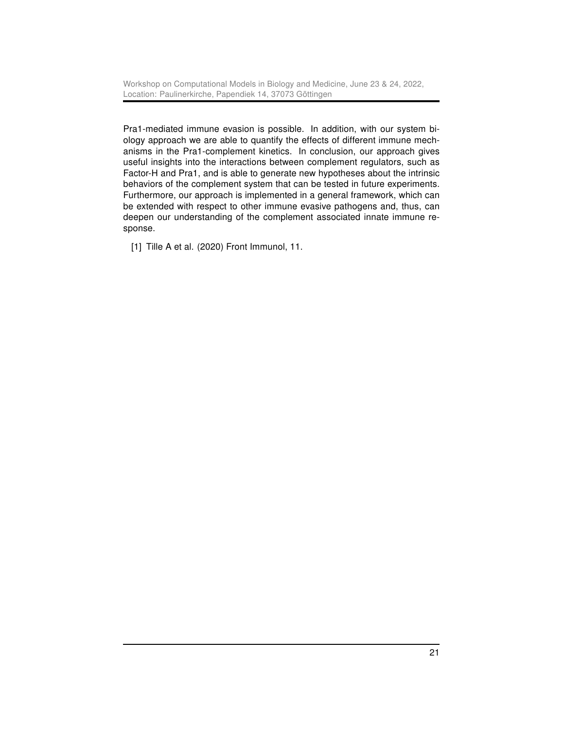Pra1-mediated immune evasion is possible. In addition, with our system biology approach we are able to quantify the effects of different immune mechanisms in the Pra1-complement kinetics. In conclusion, our approach gives useful insights into the interactions between complement regulators, such as Factor-H and Pra1, and is able to generate new hypotheses about the intrinsic behaviors of the complement system that can be tested in future experiments. Furthermore, our approach is implemented in a general framework, which can be extended with respect to other immune evasive pathogens and, thus, can deepen our understanding of the complement associated innate immune response.

[1] Tille A et al. (2020) Front Immunol, 11.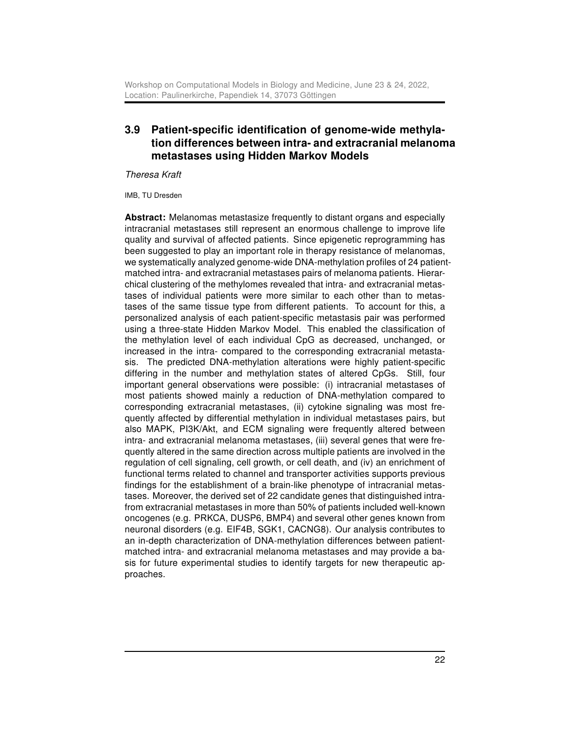## 3.9 Patient-specific identification of genome-wide methylation differences between intra- and extracranial melanoma metastases using Hidden Markov Models

*Theresa Kraft*

IMB, TU Dresden

**Abstract:** Melanomas metastasize frequently to distant organs and especially intracranial metastases still represent an enormous challenge to improve life quality and survival of affected patients. Since epigenetic reprogramming has been suggested to play an important role in therapy resistance of melanomas, we systematically analyzed genome-wide DNA-methylation profiles of 24 patient-matched intra- and extracranial metastases pairs of melanoma patients. Hierarchical clustering of the methylomes revealed that intra- and extracranial metastases of individual patients were more similar to each other than to metastases of the same tissue type from different patients. To account for this, a personalized analysis of each patient-specific metastasis pair was performed using a three-state Hidden Markov Model. This enabled the classification of the methylation level of each individual CpG as decreased, unchanged, or increased in the intra- compared to the corresponding extracranial metastasis. The predicted DNA-methylation alterations were highly patient-specific differing in the number and methylation states of altered CpGs. Still, four important general observations were possible: (i) intracranial metastases of most patients showed mainly a reduction of DNA-methylation compared to corresponding extracranial metastases, (ii) cytokine signaling was most frequently affected by differential methylation in individual metastases pairs, but also MAPK, PI3K/Akt, and ECM signaling were frequently altered between intra- and extracranial melanoma metastases, (iii) several genes that were frequently altered in the same direction across multiple patients are involved in the regulation of cell signaling, cell growth, or cell death, and (iv) an enrichment of functional terms related to channel and transporter activities supports previous findings for the establishment of a brain-like phenotype of intracranial metastases. Moreover, the derived set of 22 candidate genes that distinguished intra- from extracranial metastases in more than 50% of patients included well-known oncogenes (e.g. PRKCA, DUSP6, BMP4) and several other genes known from neuronal disorders (e.g. EIF4B, SGK1, CACNG8). Our analysis contributes to an in-depth characterization of DNA-methylation differences between patient-matched intra- and extracranial melanoma metastases and may provide a basis for future experimental studies to identify targets for new therapeutic approaches.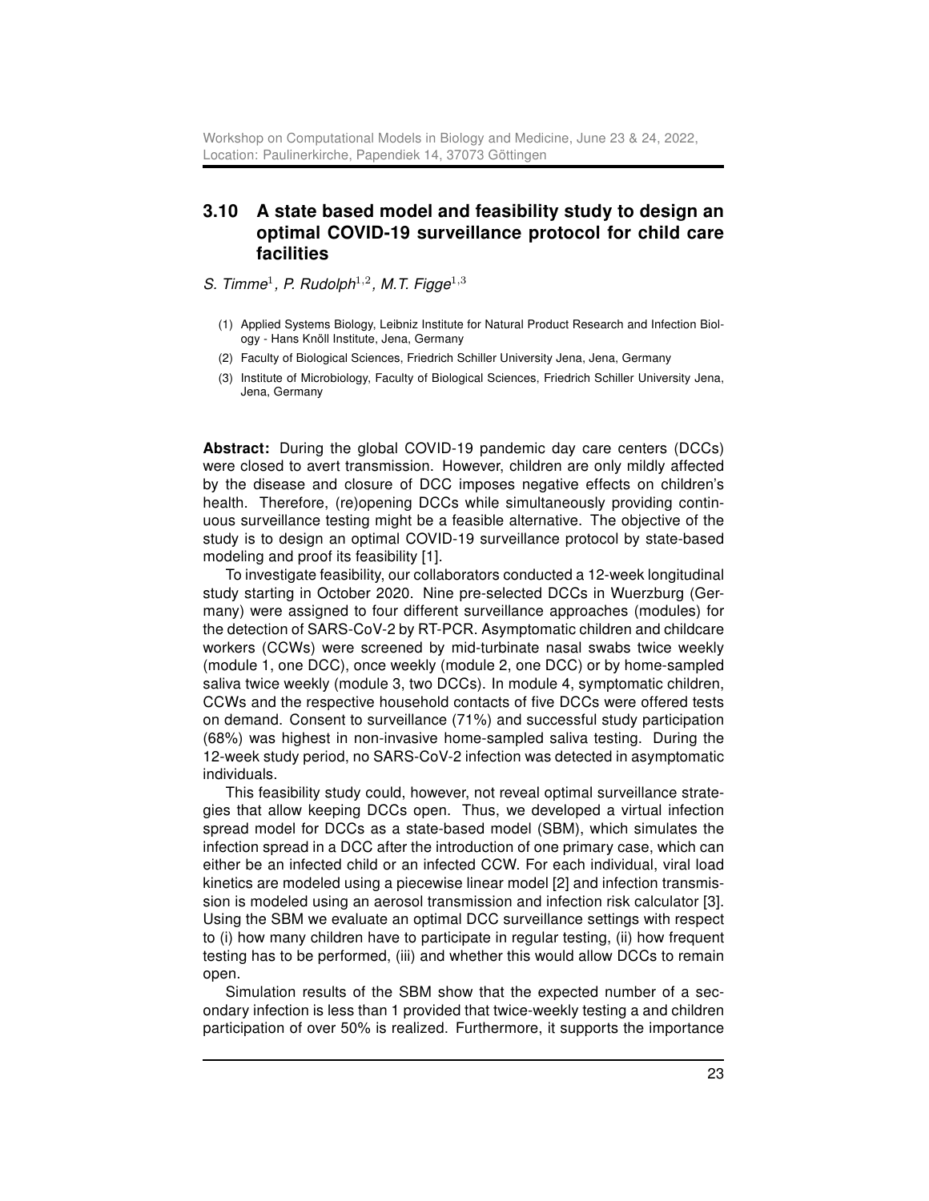## 3.10 A state based model and feasibility study to design an optimal COVID-19 surveillance protocol for child care facilities

*S. Timme*[1], *P. Rudolph*[1,2], *M.T. Figge*[1,3]

(1) Applied Systems Biology, Leibniz Institute for Natural Product Research and Infection Biology - Hans Knöll Institute, Jena, Germany

(2) Faculty of Biological Sciences, Friedrich Schiller University Jena, Jena, Germany

(3) Institute of Microbiology, Faculty of Biological Sciences, Friedrich Schiller University Jena, Jena, Germany

**Abstract:** During the global COVID-19 pandemic day care centers (DCCs) were closed to avert transmission. However, children are only mildly affected by the disease and closure of DCC imposes negative effects on children's health. Therefore, (re)opening DCCs while simultaneously providing continuous surveillance testing might be a feasible alternative. The objective of the study is to design an optimal COVID-19 surveillance protocol by state-based modeling and proof its feasibility [1].

To investigate feasibility, our collaborators conducted a 12-week longitudinal study starting in October 2020. Nine pre-selected DCCs in Wuerzburg (Germany) were assigned to four different surveillance approaches (modules) for the detection of SARS-CoV-2 by RT-PCR. Asymptomatic children and childcare workers (CCWs) were screened by mid-turbinate nasal swabs twice weekly (module 1, one DCC), once weekly (module 2, one DCC) or by home-sampled saliva twice weekly (module 3, two DCCs). In module 4, symptomatic children, CCWs and the respective household contacts of five DCCs were offered tests on demand. Consent to surveillance (71%) and successful study participation (68%) was highest in non-invasive home-sampled saliva testing. During the 12-week study period, no SARS-CoV-2 infection was detected in asymptomatic individuals.

This feasibility study could, however, not reveal optimal surveillance strategies that allow keeping DCCs open. Thus, we developed a virtual infection spread model for DCCs as a state-based model (SBM), which simulates the infection spread in a DCC after the introduction of one primary case, which can either be an infected child or an infected CCW. For each individual, viral load kinetics are modeled using a piecewise linear model [2] and infection transmission is modeled using an aerosol transmission and infection risk calculator [3]. Using the SBM we evaluate an optimal DCC surveillance settings with respect to (i) how many children have to participate in regular testing, (ii) how frequent testing has to be performed, (iii) and whether this would allow DCCs to remain open.

Simulation results of the SBM show that the expected number of a secondary infection is less than 1 provided that twice-weekly testing a and children participation of over 50% is realized. Furthermore, it supports the importance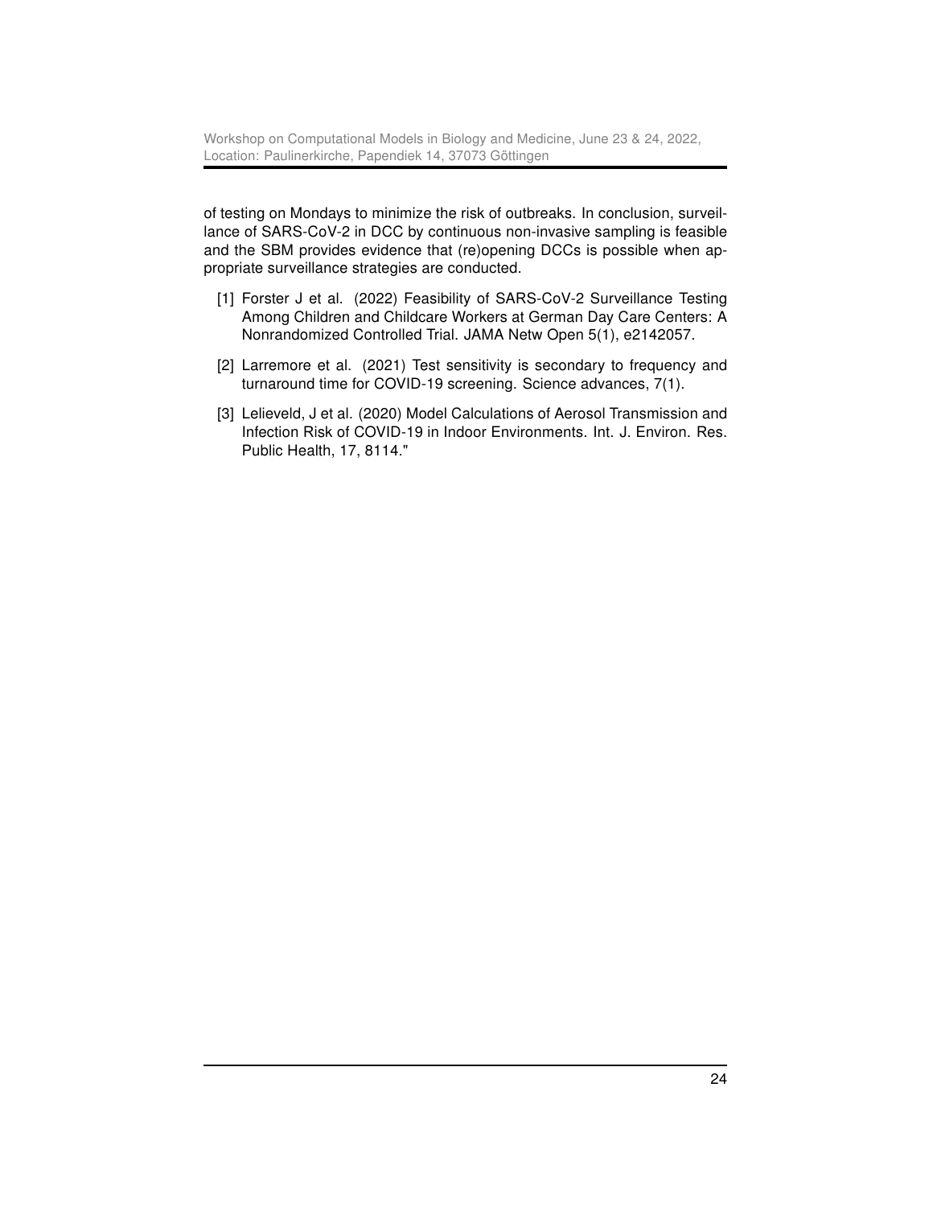of testing on Mondays to minimize the risk of outbreaks. In conclusion, surveillance of SARS-CoV-2 in DCC by continuous non-invasive sampling is feasible and the SBM provides evidence that (re)opening DCCs is possible when appropriate surveillance strategies are conducted.

[1] Forster J et al. (2022) Feasibility of SARS-CoV-2 Surveillance Testing Among Children and Childcare Workers at German Day Care Centers: A Nonrandomized Controlled Trial. JAMA Netw Open 5(1), e2142057.

[2] Larremore et al. (2021) Test sensitivity is secondary to frequency and turnaround time for COVID-19 screening. Science advances, 7(1).

[3] Lelieveld, J et al. (2020) Model Calculations of Aerosol Transmission and Infection Risk of COVID-19 in Indoor Environments. Int. J. Environ. Res. Public Health, 17, 8114."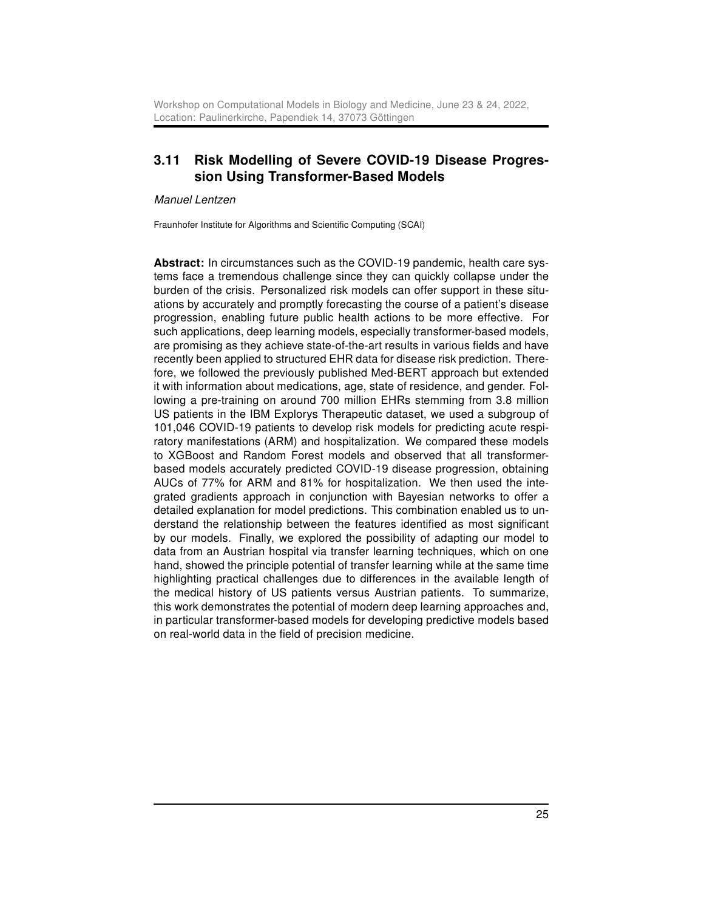## 3.11 Risk Modelling of Severe COVID-19 Disease Progression Using Transformer-Based Models

*Manuel Lentzen*

Fraunhofer Institute for Algorithms and Scientific Computing (SCAI)

**Abstract:** In circumstances such as the COVID-19 pandemic, health care systems face a tremendous challenge since they can quickly collapse under the burden of the crisis. Personalized risk models can offer support in these situations by accurately and promptly forecasting the course of a patient's disease progression, enabling future public health actions to be more effective. For such applications, deep learning models, especially transformer-based models, are promising as they achieve state-of-the-art results in various fields and have recently been applied to structured EHR data for disease risk prediction. Therefore, we followed the previously published Med-BERT approach but extended it with information about medications, age, state of residence, and gender. Following a pre-training on around 700 million EHRs stemming from 3.8 million US patients in the IBM Explorys Therapeutic dataset, we used a subgroup of 101,046 COVID-19 patients to develop risk models for predicting acute respiratory manifestations (ARM) and hospitalization. We compared these models to XGBoost and Random Forest models and observed that all transformer-based models accurately predicted COVID-19 disease progression, obtaining AUCs of 77% for ARM and 81% for hospitalization. We then used the integrated gradients approach in conjunction with Bayesian networks to offer a detailed explanation for model predictions. This combination enabled us to understand the relationship between the features identified as most significant by our models. Finally, we explored the possibility of adapting our model to data from an Austrian hospital via transfer learning techniques, which on one hand, showed the principle potential of transfer learning while at the same time highlighting practical challenges due to differences in the available length of the medical history of US patients versus Austrian patients. To summarize, this work demonstrates the potential of modern deep learning approaches and, in particular transformer-based models for developing predictive models based on real-world data in the field of precision medicine.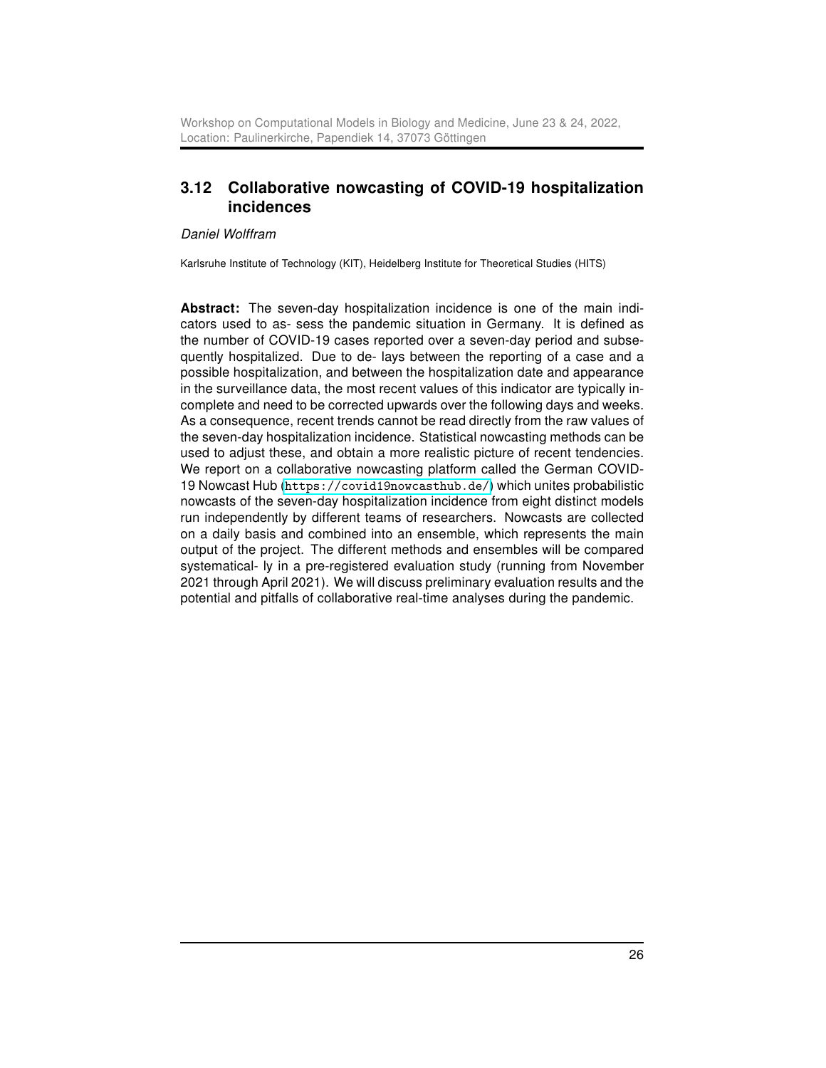## 3.12 Collaborative nowcasting of COVID-19 hospitalization incidences

*Daniel Wolffram*

Karlsruhe Institute of Technology (KIT), Heidelberg Institute for Theoretical Studies (HITS)

**Abstract:** The seven-day hospitalization incidence is one of the main indicators used to as- sess the pandemic situation in Germany. It is defined as the number of COVID-19 cases reported over a seven-day period and subsequently hospitalized. Due to de- lays between the reporting of a case and a possible hospitalization, and between the hospitalization date and appearance in the surveillance data, the most recent values of this indicator are typically incomplete and need to be corrected upwards over the following days and weeks. As a consequence, recent trends cannot be read directly from the raw values of the seven-day hospitalization incidence. Statistical nowcasting methods can be used to adjust these, and obtain a more realistic picture of recent tendencies. We report on a collaborative nowcasting platform called the German COVID-19 Nowcast Hub (https://covid19nowcasthub.de/) which unites probabilistic nowcasts of the seven-day hospitalization incidence from eight distinct models run independently by different teams of researchers. Nowcasts are collected on a daily basis and combined into an ensemble, which represents the main output of the project. The different methods and ensembles will be compared systematical- ly in a pre-registered evaluation study (running from November 2021 through April 2021). We will discuss preliminary evaluation results and the potential and pitfalls of collaborative real-time analyses during the pandemic.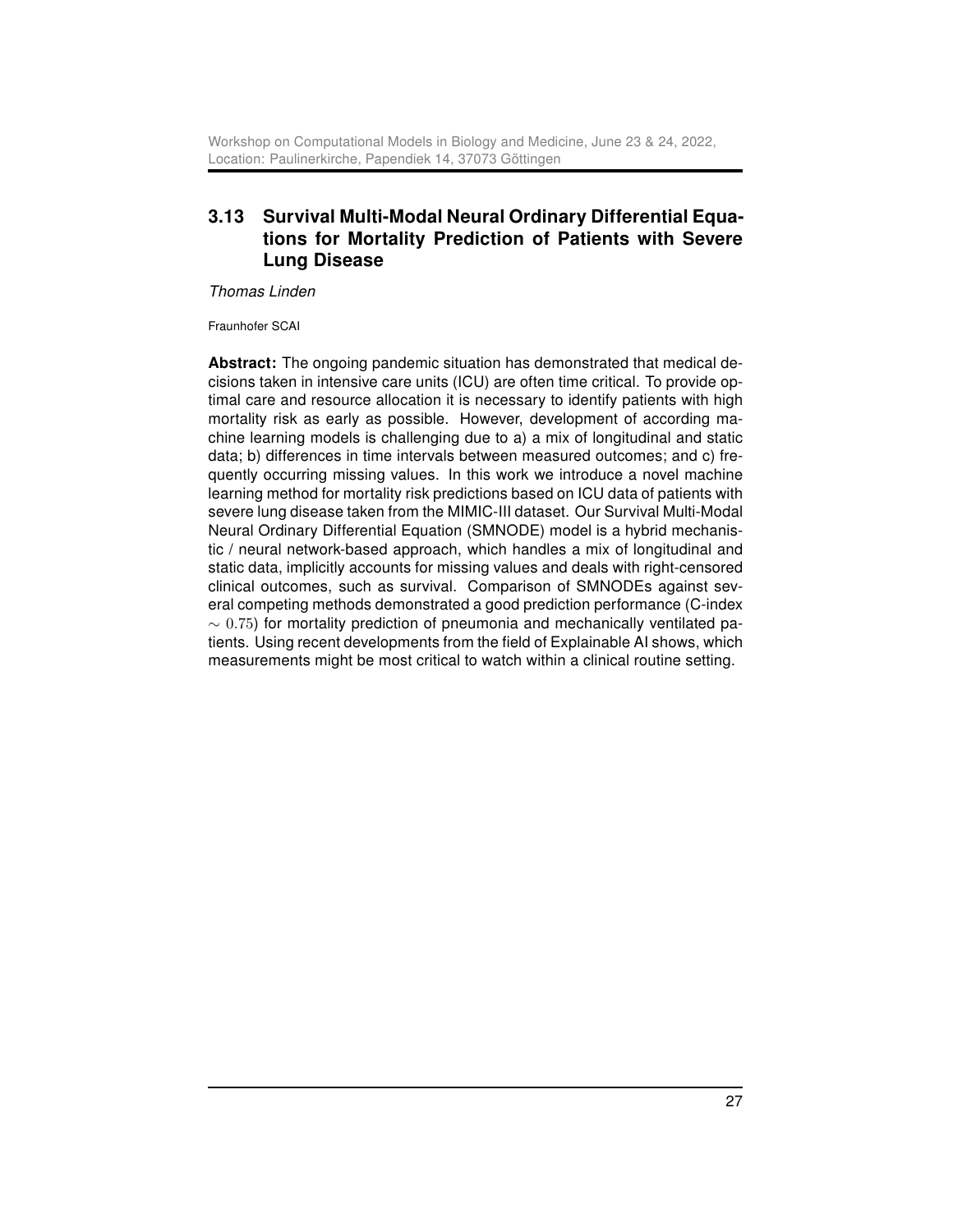### 3.13 Survival Multi-Modal Neural Ordinary Differential Equations for Mortality Prediction of Patients with Severe Lung Disease

*Thomas Linden*

Fraunhofer SCAI

**Abstract:** The ongoing pandemic situation has demonstrated that medical decisions taken in intensive care units (ICU) are often time critical. To provide optimal care and resource allocation it is necessary to identify patients with high mortality risk as early as possible. However, development of according machine learning models is challenging due to a) a mix of longitudinal and static data; b) differences in time intervals between measured outcomes; and c) frequently occurring missing values. In this work we introduce a novel machine learning method for mortality risk predictions based on ICU data of patients with severe lung disease taken from the MIMIC-III dataset. Our Survival Multi-Modal Neural Ordinary Differential Equation (SMNODE) model is a hybrid mechanistic / neural network-based approach, which handles a mix of longitudinal and static data, implicitly accounts for missing values and deals with right-censored clinical outcomes, such as survival. Comparison of SMNODEs against several competing methods demonstrated a good prediction performance (C-index $\sim 0.75$) for mortality prediction of pneumonia and mechanically ventilated patients. Using recent developments from the field of Explainable AI shows, which measurements might be most critical to watch within a clinical routine setting.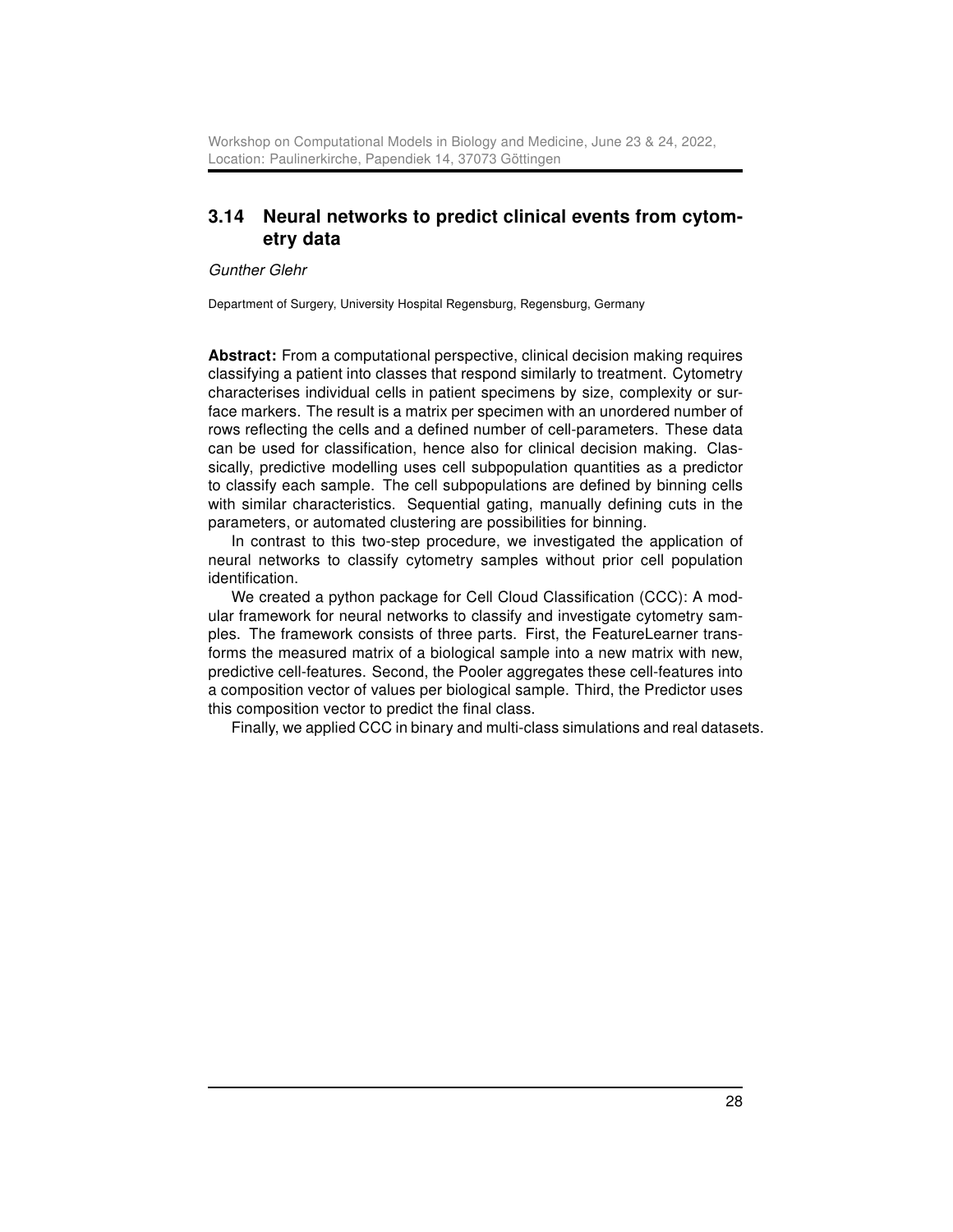## 3.14 Neural networks to predict clinical events from cytometry data

*Gunther Glehr*

Department of Surgery, University Hospital Regensburg, Regensburg, Germany

**Abstract:** From a computational perspective, clinical decision making requires classifying a patient into classes that respond similarly to treatment. Cytometry characterises individual cells in patient specimens by size, complexity or surface markers. The result is a matrix per specimen with an unordered number of rows reflecting the cells and a defined number of cell-parameters. These data can be used for classification, hence also for clinical decision making. Classically, predictive modelling uses cell subpopulation quantities as a predictor to classify each sample. The cell subpopulations are defined by binning cells with similar characteristics. Sequential gating, manually defining cuts in the parameters, or automated clustering are possibilities for binning.

In contrast to this two-step procedure, we investigated the application of neural networks to classify cytometry samples without prior cell population identification.

We created a python package for Cell Cloud Classification (CCC): A modular framework for neural networks to classify and investigate cytometry samples. The framework consists of three parts. First, the FeatureLearner transforms the measured matrix of a biological sample into a new matrix with new, predictive cell-features. Second, the Pooler aggregates these cell-features into a composition vector of values per biological sample. Third, the Predictor uses this composition vector to predict the final class.

Finally, we applied CCC in binary and multi-class simulations and real datasets.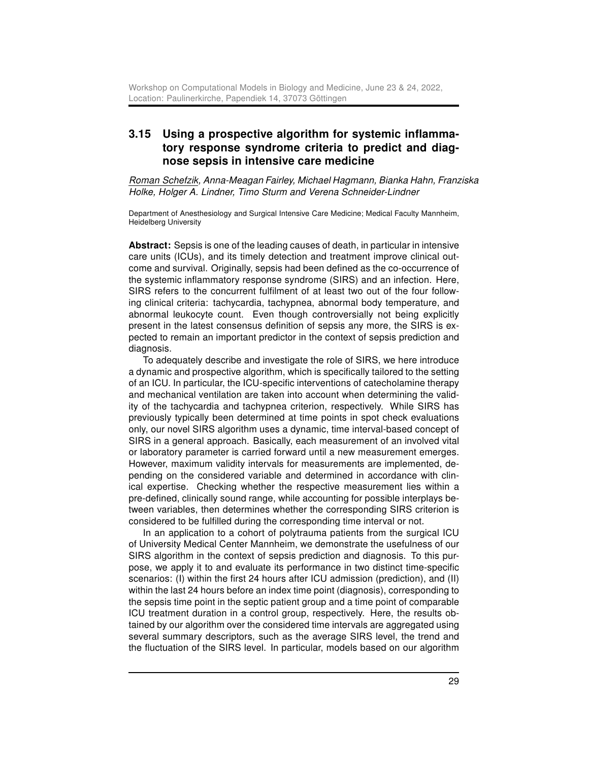## 3.15 Using a prospective algorithm for systemic inflammatory response syndrome criteria to predict and diagnose sepsis in intensive care medicine

*Roman Schefzik, Anna-Meagan Fairley, Michael Hagmann, Bianka Hahn, Franziska Holke, Holger A. Lindner, Timo Sturm and Verena Schneider-Lindner*

Department of Anesthesiology and Surgical Intensive Care Medicine; Medical Faculty Mannheim, Heidelberg University

**Abstract:** Sepsis is one of the leading causes of death, in particular in intensive care units (ICUs), and its timely detection and treatment improve clinical outcome and survival. Originally, sepsis had been defined as the co-occurrence of the systemic inflammatory response syndrome (SIRS) and an infection. Here, SIRS refers to the concurrent fulfilment of at least two out of the four following clinical criteria: tachycardia, tachypnea, abnormal body temperature, and abnormal leukocyte count. Even though controversially not being explicitly present in the latest consensus definition of sepsis any more, the SIRS is expected to remain an important predictor in the context of sepsis prediction and diagnosis.

To adequately describe and investigate the role of SIRS, we here introduce a dynamic and prospective algorithm, which is specifically tailored to the setting of an ICU. In particular, the ICU-specific interventions of catecholamine therapy and mechanical ventilation are taken into account when determining the validity of the tachycardia and tachypnea criterion, respectively. While SIRS has previously typically been determined at time points in spot check evaluations only, our novel SIRS algorithm uses a dynamic, time interval-based concept of SIRS in a general approach. Basically, each measurement of an involved vital or laboratory parameter is carried forward until a new measurement emerges. However, maximum validity intervals for measurements are implemented, depending on the considered variable and determined in accordance with clinical expertise. Checking whether the respective measurement lies within a pre-defined, clinically sound range, while accounting for possible interplays between variables, then determines whether the corresponding SIRS criterion is considered to be fulfilled during the corresponding time interval or not.

In an application to a cohort of polytrauma patients from the surgical ICU of University Medical Center Mannheim, we demonstrate the usefulness of our SIRS algorithm in the context of sepsis prediction and diagnosis. To this purpose, we apply it to and evaluate its performance in two distinct time-specific scenarios: (I) within the first 24 hours after ICU admission (prediction), and (II) within the last 24 hours before an index time point (diagnosis), corresponding to the sepsis time point in the septic patient group and a time point of comparable ICU treatment duration in a control group, respectively. Here, the results obtained by our algorithm over the considered time intervals are aggregated using several summary descriptors, such as the average SIRS level, the trend and the fluctuation of the SIRS level. In particular, models based on our algorithm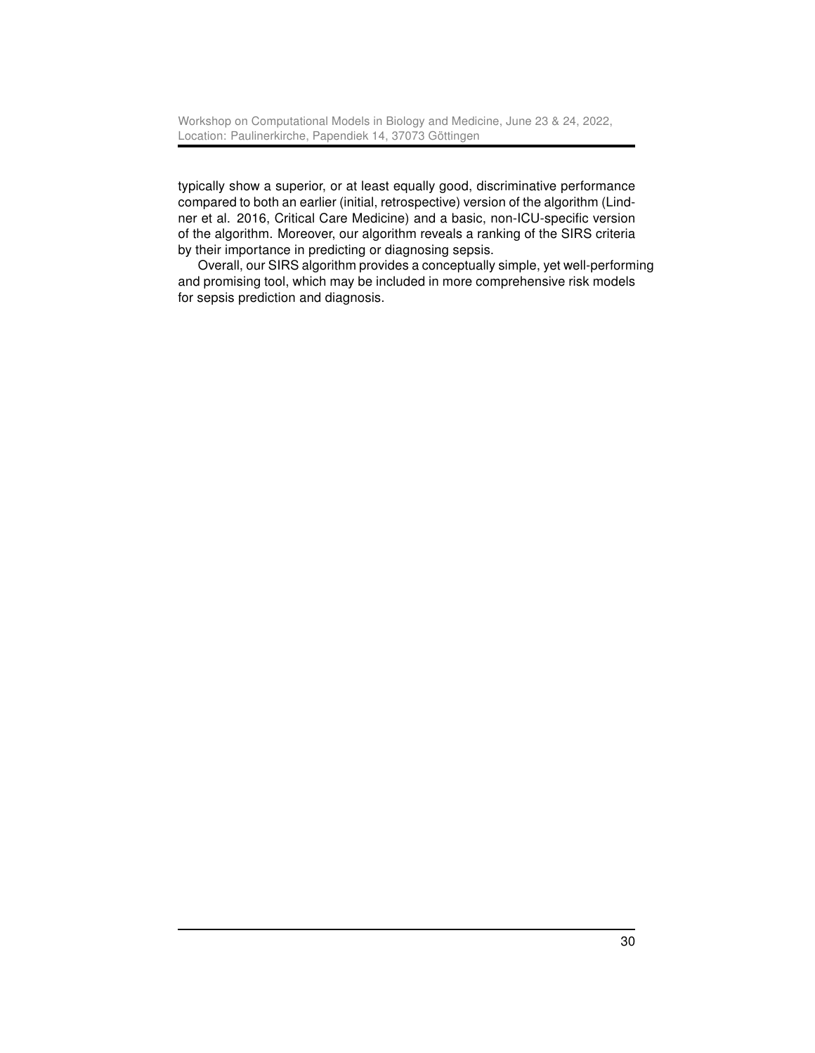typically show a superior, or at least equally good, discriminative performance compared to both an earlier (initial, retrospective) version of the algorithm (Lindner et al. 2016, Critical Care Medicine) and a basic, non-ICU-specific version of the algorithm. Moreover, our algorithm reveals a ranking of the SIRS criteria by their importance in predicting or diagnosing sepsis.

Overall, our SIRS algorithm provides a conceptually simple, yet well-performing and promising tool, which may be included in more comprehensive risk models for sepsis prediction and diagnosis.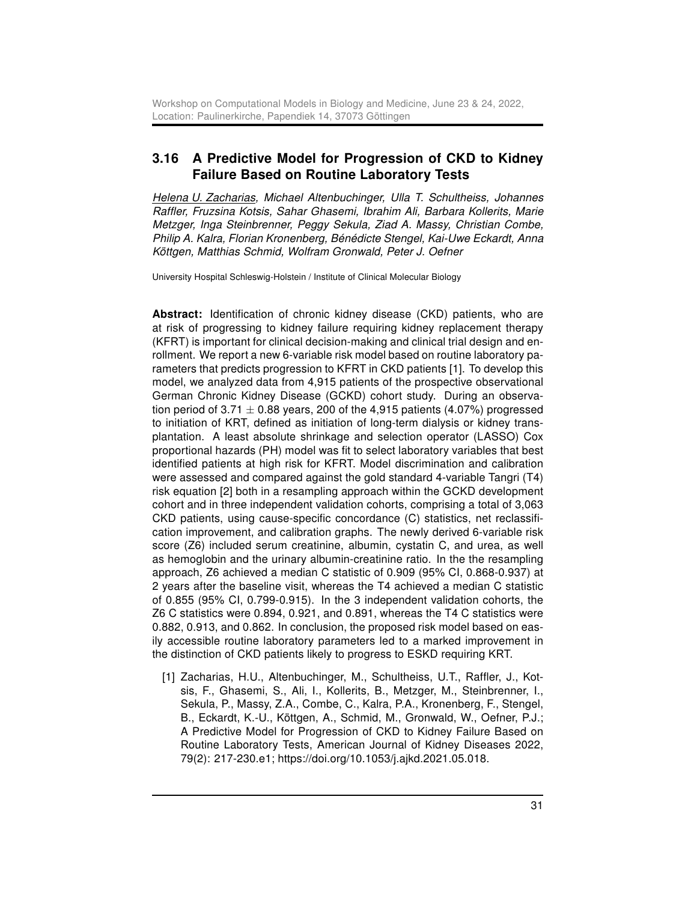## 3.16 A Predictive Model for Progression of CKD to Kidney Failure Based on Routine Laboratory Tests

*<u>Helena U. Zacharias</u>, Michael Altenbuchinger, Ulla T. Schultheiss, Johannes Raffler, Fruzsina Kotsis, Sahar Ghasemi, Ibrahim Ali, Barbara Kollerits, Marie Metzger, Inga Steinbrenner, Peggy Sekula, Ziad A. Massy, Christian Combe, Philip A. Kalra, Florian Kronenberg, Bénédicte Stengel, Kai-Uwe Eckardt, Anna Köttgen, Matthias Schmid, Wolfram Gronwald, Peter J. Oefner*

University Hospital Schleswig-Holstein / Institute of Clinical Molecular Biology

**Abstract:** Identification of chronic kidney disease (CKD) patients, who are at risk of progressing to kidney failure requiring kidney replacement therapy (KFRT) is important for clinical decision-making and clinical trial design and enrollment. We report a new 6-variable risk model based on routine laboratory parameters that predicts progression to KFRT in CKD patients [1]. To develop this model, we analyzed data from 4,915 patients of the prospective observational German Chronic Kidney Disease (GCKD) cohort study. During an observation period of $3.71 \pm 0.88$ years, 200 of the 4,915 patients (4.07%) progressed to initiation of KRT, defined as initiation of long-term dialysis or kidney transplantation. A least absolute shrinkage and selection operator (LASSO) Cox proportional hazards (PH) model was fit to select laboratory variables that best identified patients at high risk for KFRT. Model discrimination and calibration were assessed and compared against the gold standard 4-variable Tangri (T4) risk equation [2] both in a resampling approach within the GCKD development cohort and in three independent validation cohorts, comprising a total of 3,063 CKD patients, using cause-specific concordance (C) statistics, net reclassification improvement, and calibration graphs. The newly derived 6-variable risk score (Z6) included serum creatinine, albumin, cystatin C, and urea, as well as hemoglobin and the urinary albumin-creatinine ratio. In the the resampling approach, Z6 achieved a median C statistic of 0.909 (95% CI, 0.868-0.937) at 2 years after the baseline visit, whereas the T4 achieved a median C statistic of 0.855 (95% CI, 0.799-0.915). In the 3 independent validation cohorts, the Z6 C statistics were 0.894, 0.921, and 0.891, whereas the T4 C statistics were 0.882, 0.913, and 0.862. In conclusion, the proposed risk model based on easily accessible routine laboratory parameters led to a marked improvement in the distinction of CKD patients likely to progress to ESKD requiring KRT.

[1] Zacharias, H.U., Altenbuchinger, M., Schultheiss, U.T., Raffler, J., Kotsis, F., Ghasemi, S., Ali, I., Kollerits, B., Metzger, M., Steinbrenner, I., Sekula, P., Massy, Z.A., Combe, C., Kalra, P.A., Kronenberg, F., Stengel, B., Eckardt, K.-U., Köttgen, A., Schmid, M., Gronwald, W., Oefner, P.J.; A Predictive Model for Progression of CKD to Kidney Failure Based on Routine Laboratory Tests, American Journal of Kidney Diseases 2022, 79(2): 217-230.e1; https://doi.org/10.1053/j.ajkd.2021.05.018.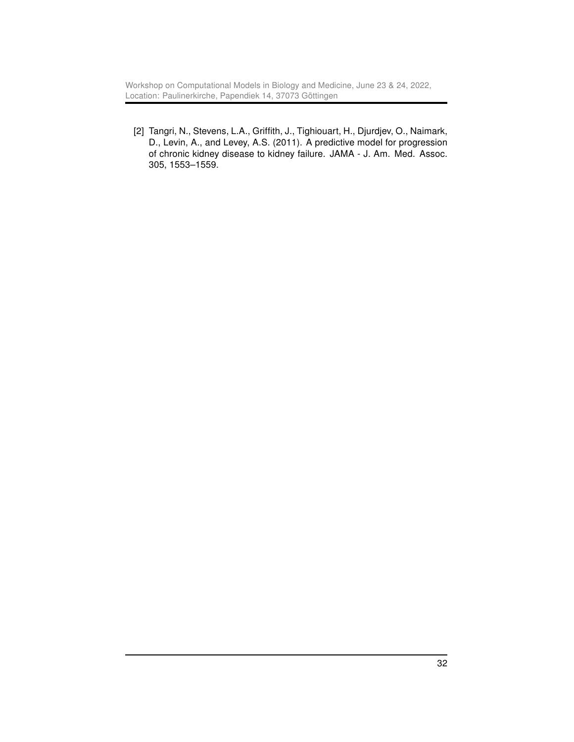[2] Tangri, N., Stevens, L.A., Griffith, J., Tighiouart, H., Djurdjev, O., Naimark, D., Levin, A., and Levey, A.S. (2011). A predictive model for progression of chronic kidney disease to kidney failure. JAMA - J. Am. Med. Assoc. 305, 1553–1559.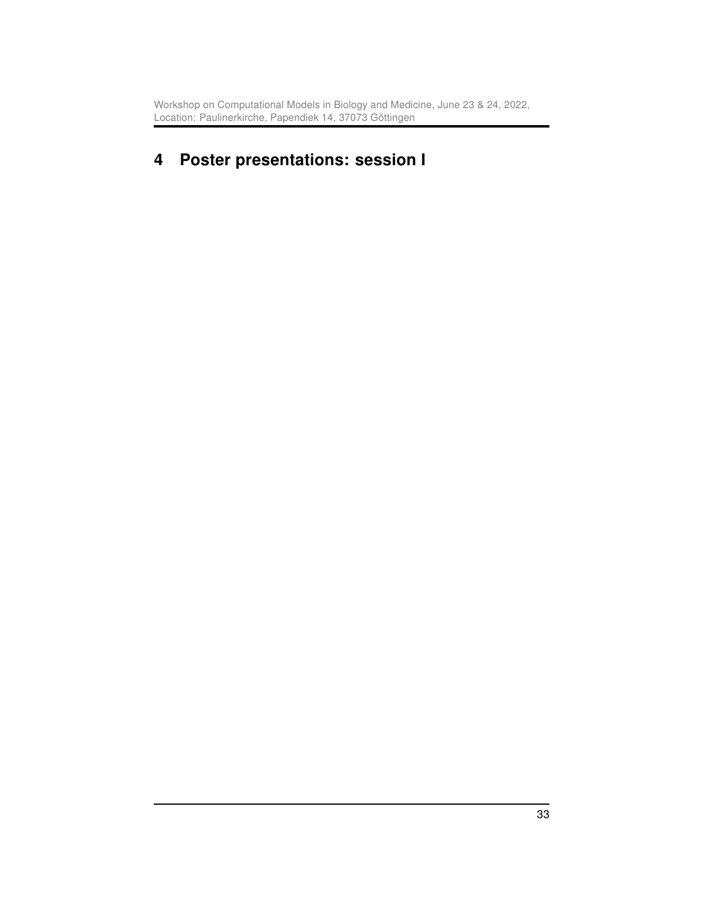# 4 Poster presentations: session I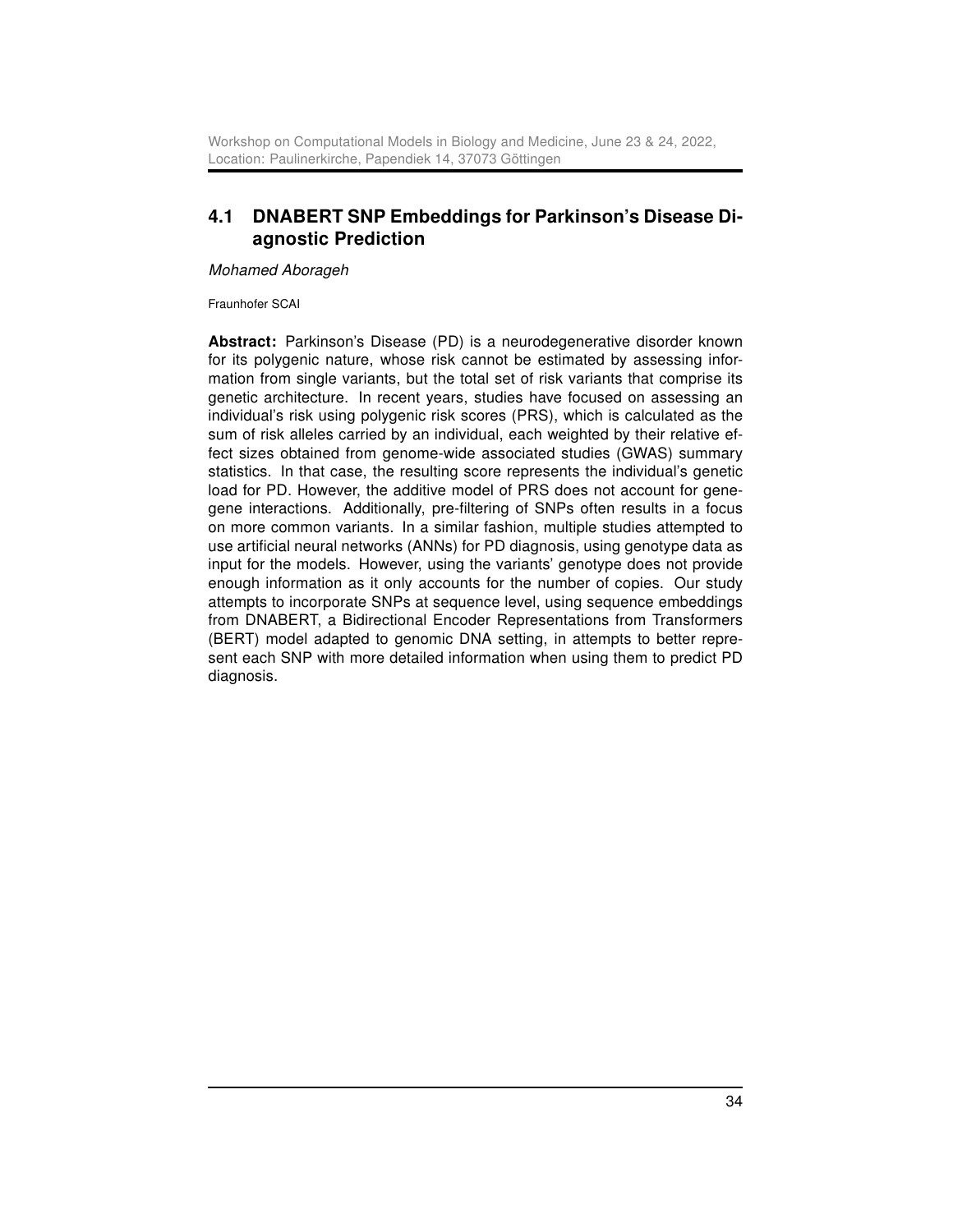## 4.1 DNABERT SNP Embeddings for Parkinson's Disease Diagnostic Prediction

*Mohamed Aborageh*

Fraunhofer SCAI

**Abstract:** Parkinson's Disease (PD) is a neurodegenerative disorder known for its polygenic nature, whose risk cannot be estimated by assessing information from single variants, but the total set of risk variants that comprise its genetic architecture. In recent years, studies have focused on assessing an individual's risk using polygenic risk scores (PRS), which is calculated as the sum of risk alleles carried by an individual, each weighted by their relative effect sizes obtained from genome-wide associated studies (GWAS) summary statistics. In that case, the resulting score represents the individual's genetic load for PD. However, the additive model of PRS does not account for gene-gene interactions. Additionally, pre-filtering of SNPs often results in a focus on more common variants. In a similar fashion, multiple studies attempted to use artificial neural networks (ANNs) for PD diagnosis, using genotype data as input for the models. However, using the variants' genotype does not provide enough information as it only accounts for the number of copies. Our study attempts to incorporate SNPs at sequence level, using sequence embeddings from DNABERT, a Bidirectional Encoder Representations from Transformers (BERT) model adapted to genomic DNA setting, in attempts to better represent each SNP with more detailed information when using them to predict PD diagnosis.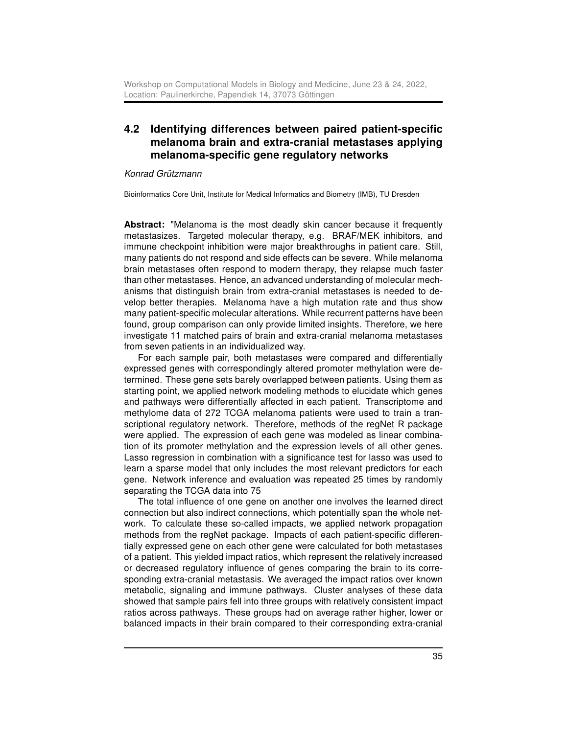## 4.2 Identifying differences between paired patient-specific melanoma brain and extra-cranial metastases applying melanoma-specific gene regulatory networks

*Konrad Grützmann*

Bioinformatics Core Unit, Institute for Medical Informatics and Biometry (IMB), TU Dresden

**Abstract:** "Melanoma is the most deadly skin cancer because it frequently metastasizes. Targeted molecular therapy, e.g. BRAF/MEK inhibitors, and immune checkpoint inhibition were major breakthroughs in patient care. Still, many patients do not respond and side effects can be severe. While melanoma brain metastases often respond to modern therapy, they relapse much faster than other metastases. Hence, an advanced understanding of molecular mechanisms that distinguish brain from extra-cranial metastases is needed to develop better therapies. Melanoma have a high mutation rate and thus show many patient-specific molecular alterations. While recurrent patterns have been found, group comparison can only provide limited insights. Therefore, we here investigate 11 matched pairs of brain and extra-cranial melanoma metastases from seven patients in an individualized way.

For each sample pair, both metastases were compared and differentially expressed genes with correspondingly altered promoter methylation were determined. These gene sets barely overlapped between patients. Using them as starting point, we applied network modeling methods to elucidate which genes and pathways were differentially affected in each patient. Transcriptome and methylome data of 272 TCGA melanoma patients were used to train a transcriptional regulatory network. Therefore, methods of the regNet R package were applied. The expression of each gene was modeled as linear combination of its promoter methylation and the expression levels of all other genes. Lasso regression in combination with a significance test for lasso was used to learn a sparse model that only includes the most relevant predictors for each gene. Network inference and evaluation was repeated 25 times by randomly separating the TCGA data into 75

The total influence of one gene on another one involves the learned direct connection but also indirect connections, which potentially span the whole network. To calculate these so-called impacts, we applied network propagation methods from the regNet package. Impacts of each patient-specific differentially expressed gene on each other gene were calculated for both metastases of a patient. This yielded impact ratios, which represent the relatively increased or decreased regulatory influence of genes comparing the brain to its corresponding extra-cranial metastasis. We averaged the impact ratios over known metabolic, signaling and immune pathways. Cluster analyses of these data showed that sample pairs fell into three groups with relatively consistent impact ratios across pathways. These groups had on average rather higher, lower or balanced impacts in their brain compared to their corresponding extra-cranial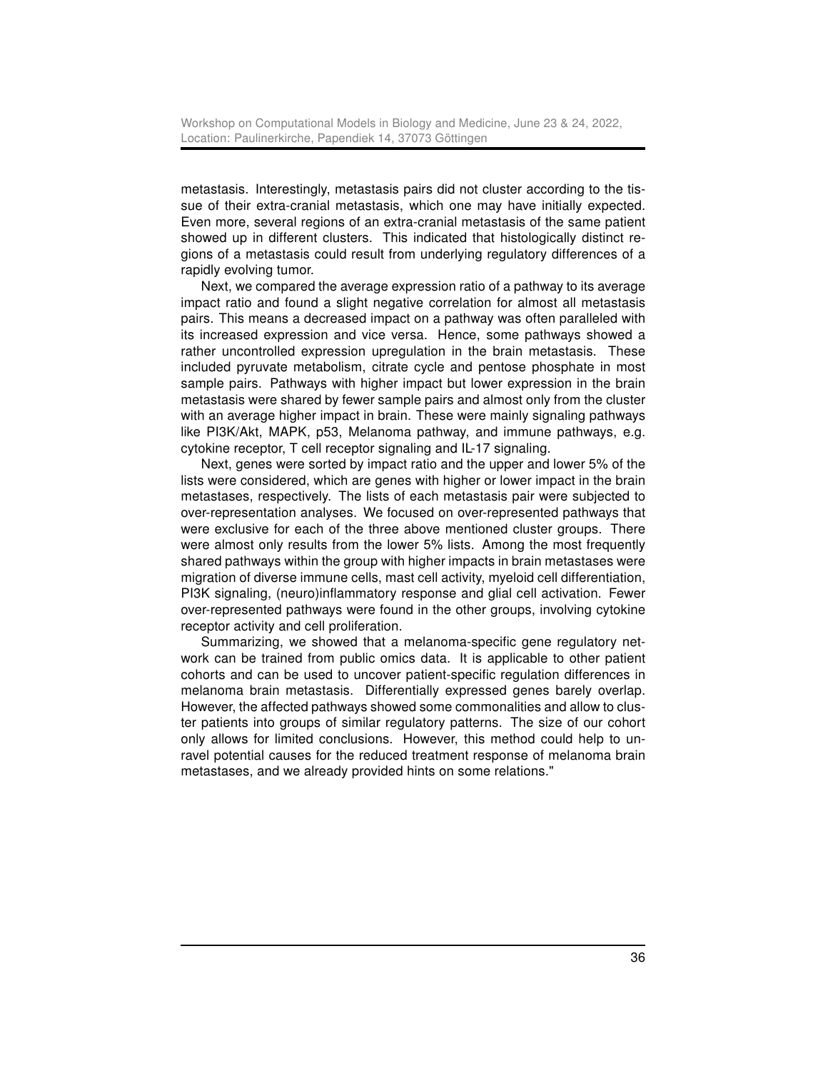metastasis. Interestingly, metastasis pairs did not cluster according to the tissue of their extra-cranial metastasis, which one may have initially expected. Even more, several regions of an extra-cranial metastasis of the same patient showed up in different clusters. This indicated that histologically distinct regions of a metastasis could result from underlying regulatory differences of a rapidly evolving tumor.

Next, we compared the average expression ratio of a pathway to its average impact ratio and found a slight negative correlation for almost all metastasis pairs. This means a decreased impact on a pathway was often paralleled with its increased expression and vice versa. Hence, some pathways showed a rather uncontrolled expression upregulation in the brain metastasis. These included pyruvate metabolism, citrate cycle and pentose phosphate in most sample pairs. Pathways with higher impact but lower expression in the brain metastasis were shared by fewer sample pairs and almost only from the cluster with an average higher impact in brain. These were mainly signaling pathways like PI3K/Akt, MAPK, p53, Melanoma pathway, and immune pathways, e.g. cytokine receptor, T cell receptor signaling and IL-17 signaling.

Next, genes were sorted by impact ratio and the upper and lower 5% of the lists were considered, which are genes with higher or lower impact in the brain metastases, respectively. The lists of each metastasis pair were subjected to over-representation analyses. We focused on over-represented pathways that were exclusive for each of the three above mentioned cluster groups. There were almost only results from the lower 5% lists. Among the most frequently shared pathways within the group with higher impacts in brain metastases were migration of diverse immune cells, mast cell activity, myeloid cell differentiation, PI3K signaling, (neuro)inflammatory response and glial cell activation. Fewer over-represented pathways were found in the other groups, involving cytokine receptor activity and cell proliferation.

Summarizing, we showed that a melanoma-specific gene regulatory network can be trained from public omics data. It is applicable to other patient cohorts and can be used to uncover patient-specific regulation differences in melanoma brain metastasis. Differentially expressed genes barely overlap. However, the affected pathways showed some commonalities and allow to cluster patients into groups of similar regulatory patterns. The size of our cohort only allows for limited conclusions. However, this method could help to unravel potential causes for the reduced treatment response of melanoma brain metastases, and we already provided hints on some relations."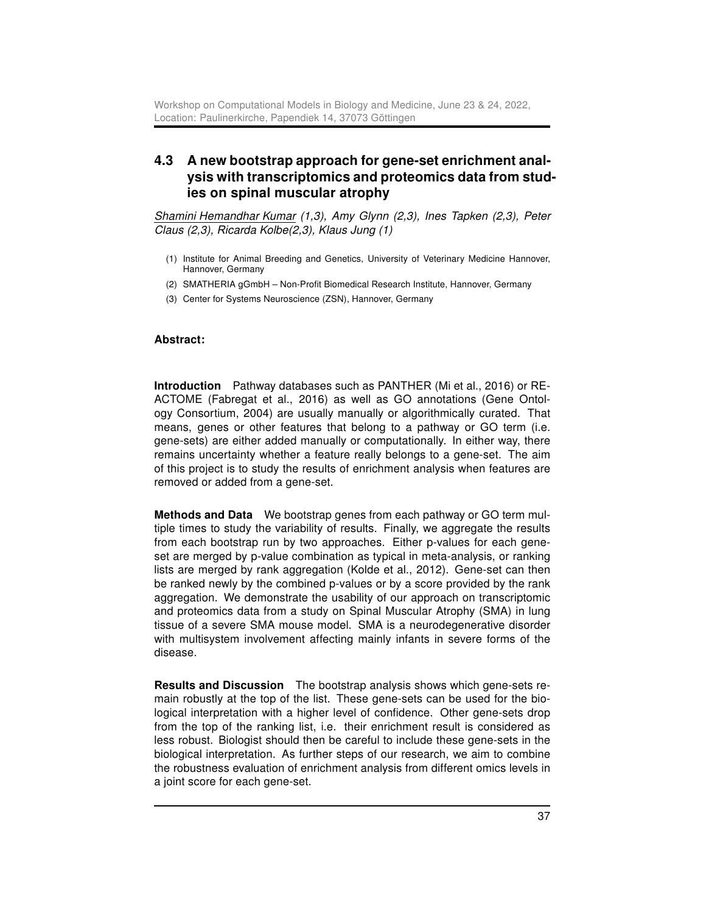## 4.3 A new bootstrap approach for gene-set enrichment analysis with transcriptomics and proteomics data from studies on spinal muscular atrophy

*Shamini Hemandhar Kumar (1,3), Amy Glynn (2,3), Ines Tapken (2,3), Peter Claus (2,3), Ricarda Kolbe(2,3), Klaus Jung (1)*

(1) Institute for Animal Breeding and Genetics, University of Veterinary Medicine Hannover, Hannover, Germany

(2) SMATHERIA gGmbH – Non-Profit Biomedical Research Institute, Hannover, Germany

(3) Center for Systems Neuroscience (ZSN), Hannover, Germany

**Abstract:**

**Introduction** Pathway databases such as PANTHER (Mi et al., 2016) or REACTOME (Fabregat et al., 2016) as well as GO annotations (Gene Ontology Consortium, 2004) are usually manually or algorithmically curated. That means, genes or other features that belong to a pathway or GO term (i.e. gene-sets) are either added manually or computationally. In either way, there remains uncertainty whether a feature really belongs to a gene-set. The aim of this project is to study the results of enrichment analysis when features are removed or added from a gene-set.

**Methods and Data** We bootstrap genes from each pathway or GO term multiple times to study the variability of results. Finally, we aggregate the results from each bootstrap run by two approaches. Either p-values for each gene-set are merged by p-value combination as typical in meta-analysis, or ranking lists are merged by rank aggregation (Kolde et al., 2012). Gene-set can then be ranked newly by the combined p-values or by a score provided by the rank aggregation. We demonstrate the usability of our approach on transcriptomic and proteomics data from a study on Spinal Muscular Atrophy (SMA) in lung tissue of a severe SMA mouse model. SMA is a neurodegenerative disorder with multisystem involvement affecting mainly infants in severe forms of the disease.

**Results and Discussion** The bootstrap analysis shows which gene-sets remain robustly at the top of the list. These gene-sets can be used for the biological interpretation with a higher level of confidence. Other gene-sets drop from the top of the ranking list, i.e. their enrichment result is considered as less robust. Biologist should then be careful to include these gene-sets in the biological interpretation. As further steps of our research, we aim to combine the robustness evaluation of enrichment analysis from different omics levels in a joint score for each gene-set.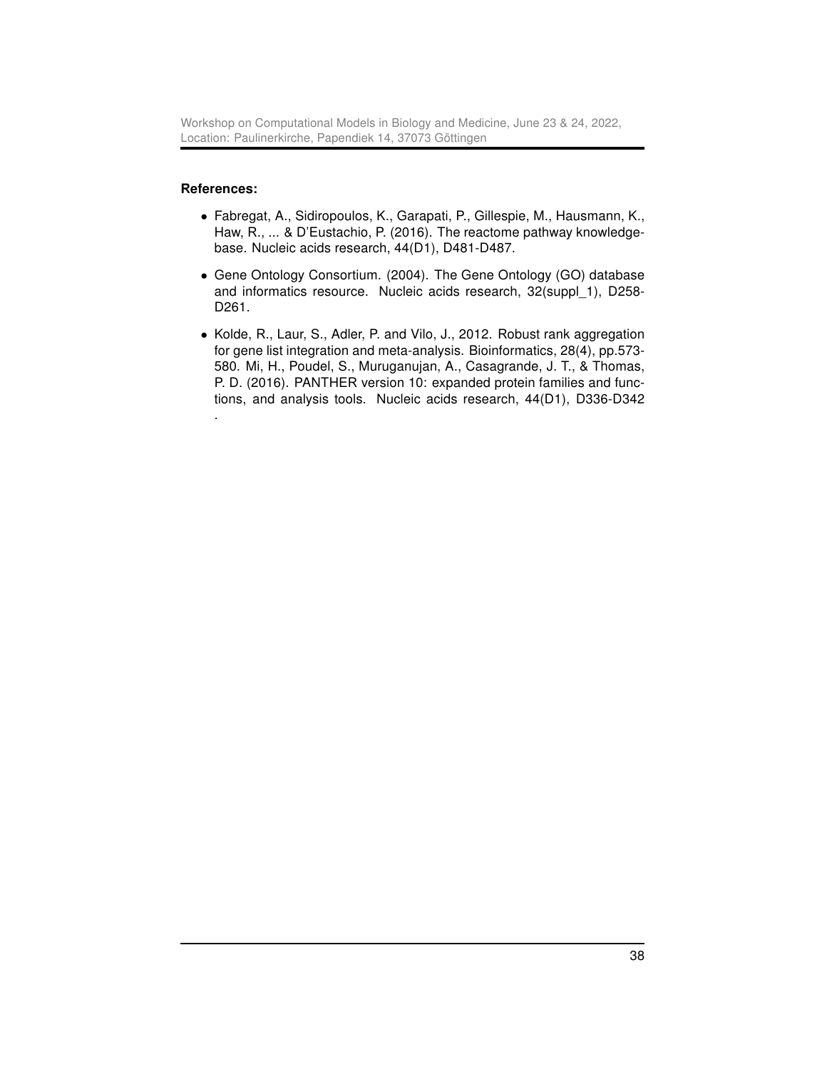**References:**

- Fabregat, A., Sidiropoulos, K., Garapati, P., Gillespie, M., Hausmann, K., Haw, R., ... & D'Eustachio, P. (2016). The reactome pathway knowledgebase. Nucleic acids research, 44(D1), D481-D487.
- Gene Ontology Consortium. (2004). The Gene Ontology (GO) database and informatics resource. Nucleic acids research, 32(suppl_1), D258-D261.
- Kolde, R., Laur, S., Adler, P. and Vilo, J., 2012. Robust rank aggregation for gene list integration and meta-analysis. Bioinformatics, 28(4), pp.573-580. Mi, H., Poudel, S., Muruganujan, A., Casagrande, J. T., & Thomas, P. D. (2016). PANTHER version 10: expanded protein families and functions, and analysis tools. Nucleic acids research, 44(D1), D336-D342 .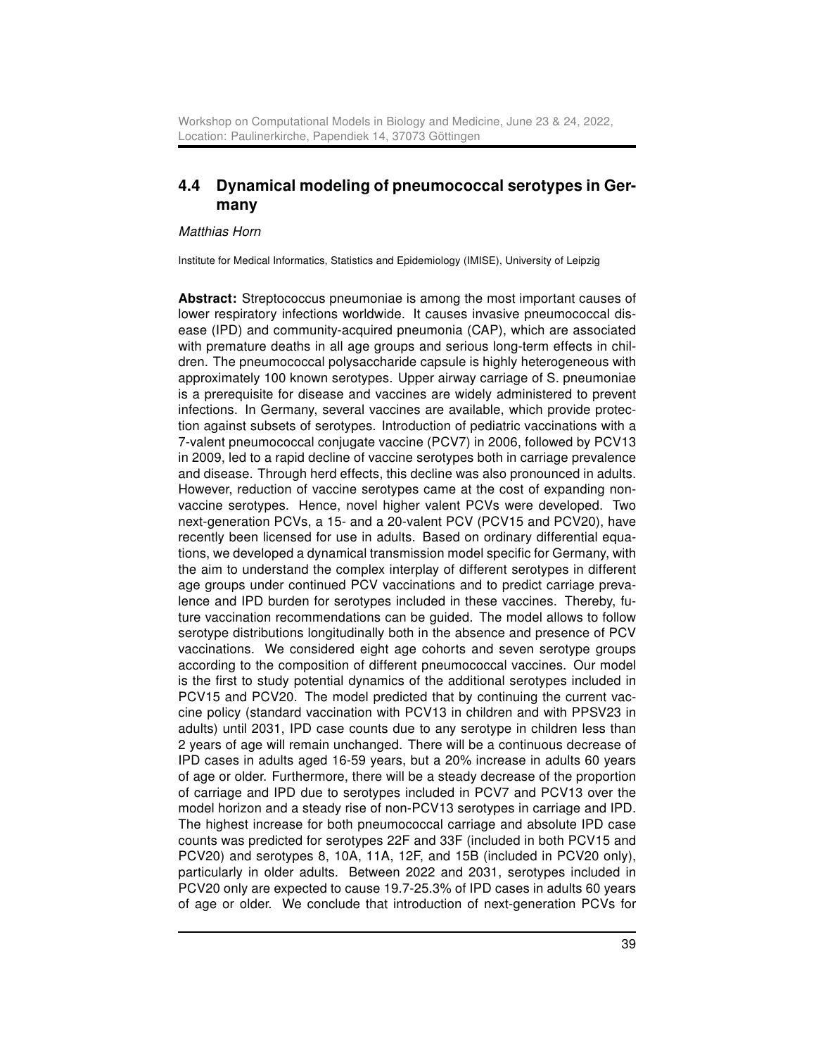## 4.4 Dynamical modeling of pneumococcal serotypes in Germany

*Matthias Horn*

Institute for Medical Informatics, Statistics and Epidemiology (IMISE), University of Leipzig

**Abstract:** Streptococcus pneumoniae is among the most important causes of lower respiratory infections worldwide. It causes invasive pneumococcal disease (IPD) and community-acquired pneumonia (CAP), which are associated with premature deaths in all age groups and serious long-term effects in children. The pneumococcal polysaccharide capsule is highly heterogeneous with approximately 100 known serotypes. Upper airway carriage of S. pneumoniae is a prerequisite for disease and vaccines are widely administered to prevent infections. In Germany, several vaccines are available, which provide protection against subsets of serotypes. Introduction of pediatric vaccinations with a 7-valent pneumococcal conjugate vaccine (PCV7) in 2006, followed by PCV13 in 2009, led to a rapid decline of vaccine serotypes both in carriage prevalence and disease. Through herd effects, this decline was also pronounced in adults. However, reduction of vaccine serotypes came at the cost of expanding non-vaccine serotypes. Hence, novel higher valent PCVs were developed. Two next-generation PCVs, a 15- and a 20-valent PCV (PCV15 and PCV20), have recently been licensed for use in adults. Based on ordinary differential equations, we developed a dynamical transmission model specific for Germany, with the aim to understand the complex interplay of different serotypes in different age groups under continued PCV vaccinations and to predict carriage prevalence and IPD burden for serotypes included in these vaccines. Thereby, future vaccination recommendations can be guided. The model allows to follow serotype distributions longitudinally both in the absence and presence of PCV vaccinations. We considered eight age cohorts and seven serotype groups according to the composition of different pneumococcal vaccines. Our model is the first to study potential dynamics of the additional serotypes included in PCV15 and PCV20. The model predicted that by continuing the current vaccine policy (standard vaccination with PCV13 in children and with PPSV23 in adults) until 2031, IPD case counts due to any serotype in children less than 2 years of age will remain unchanged. There will be a continuous decrease of IPD cases in adults aged 16-59 years, but a 20% increase in adults 60 years of age or older. Furthermore, there will be a steady decrease of the proportion of carriage and IPD due to serotypes included in PCV7 and PCV13 over the model horizon and a steady rise of non-PCV13 serotypes in carriage and IPD. The highest increase for both pneumococcal carriage and absolute IPD case counts was predicted for serotypes 22F and 33F (included in both PCV15 and PCV20) and serotypes 8, 10A, 11A, 12F, and 15B (included in PCV20 only), particularly in older adults. Between 2022 and 2031, serotypes included in PCV20 only are expected to cause 19.7-25.3% of IPD cases in adults 60 years of age or older. We conclude that introduction of next-generation PCVs for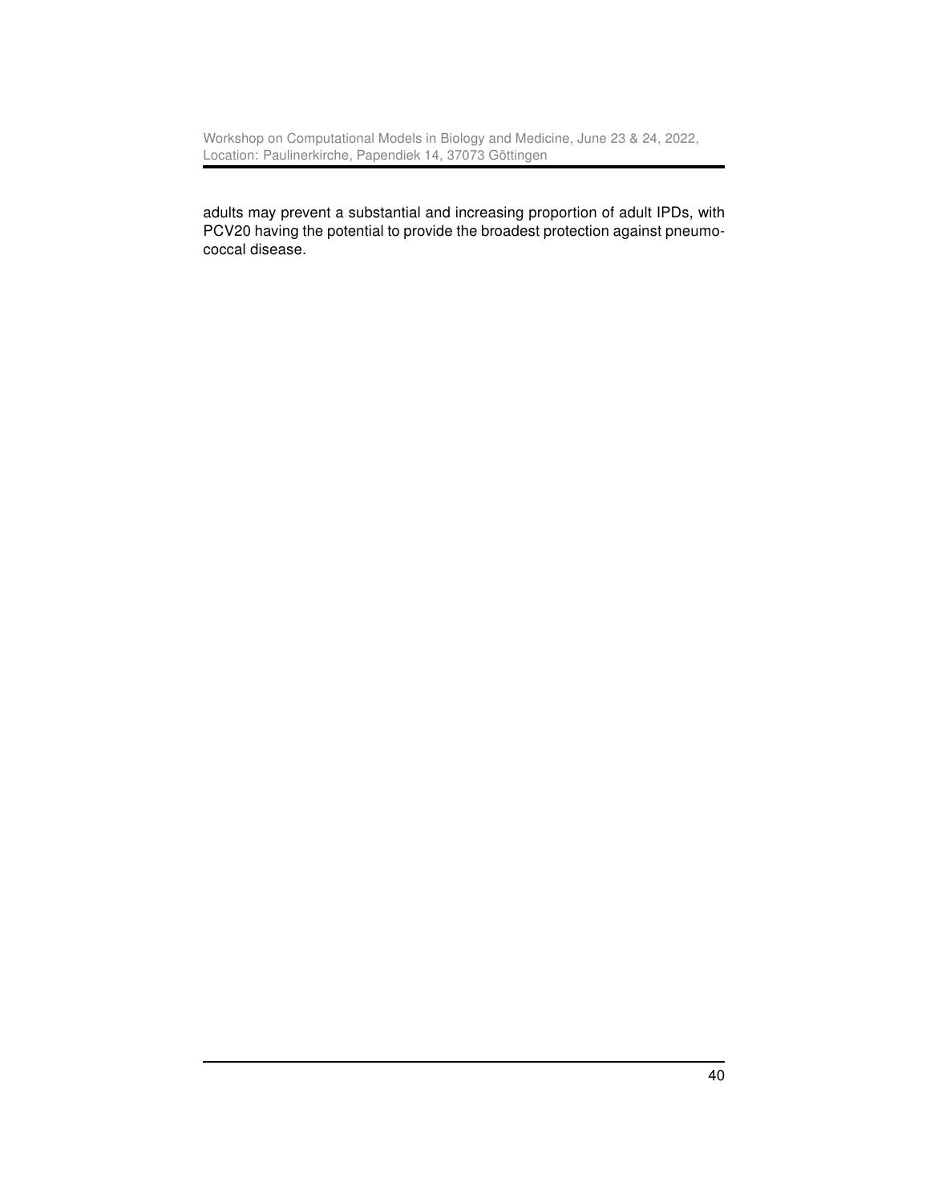adults may prevent a substantial and increasing proportion of adult IPDs, with PCV20 having the potential to provide the broadest protection against pneumococcal disease.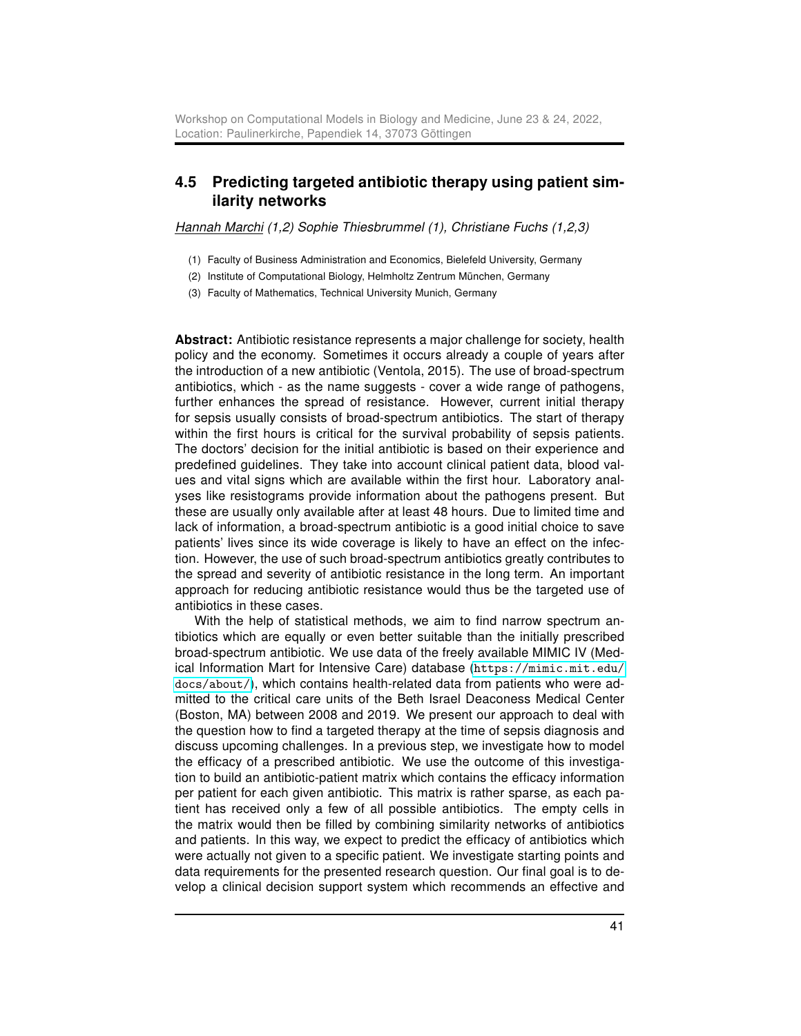## 4.5 Predicting targeted antibiotic therapy using patient similarity networks

*Hannah Marchi (1,2) Sophie Thiesbrummel (1), Christiane Fuchs (1,2,3)*

(1) Faculty of Business Administration and Economics, Bielefeld University, Germany
(2) Institute of Computational Biology, Helmholtz Zentrum München, Germany
(3) Faculty of Mathematics, Technical University Munich, Germany

**Abstract:** Antibiotic resistance represents a major challenge for society, health policy and the economy. Sometimes it occurs already a couple of years after the introduction of a new antibiotic (Ventola, 2015). The use of broad-spectrum antibiotics, which - as the name suggests - cover a wide range of pathogens, further enhances the spread of resistance. However, current initial therapy for sepsis usually consists of broad-spectrum antibiotics. The start of therapy within the first hours is critical for the survival probability of sepsis patients. The doctors' decision for the initial antibiotic is based on their experience and predefined guidelines. They take into account clinical patient data, blood values and vital signs which are available within the first hour. Laboratory analyses like resistograms provide information about the pathogens present. But these are usually only available after at least 48 hours. Due to limited time and lack of information, a broad-spectrum antibiotic is a good initial choice to save patients' lives since its wide coverage is likely to have an effect on the infection. However, the use of such broad-spectrum antibiotics greatly contributes to the spread and severity of antibiotic resistance in the long term. An important approach for reducing antibiotic resistance would thus be the targeted use of antibiotics in these cases.

With the help of statistical methods, we aim to find narrow spectrum antibiotics which are equally or even better suitable than the initially prescribed broad-spectrum antibiotic. We use data of the freely available MIMIC IV (Medical Information Mart for Intensive Care) database (https://mimic.mit.edu/docs/about/), which contains health-related data from patients who were admitted to the critical care units of the Beth Israel Deaconess Medical Center (Boston, MA) between 2008 and 2019. We present our approach to deal with the question how to find a targeted therapy at the time of sepsis diagnosis and discuss upcoming challenges. In a previous step, we investigate how to model the efficacy of a prescribed antibiotic. We use the outcome of this investigation to build an antibiotic-patient matrix which contains the efficacy information per patient for each given antibiotic. This matrix is rather sparse, as each patient has received only a few of all possible antibiotics. The empty cells in the matrix would then be filled by combining similarity networks of antibiotics and patients. In this way, we expect to predict the efficacy of antibiotics which were actually not given to a specific patient. We investigate starting points and data requirements for the presented research question. Our final goal is to develop a clinical decision support system which recommends an effective and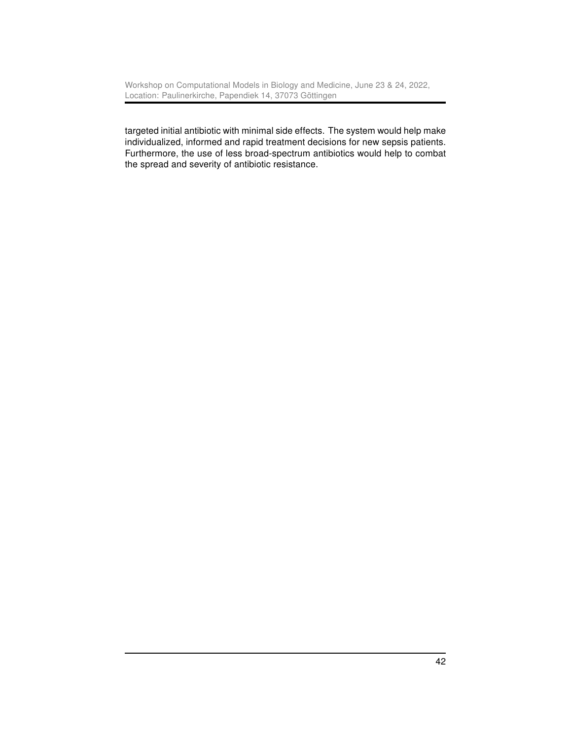targeted initial antibiotic with minimal side effects. The system would help make individualized, informed and rapid treatment decisions for new sepsis patients. Furthermore, the use of less broad-spectrum antibiotics would help to combat the spread and severity of antibiotic resistance.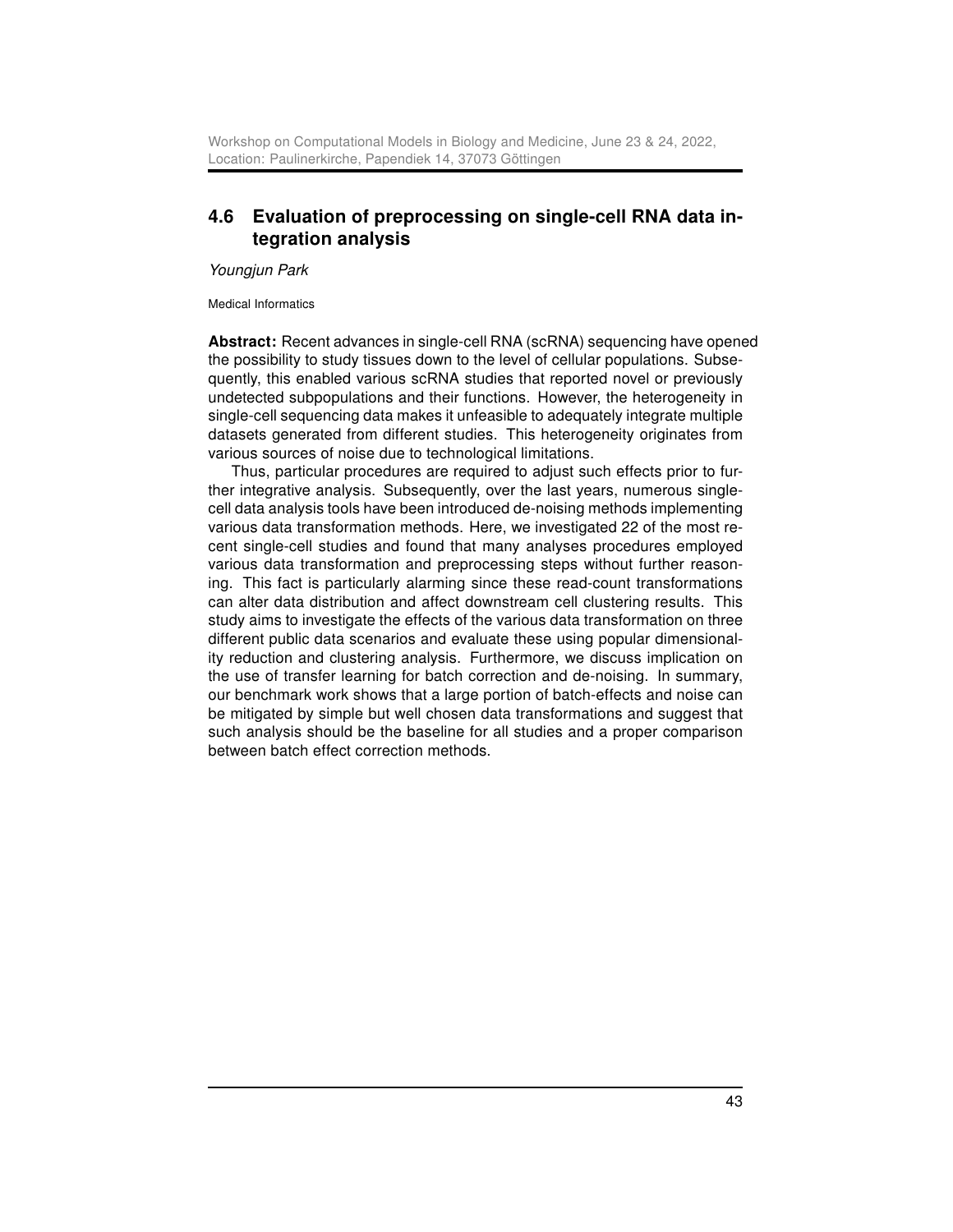## 4.6 Evaluation of preprocessing on single-cell RNA data integration analysis

*Youngjun Park*

Medical Informatics

**Abstract:** Recent advances in single-cell RNA (scRNA) sequencing have opened the possibility to study tissues down to the level of cellular populations. Subsequently, this enabled various scRNA studies that reported novel or previously undetected subpopulations and their functions. However, the heterogeneity in single-cell sequencing data makes it unfeasible to adequately integrate multiple datasets generated from different studies. This heterogeneity originates from various sources of noise due to technological limitations.

Thus, particular procedures are required to adjust such effects prior to further integrative analysis. Subsequently, over the last years, numerous single-cell data analysis tools have been introduced de-noising methods implementing various data transformation methods. Here, we investigated 22 of the most recent single-cell studies and found that many analyses procedures employed various data transformation and preprocessing steps without further reasoning. This fact is particularly alarming since these read-count transformations can alter data distribution and affect downstream cell clustering results. This study aims to investigate the effects of the various data transformation on three different public data scenarios and evaluate these using popular dimensionality reduction and clustering analysis. Furthermore, we discuss implication on the use of transfer learning for batch correction and de-noising. In summary, our benchmark work shows that a large portion of batch-effects and noise can be mitigated by simple but well chosen data transformations and suggest that such analysis should be the baseline for all studies and a proper comparison between batch effect correction methods.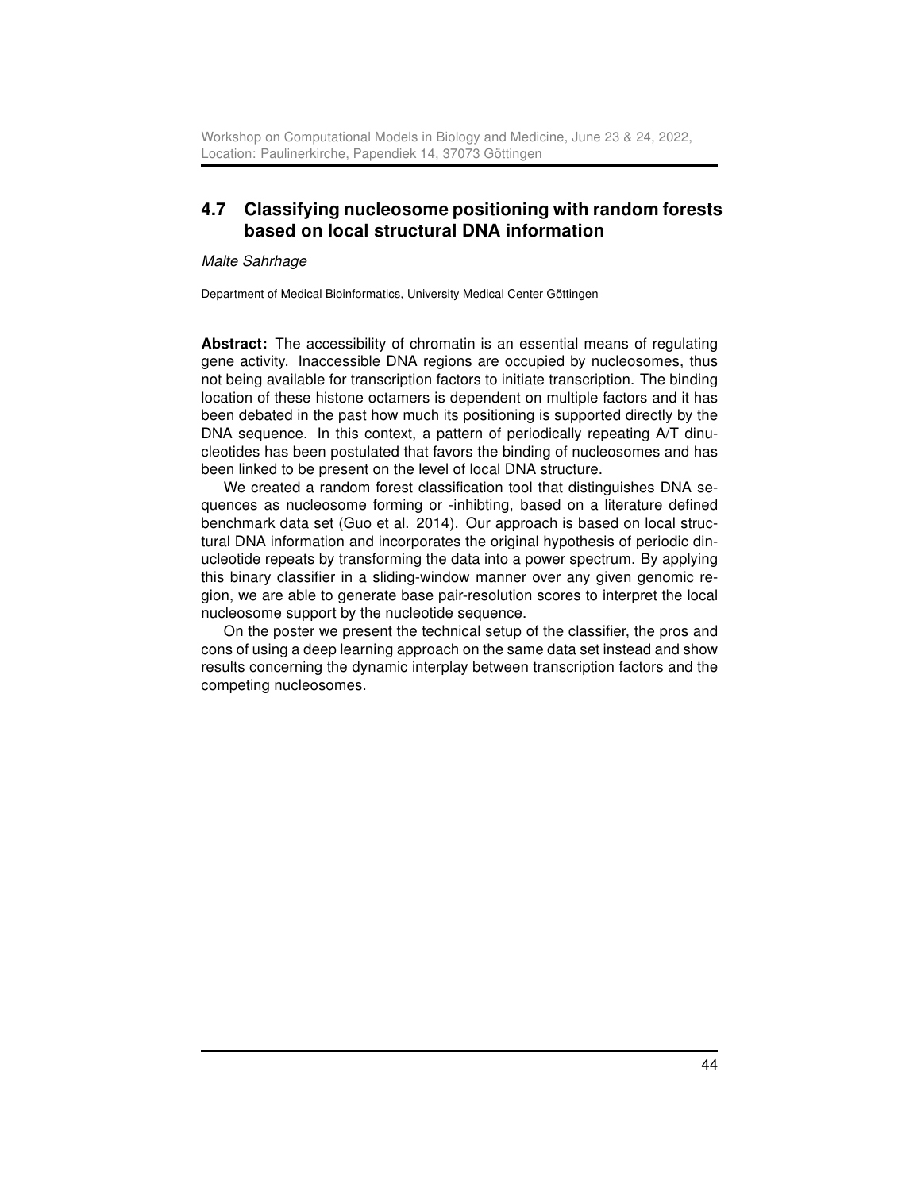## 4.7 Classifying nucleosome positioning with random forests based on local structural DNA information

*Malte Sahrhage*

Department of Medical Bioinformatics, University Medical Center Göttingen

**Abstract:** The accessibility of chromatin is an essential means of regulating gene activity. Inaccessible DNA regions are occupied by nucleosomes, thus not being available for transcription factors to initiate transcription. The binding location of these histone octamers is dependent on multiple factors and it has been debated in the past how much its positioning is supported directly by the DNA sequence. In this context, a pattern of periodically repeating A/T dinucleotides has been postulated that favors the binding of nucleosomes and has been linked to be present on the level of local DNA structure.

We created a random forest classification tool that distinguishes DNA sequences as nucleosome forming or -inhibting, based on a literature defined benchmark data set (Guo et al. 2014). Our approach is based on local structural DNA information and incorporates the original hypothesis of periodic dinucleotide repeats by transforming the data into a power spectrum. By applying this binary classifier in a sliding-window manner over any given genomic region, we are able to generate base pair-resolution scores to interpret the local nucleosome support by the nucleotide sequence.

On the poster we present the technical setup of the classifier, the pros and cons of using a deep learning approach on the same data set instead and show results concerning the dynamic interplay between transcription factors and the competing nucleosomes.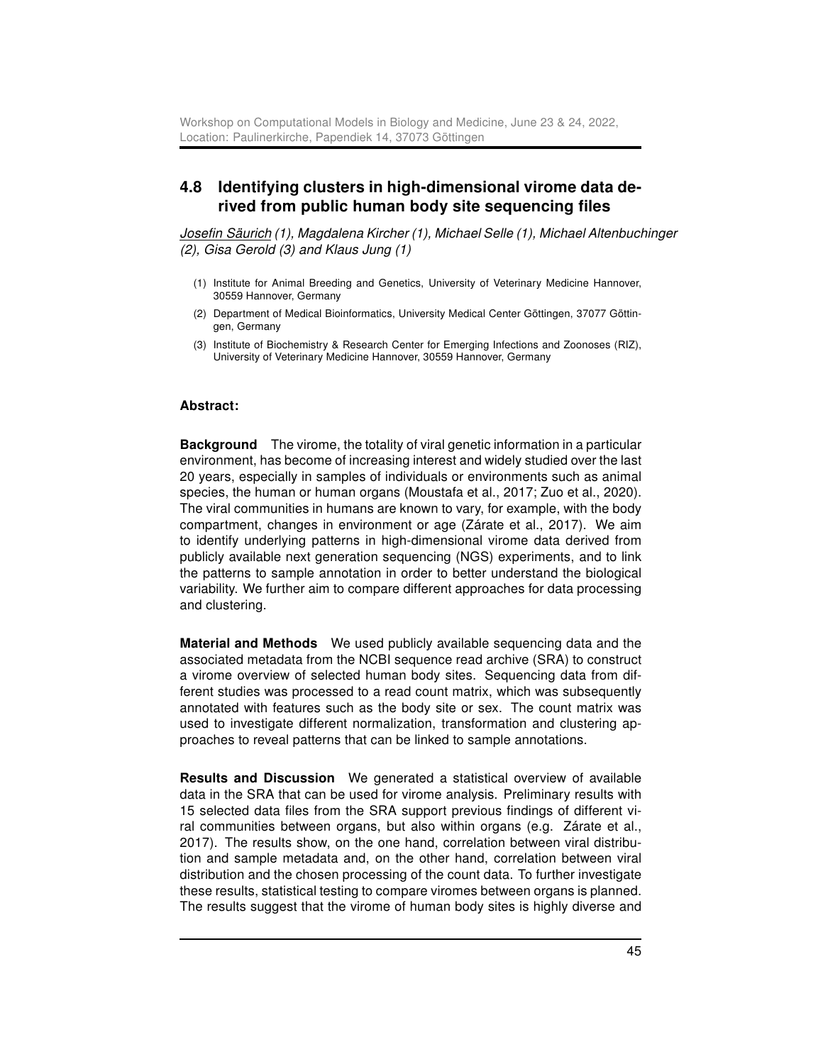## 4.8 Identifying clusters in high-dimensional virome data derived from public human body site sequencing files

*Josefin Säurich (1), Magdalena Kircher (1), Michael Selle (1), Michael Altenbuchinger (2), Gisa Gerold (3) and Klaus Jung (1)*

(1) Institute for Animal Breeding and Genetics, University of Veterinary Medicine Hannover, 30559 Hannover, Germany

(2) Department of Medical Bioinformatics, University Medical Center Göttingen, 37077 Göttingen, Germany

(3) Institute of Biochemistry & Research Center for Emerging Infections and Zoonoses (RIZ), University of Veterinary Medicine Hannover, 30559 Hannover, Germany

**Abstract:**

**Background** The virome, the totality of viral genetic information in a particular environment, has become of increasing interest and widely studied over the last 20 years, especially in samples of individuals or environments such as animal species, the human or human organs (Moustafa et al., 2017; Zuo et al., 2020). The viral communities in humans are known to vary, for example, with the body compartment, changes in environment or age (Zárate et al., 2017). We aim to identify underlying patterns in high-dimensional virome data derived from publicly available next generation sequencing (NGS) experiments, and to link the patterns to sample annotation in order to better understand the biological variability. We further aim to compare different approaches for data processing and clustering.

**Material and Methods** We used publicly available sequencing data and the associated metadata from the NCBI sequence read archive (SRA) to construct a virome overview of selected human body sites. Sequencing data from different studies was processed to a read count matrix, which was subsequently annotated with features such as the body site or sex. The count matrix was used to investigate different normalization, transformation and clustering approaches to reveal patterns that can be linked to sample annotations.

**Results and Discussion** We generated a statistical overview of available data in the SRA that can be used for virome analysis. Preliminary results with 15 selected data files from the SRA support previous findings of different viral communities between organs, but also within organs (e.g. Zárate et al., 2017). The results show, on the one hand, correlation between viral distribution and sample metadata and, on the other hand, correlation between viral distribution and the chosen processing of the count data. To further investigate these results, statistical testing to compare viromes between organs is planned. The results suggest that the virome of human body sites is highly diverse and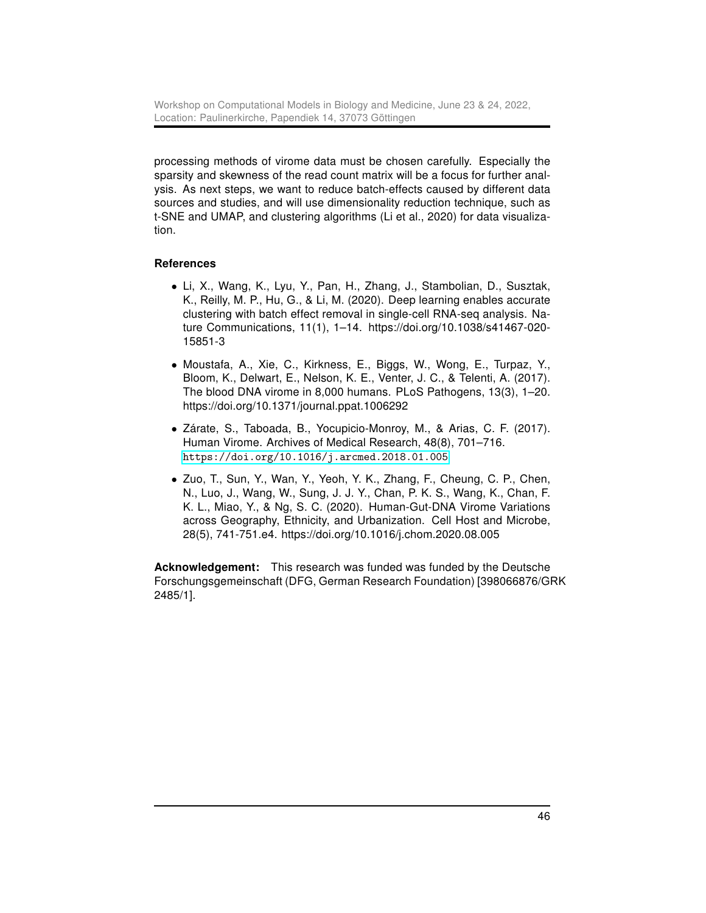processing methods of virome data must be chosen carefully. Especially the sparsity and skewness of the read count matrix will be a focus for further analysis. As next steps, we want to reduce batch-effects caused by different data sources and studies, and will use dimensionality reduction technique, such as t-SNE and UMAP, and clustering algorithms (Li et al., 2020) for data visualization.

**References**

- Li, X., Wang, K., Lyu, Y., Pan, H., Zhang, J., Stambolian, D., Susztak, K., Reilly, M. P., Hu, G., & Li, M. (2020). Deep learning enables accurate clustering with batch effect removal in single-cell RNA-seq analysis. Nature Communications, 11(1), 1–14. https://doi.org/10.1038/s41467-020-15851-3

- Moustafa, A., Xie, C., Kirkness, E., Biggs, W., Wong, E., Turpaz, Y., Bloom, K., Delwart, E., Nelson, K. E., Venter, J. C., & Telenti, A. (2017). The blood DNA virome in 8,000 humans. PLoS Pathogens, 13(3), 1–20. https://doi.org/10.1371/journal.ppat.1006292

- Zárate, S., Taboada, B., Yocupicio-Monroy, M., & Arias, C. F. (2017). Human Virome. Archives of Medical Research, 48(8), 701–716. https://doi.org/10.1016/j.arcmed.2018.01.005

- Zuo, T., Sun, Y., Wan, Y., Yeoh, Y. K., Zhang, F., Cheung, C. P., Chen, N., Luo, J., Wang, W., Sung, J. J. Y., Chan, P. K. S., Wang, K., Chan, F. K. L., Miao, Y., & Ng, S. C. (2020). Human-Gut-DNA Virome Variations across Geography, Ethnicity, and Urbanization. Cell Host and Microbe, 28(5), 741-751.e4. https://doi.org/10.1016/j.chom.2020.08.005

**Acknowledgement:** This research was funded was funded by the Deutsche Forschungsgemeinschaft (DFG, German Research Foundation) [398066876/GRK 2485/1].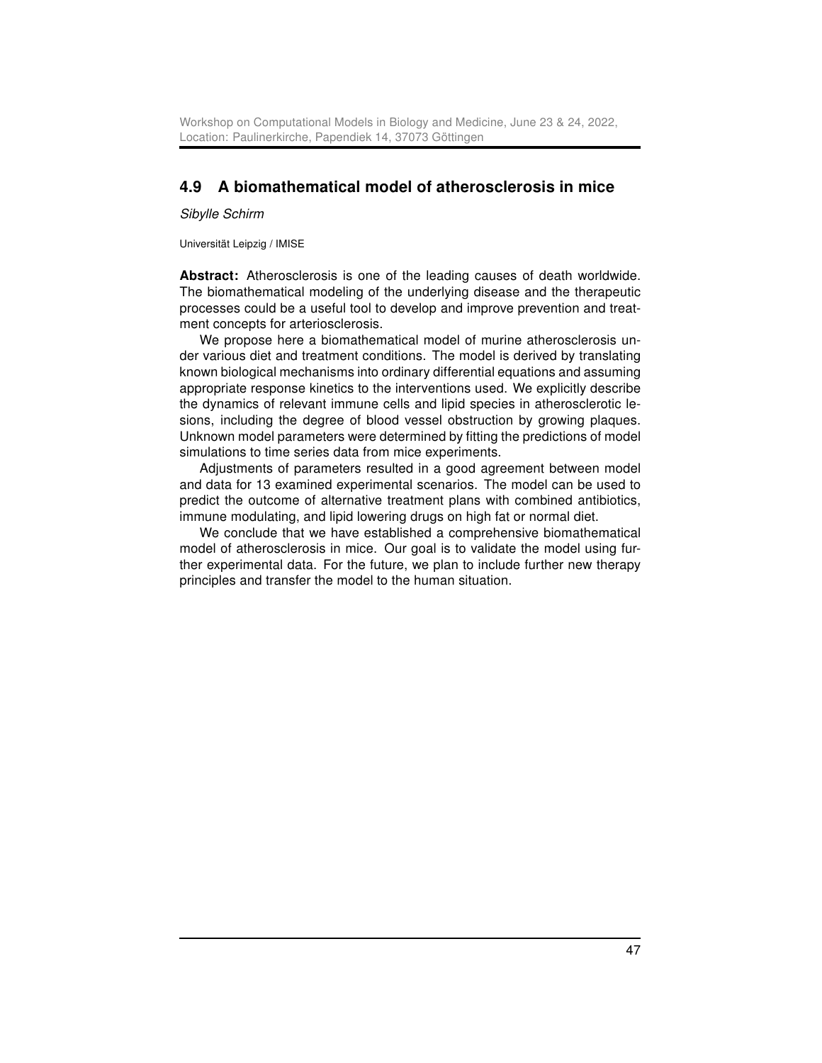## 4.9 A biomathematical model of atherosclerosis in mice

*Sibylle Schirm*

Universität Leipzig / IMISE

**Abstract:** Atherosclerosis is one of the leading causes of death worldwide. The biomathematical modeling of the underlying disease and the therapeutic processes could be a useful tool to develop and improve prevention and treatment concepts for arteriosclerosis.

We propose here a biomathematical model of murine atherosclerosis under various diet and treatment conditions. The model is derived by translating known biological mechanisms into ordinary differential equations and assuming appropriate response kinetics to the interventions used. We explicitly describe the dynamics of relevant immune cells and lipid species in atherosclerotic lesions, including the degree of blood vessel obstruction by growing plaques. Unknown model parameters were determined by fitting the predictions of model simulations to time series data from mice experiments.

Adjustments of parameters resulted in a good agreement between model and data for 13 examined experimental scenarios. The model can be used to predict the outcome of alternative treatment plans with combined antibiotics, immune modulating, and lipid lowering drugs on high fat or normal diet.

We conclude that we have established a comprehensive biomathematical model of atherosclerosis in mice. Our goal is to validate the model using further experimental data. For the future, we plan to include further new therapy principles and transfer the model to the human situation.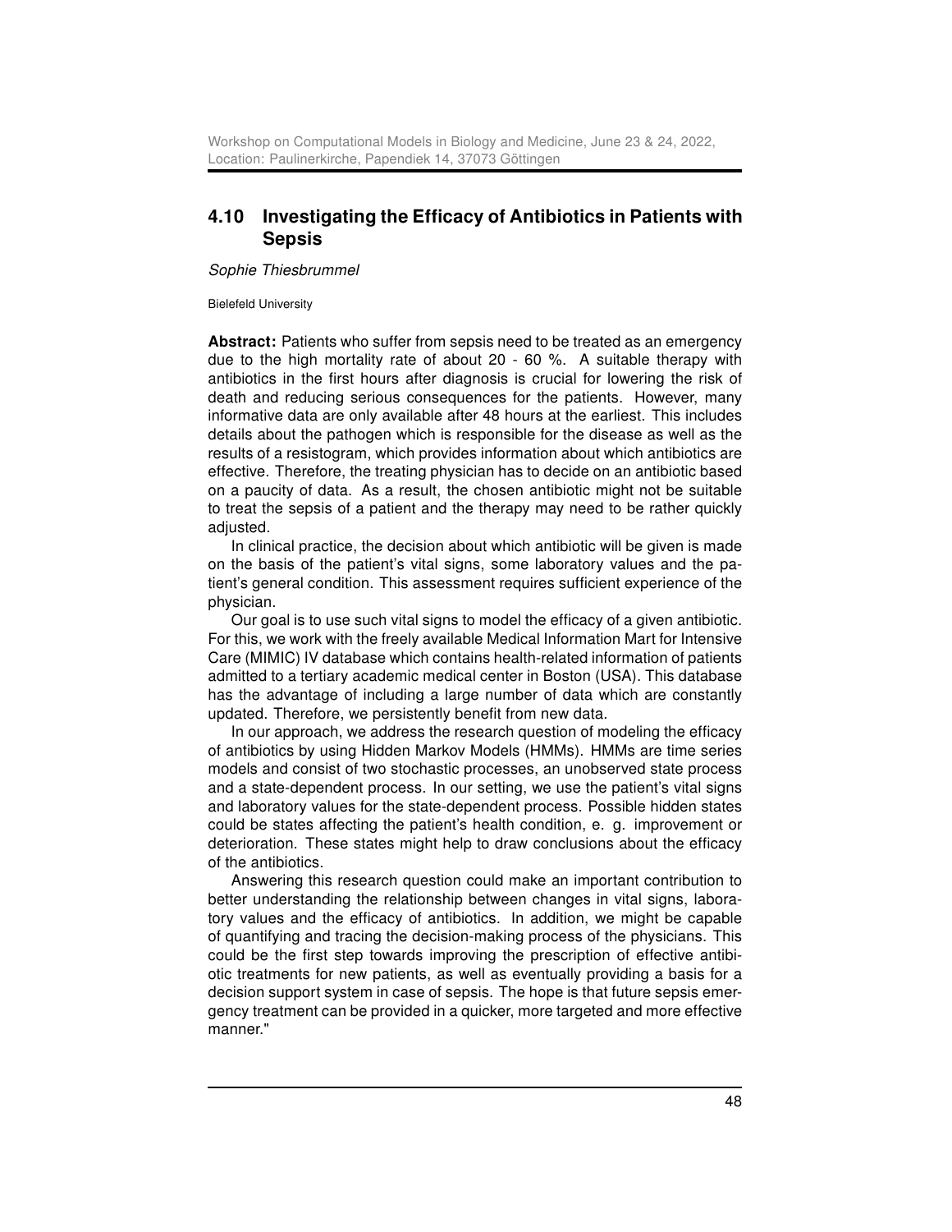## 4.10 Investigating the Efficacy of Antibiotics in Patients with Sepsis

*Sophie Thiesbrummel*

Bielefeld University

**Abstract:** Patients who suffer from sepsis need to be treated as an emergency due to the high mortality rate of about 20 - 60 %. A suitable therapy with antibiotics in the first hours after diagnosis is crucial for lowering the risk of death and reducing serious consequences for the patients. However, many informative data are only available after 48 hours at the earliest. This includes details about the pathogen which is responsible for the disease as well as the results of a resistogram, which provides information about which antibiotics are effective. Therefore, the treating physician has to decide on an antibiotic based on a paucity of data. As a result, the chosen antibiotic might not be suitable to treat the sepsis of a patient and the therapy may need to be rather quickly adjusted.

In clinical practice, the decision about which antibiotic will be given is made on the basis of the patient's vital signs, some laboratory values and the patient's general condition. This assessment requires sufficient experience of the physician.

Our goal is to use such vital signs to model the efficacy of a given antibiotic. For this, we work with the freely available Medical Information Mart for Intensive Care (MIMIC) IV database which contains health-related information of patients admitted to a tertiary academic medical center in Boston (USA). This database has the advantage of including a large number of data which are constantly updated. Therefore, we persistently benefit from new data.

In our approach, we address the research question of modeling the efficacy of antibiotics by using Hidden Markov Models (HMMs). HMMs are time series models and consist of two stochastic processes, an unobserved state process and a state-dependent process. In our setting, we use the patient's vital signs and laboratory values for the state-dependent process. Possible hidden states could be states affecting the patient's health condition, e. g. improvement or deterioration. These states might help to draw conclusions about the efficacy of the antibiotics.

Answering this research question could make an important contribution to better understanding the relationship between changes in vital signs, laboratory values and the efficacy of antibiotics. In addition, we might be capable of quantifying and tracing the decision-making process of the physicians. This could be the first step towards improving the prescription of effective antibiotic treatments for new patients, as well as eventually providing a basis for a decision support system in case of sepsis. The hope is that future sepsis emergency treatment can be provided in a quicker, more targeted and more effective manner."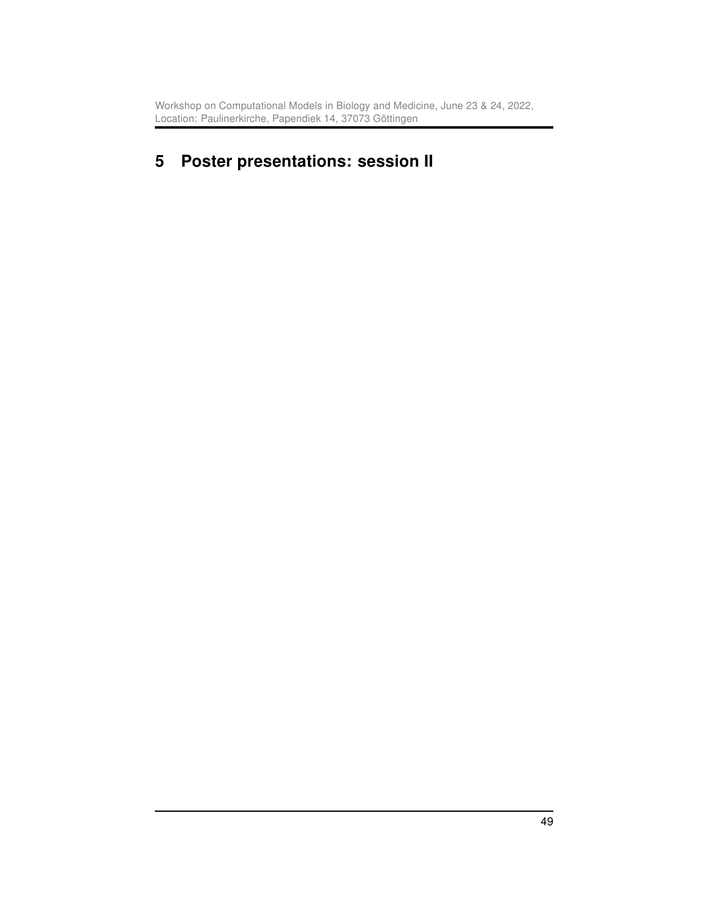# 5 Poster presentations: session II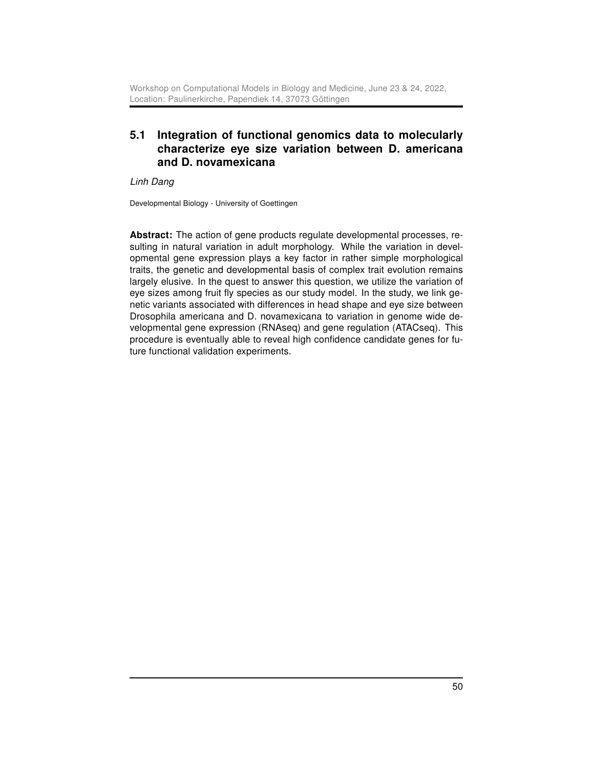## 5.1 Integration of functional genomics data to molecularly characterize eye size variation between D. americana and D. novamexicana

*Linh Dang*

Developmental Biology - University of Goettingen

**Abstract:** The action of gene products regulate developmental processes, resulting in natural variation in adult morphology. While the variation in developmental gene expression plays a key factor in rather simple morphological traits, the genetic and developmental basis of complex trait evolution remains largely elusive. In the quest to answer this question, we utilize the variation of eye sizes among fruit fly species as our study model. In the study, we link genetic variants associated with differences in head shape and eye size between Drosophila americana and D. novamexicana to variation in genome wide developmental gene expression (RNAseq) and gene regulation (ATACseq). This procedure is eventually able to reveal high confidence candidate genes for future functional validation experiments.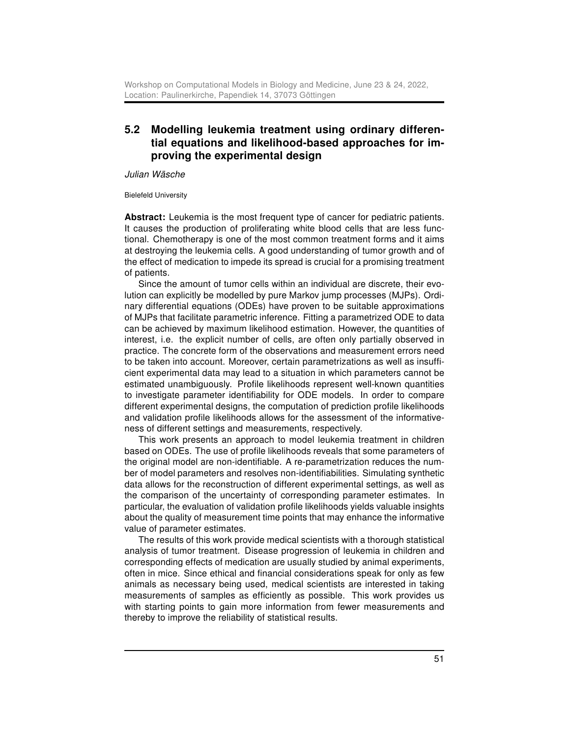## 5.2 Modelling leukemia treatment using ordinary differential equations and likelihood-based approaches for improving the experimental design

*Julian Wäsche*

Bielefeld University

**Abstract:** Leukemia is the most frequent type of cancer for pediatric patients. It causes the production of proliferating white blood cells that are less functional. Chemotherapy is one of the most common treatment forms and it aims at destroying the leukemia cells. A good understanding of tumor growth and of the effect of medication to impede its spread is crucial for a promising treatment of patients.

Since the amount of tumor cells within an individual are discrete, their evolution can explicitly be modelled by pure Markov jump processes (MJPs). Ordinary differential equations (ODEs) have proven to be suitable approximations of MJPs that facilitate parametric inference. Fitting a parametrized ODE to data can be achieved by maximum likelihood estimation. However, the quantities of interest, i.e. the explicit number of cells, are often only partially observed in practice. The concrete form of the observations and measurement errors need to be taken into account. Moreover, certain parametrizations as well as insufficient experimental data may lead to a situation in which parameters cannot be estimated unambiguously. Profile likelihoods represent well-known quantities to investigate parameter identifiability for ODE models. In order to compare different experimental designs, the computation of prediction profile likelihoods and validation profile likelihoods allows for the assessment of the informativeness of different settings and measurements, respectively.

This work presents an approach to model leukemia treatment in children based on ODEs. The use of profile likelihoods reveals that some parameters of the original model are non-identifiable. A re-parametrization reduces the number of model parameters and resolves non-identifiabilities. Simulating synthetic data allows for the reconstruction of different experimental settings, as well as the comparison of the uncertainty of corresponding parameter estimates. In particular, the evaluation of validation profile likelihoods yields valuable insights about the quality of measurement time points that may enhance the informative value of parameter estimates.

The results of this work provide medical scientists with a thorough statistical analysis of tumor treatment. Disease progression of leukemia in children and corresponding effects of medication are usually studied by animal experiments, often in mice. Since ethical and financial considerations speak for only as few animals as necessary being used, medical scientists are interested in taking measurements of samples as efficiently as possible. This work provides us with starting points to gain more information from fewer measurements and thereby to improve the reliability of statistical results.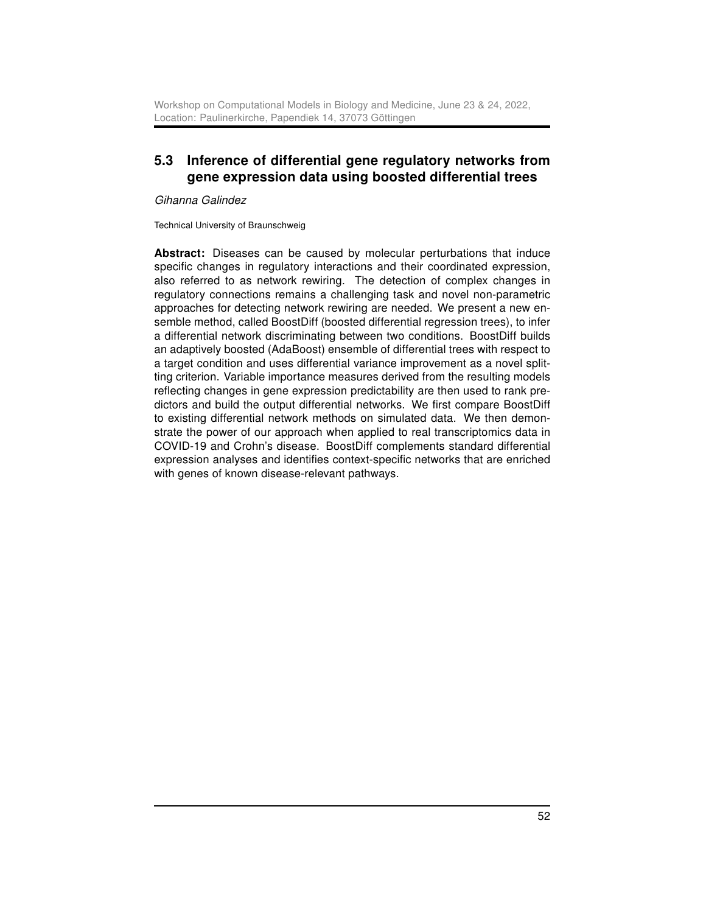## 5.3 Inference of differential gene regulatory networks from gene expression data using boosted differential trees

*Gihanna Galindez*

Technical University of Braunschweig

**Abstract:** Diseases can be caused by molecular perturbations that induce specific changes in regulatory interactions and their coordinated expression, also referred to as network rewiring. The detection of complex changes in regulatory connections remains a challenging task and novel non-parametric approaches for detecting network rewiring are needed. We present a new ensemble method, called BoostDiff (boosted differential regression trees), to infer a differential network discriminating between two conditions. BoostDiff builds an adaptively boosted (AdaBoost) ensemble of differential trees with respect to a target condition and uses differential variance improvement as a novel splitting criterion. Variable importance measures derived from the resulting models reflecting changes in gene expression predictability are then used to rank predictors and build the output differential networks. We first compare BoostDiff to existing differential network methods on simulated data. We then demonstrate the power of our approach when applied to real transcriptomics data in COVID-19 and Crohn's disease. BoostDiff complements standard differential expression analyses and identifies context-specific networks that are enriched with genes of known disease-relevant pathways.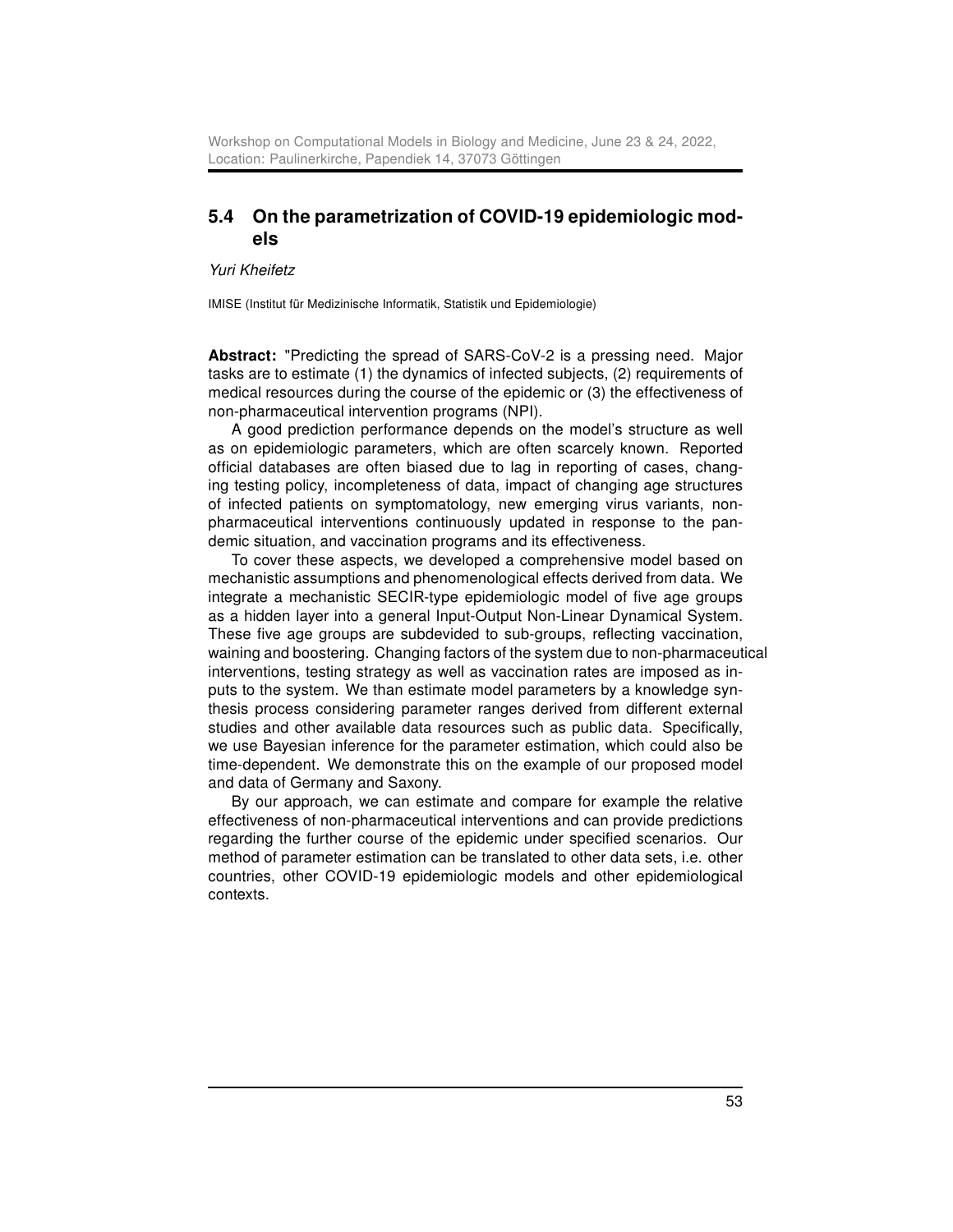## 5.4 On the parametrization of COVID-19 epidemiologic models

*Yuri Kheifetz*

IMISE (Institut für Medizinische Informatik, Statistik und Epidemiologie)

**Abstract:** "Predicting the spread of SARS-CoV-2 is a pressing need. Major tasks are to estimate (1) the dynamics of infected subjects, (2) requirements of medical resources during the course of the epidemic or (3) the effectiveness of non-pharmaceutical intervention programs (NPI).

A good prediction performance depends on the model's structure as well as on epidemiologic parameters, which are often scarcely known. Reported official databases are often biased due to lag in reporting of cases, changing testing policy, incompleteness of data, impact of changing age structures of infected patients on symptomatology, new emerging virus variants, non-pharmaceutical interventions continuously updated in response to the pandemic situation, and vaccination programs and its effectiveness.

To cover these aspects, we developed a comprehensive model based on mechanistic assumptions and phenomenological effects derived from data. We integrate a mechanistic SECIR-type epidemiologic model of five age groups as a hidden layer into a general Input-Output Non-Linear Dynamical System. These five age groups are subdevided to sub-groups, reflecting vaccination, waining and boostering. Changing factors of the system due to non-pharmaceutical interventions, testing strategy as well as vaccination rates are imposed as inputs to the system. We than estimate model parameters by a knowledge synthesis process considering parameter ranges derived from different external studies and other available data resources such as public data. Specifically, we use Bayesian inference for the parameter estimation, which could also be time-dependent. We demonstrate this on the example of our proposed model and data of Germany and Saxony.

By our approach, we can estimate and compare for example the relative effectiveness of non-pharmaceutical interventions and can provide predictions regarding the further course of the epidemic under specified scenarios. Our method of parameter estimation can be translated to other data sets, i.e. other countries, other COVID-19 epidemiologic models and other epidemiological contexts.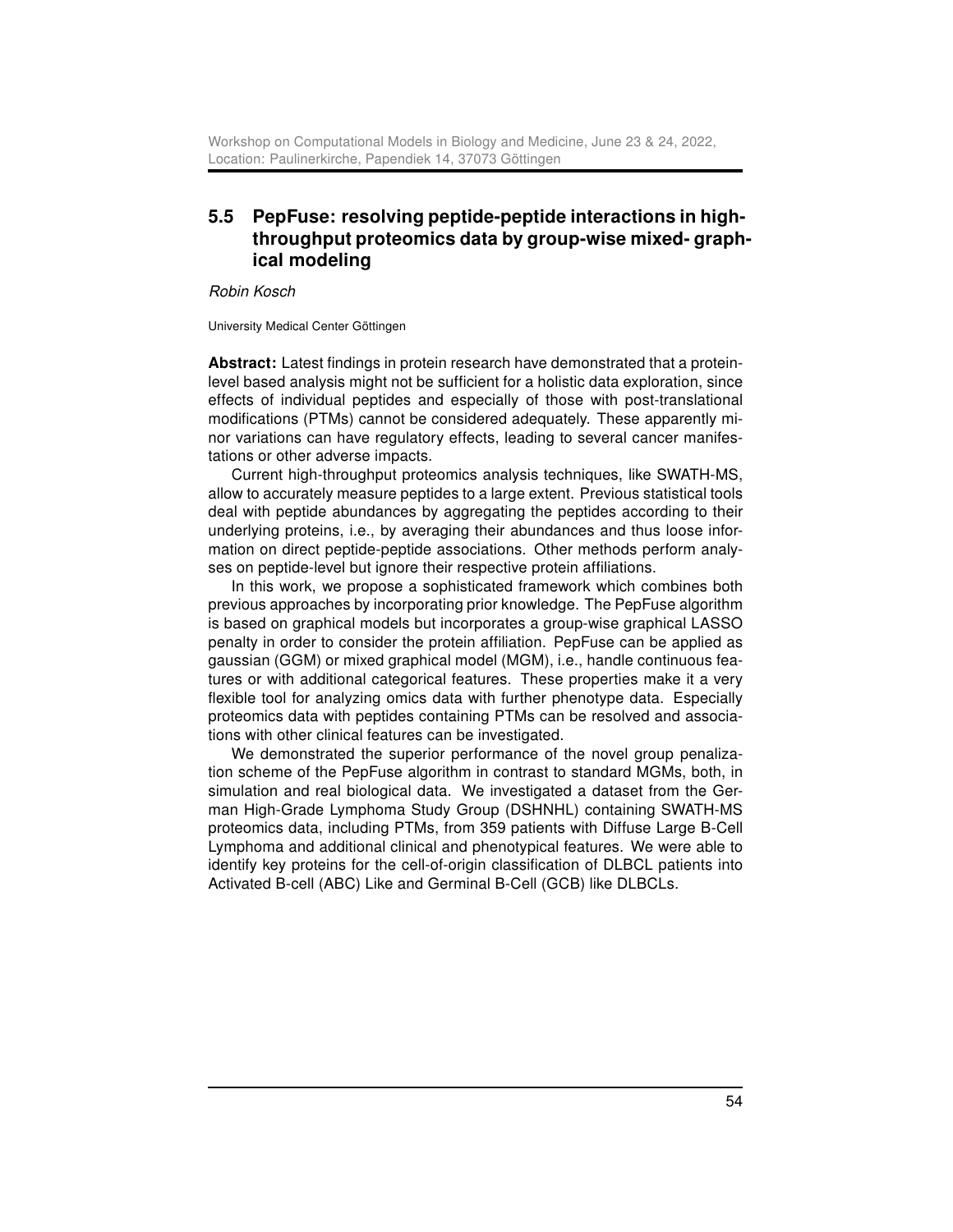## 5.5 PepFuse: resolving peptide-peptide interactions in high-throughput proteomics data by group-wise mixed- graphical modeling

*Robin Kosch*

University Medical Center Göttingen

**Abstract:** Latest findings in protein research have demonstrated that a protein-level based analysis might not be sufficient for a holistic data exploration, since effects of individual peptides and especially of those with post-translational modifications (PTMs) cannot be considered adequately. These apparently minor variations can have regulatory effects, leading to several cancer manifestations or other adverse impacts.

Current high-throughput proteomics analysis techniques, like SWATH-MS, allow to accurately measure peptides to a large extent. Previous statistical tools deal with peptide abundances by aggregating the peptides according to their underlying proteins, i.e., by averaging their abundances and thus loose information on direct peptide-peptide associations. Other methods perform analyses on peptide-level but ignore their respective protein affiliations.

In this work, we propose a sophisticated framework which combines both previous approaches by incorporating prior knowledge. The PepFuse algorithm is based on graphical models but incorporates a group-wise graphical LASSO penalty in order to consider the protein affiliation. PepFuse can be applied as gaussian (GGM) or mixed graphical model (MGM), i.e., handle continuous features or with additional categorical features. These properties make it a very flexible tool for analyzing omics data with further phenotype data. Especially proteomics data with peptides containing PTMs can be resolved and associations with other clinical features can be investigated.

We demonstrated the superior performance of the novel group penalization scheme of the PepFuse algorithm in contrast to standard MGMs, both, in simulation and real biological data. We investigated a dataset from the German High-Grade Lymphoma Study Group (DSHNHL) containing SWATH-MS proteomics data, including PTMs, from 359 patients with Diffuse Large B-Cell Lymphoma and additional clinical and phenotypical features. We were able to identify key proteins for the cell-of-origin classification of DLBCL patients into Activated B-cell (ABC) Like and Germinal B-Cell (GCB) like DLBCLs.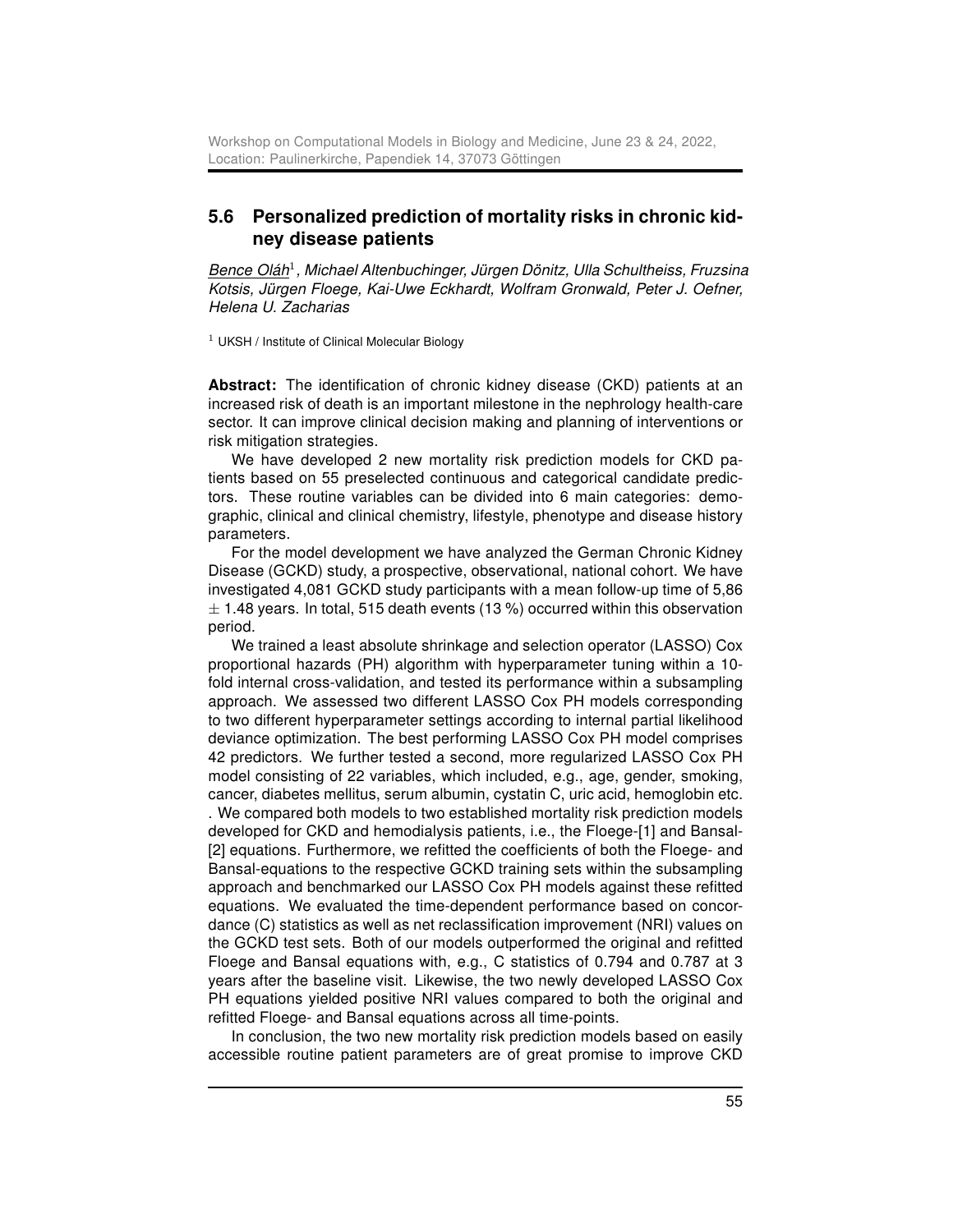## 5.6 Personalized prediction of mortality risks in chronic kidney disease patients

*<u>Bence Oláh</u>[1], Michael Altenbuchinger, Jürgen Dönitz, Ulla Schultheiss, Fruzsina Kotsis, Jürgen Floege, Kai-Uwe Eckhardt, Wolfram Gronwald, Peter J. Oefner, Helena U. Zacharias*

[1] UKSH / Institute of Clinical Molecular Biology

**Abstract:** The identification of chronic kidney disease (CKD) patients at an increased risk of death is an important milestone in the nephrology health-care sector. It can improve clinical decision making and planning of interventions or risk mitigation strategies.

We have developed 2 new mortality risk prediction models for CKD patients based on 55 preselected continuous and categorical candidate predictors. These routine variables can be divided into 6 main categories: demographic, clinical and clinical chemistry, lifestyle, phenotype and disease history parameters.

For the model development we have analyzed the German Chronic Kidney Disease (GCKD) study, a prospective, observational, national cohort. We have investigated 4,081 GCKD study participants with a mean follow-up time of 5,86 $\pm$ 1.48 years. In total, 515 death events (13 %) occurred within this observation period.

We trained a least absolute shrinkage and selection operator (LASSO) Cox proportional hazards (PH) algorithm with hyperparameter tuning within a 10-fold internal cross-validation, and tested its performance within a subsampling approach. We assessed two different LASSO Cox PH models corresponding to two different hyperparameter settings according to internal partial likelihood deviance optimization. The best performing LASSO Cox PH model comprises 42 predictors. We further tested a second, more regularized LASSO Cox PH model consisting of 22 variables, which included, e.g., age, gender, smoking, cancer, diabetes mellitus, serum albumin, cystatin C, uric acid, hemoglobin etc. . We compared both models to two established mortality risk prediction models developed for CKD and hemodialysis patients, i.e., the Floege-[1] and Bansal-[2] equations. Furthermore, we refitted the coefficients of both the Floege- and Bansal-equations to the respective GCKD training sets within the subsampling approach and benchmarked our LASSO Cox PH models against these refitted equations. We evaluated the time-dependent performance based on concordance (C) statistics as well as net reclassification improvement (NRI) values on the GCKD test sets. Both of our models outperformed the original and refitted Floege and Bansal equations with, e.g., C statistics of 0.794 and 0.787 at 3 years after the baseline visit. Likewise, the two newly developed LASSO Cox PH equations yielded positive NRI values compared to both the original and refitted Floege- and Bansal equations across all time-points.

In conclusion, the two new mortality risk prediction models based on easily accessible routine patient parameters are of great promise to improve CKD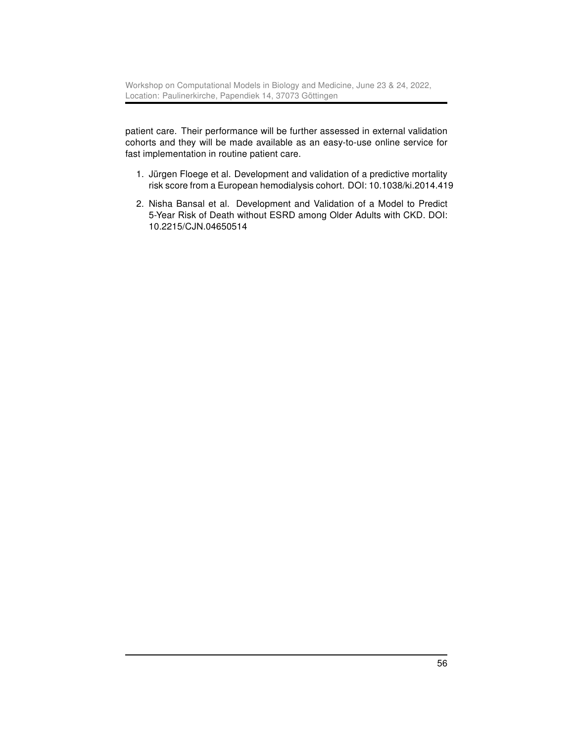patient care. Their performance will be further assessed in external validation cohorts and they will be made available as an easy-to-use online service for fast implementation in routine patient care.

1. Jürgen Floege et al. Development and validation of a predictive mortality risk score from a European hemodialysis cohort. DOI: 10.1038/ki.2014.419

2. Nisha Bansal et al. Development and Validation of a Model to Predict 5-Year Risk of Death without ESRD among Older Adults with CKD. DOI: 10.2215/CJN.04650514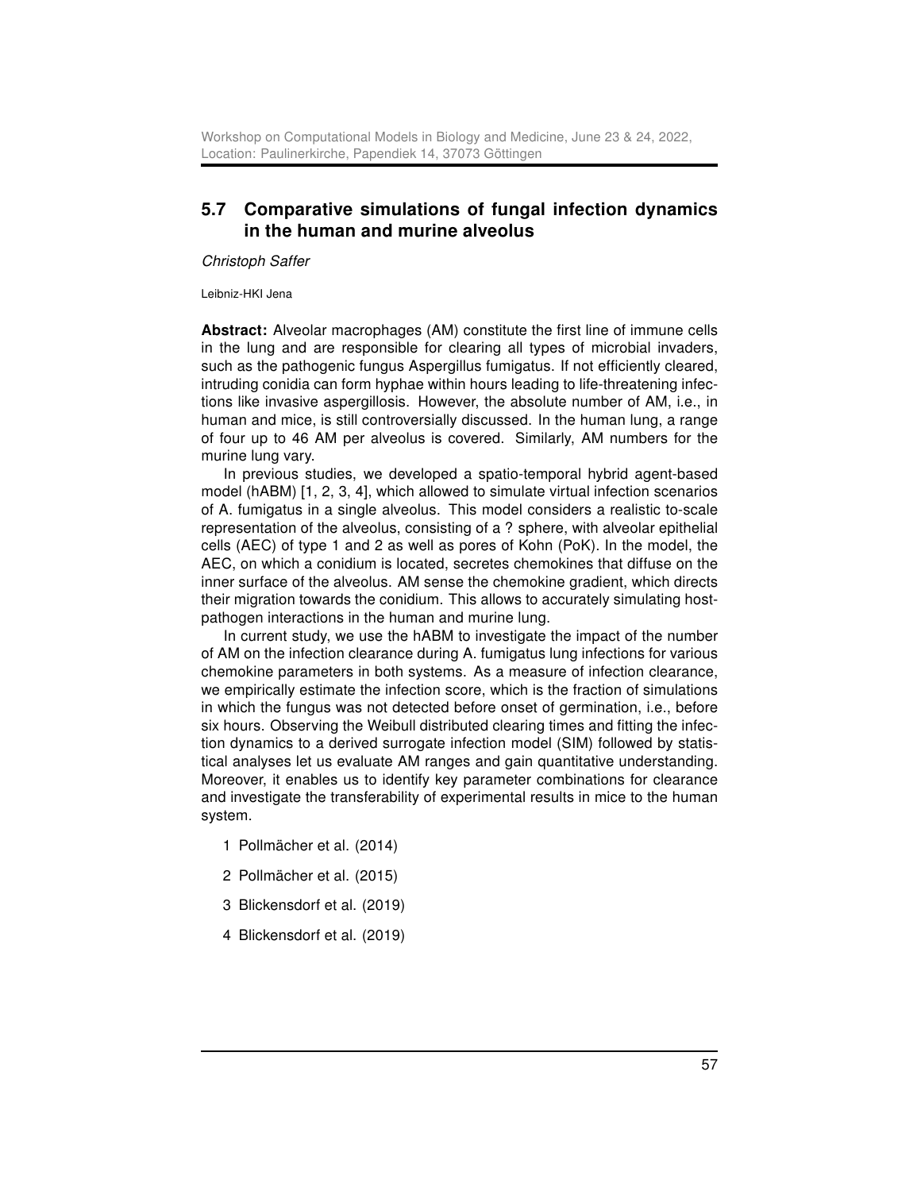## 5.7 Comparative simulations of fungal infection dynamics in the human and murine alveolus

*Christoph Saffer*

Leibniz-HKI Jena

**Abstract:** Alveolar macrophages (AM) constitute the first line of immune cells in the lung and are responsible for clearing all types of microbial invaders, such as the pathogenic fungus Aspergillus fumigatus. If not efficiently cleared, intruding conidia can form hyphae within hours leading to life-threatening infections like invasive aspergillosis. However, the absolute number of AM, i.e., in human and mice, is still controversially discussed. In the human lung, a range of four up to 46 AM per alveolus is covered. Similarly, AM numbers for the murine lung vary.

In previous studies, we developed a spatio-temporal hybrid agent-based model (hABM) [1, 2, 3, 4], which allowed to simulate virtual infection scenarios of A. fumigatus in a single alveolus. This model considers a realistic to-scale representation of the alveolus, consisting of a ? sphere, with alveolar epithelial cells (AEC) of type 1 and 2 as well as pores of Kohn (PoK). In the model, the AEC, on which a conidium is located, secretes chemokines that diffuse on the inner surface of the alveolus. AM sense the chemokine gradient, which directs their migration towards the conidium. This allows to accurately simulating host-pathogen interactions in the human and murine lung.

In current study, we use the hABM to investigate the impact of the number of AM on the infection clearance during A. fumigatus lung infections for various chemokine parameters in both systems. As a measure of infection clearance, we empirically estimate the infection score, which is the fraction of simulations in which the fungus was not detected before onset of germination, i.e., before six hours. Observing the Weibull distributed clearing times and fitting the infection dynamics to a derived surrogate infection model (SIM) followed by statistical analyses let us evaluate AM ranges and gain quantitative understanding. Moreover, it enables us to identify key parameter combinations for clearance and investigate the transferability of experimental results in mice to the human system.

1 Pollmächer et al. (2014)

2 Pollmächer et al. (2015)

3 Blickensdorf et al. (2019)

4 Blickensdorf et al. (2019)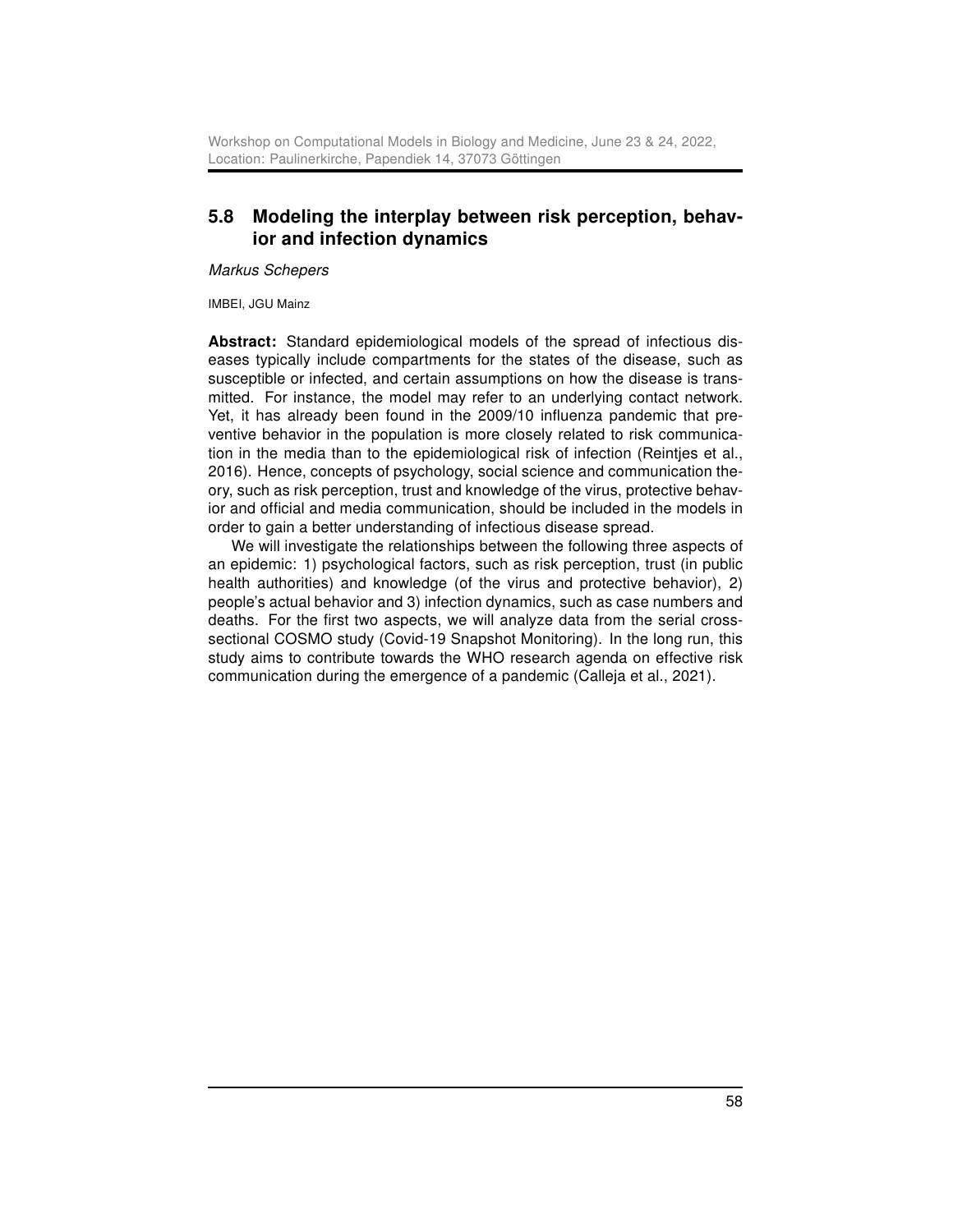## 5.8 Modeling the interplay between risk perception, behavior and infection dynamics

*Markus Schepers*

IMBEI, JGU Mainz

**Abstract:** Standard epidemiological models of the spread of infectious diseases typically include compartments for the states of the disease, such as susceptible or infected, and certain assumptions on how the disease is transmitted. For instance, the model may refer to an underlying contact network. Yet, it has already been found in the 2009/10 influenza pandemic that preventive behavior in the population is more closely related to risk communication in the media than to the epidemiological risk of infection (Reintjes et al., 2016). Hence, concepts of psychology, social science and communication theory, such as risk perception, trust and knowledge of the virus, protective behavior and official and media communication, should be included in the models in order to gain a better understanding of infectious disease spread.

We will investigate the relationships between the following three aspects of an epidemic: 1) psychological factors, such as risk perception, trust (in public health authorities) and knowledge (of the virus and protective behavior), 2) people's actual behavior and 3) infection dynamics, such as case numbers and deaths. For the first two aspects, we will analyze data from the serial cross-sectional COSMO study (Covid-19 Snapshot Monitoring). In the long run, this study aims to contribute towards the WHO research agenda on effective risk communication during the emergence of a pandemic (Calleja et al., 2021).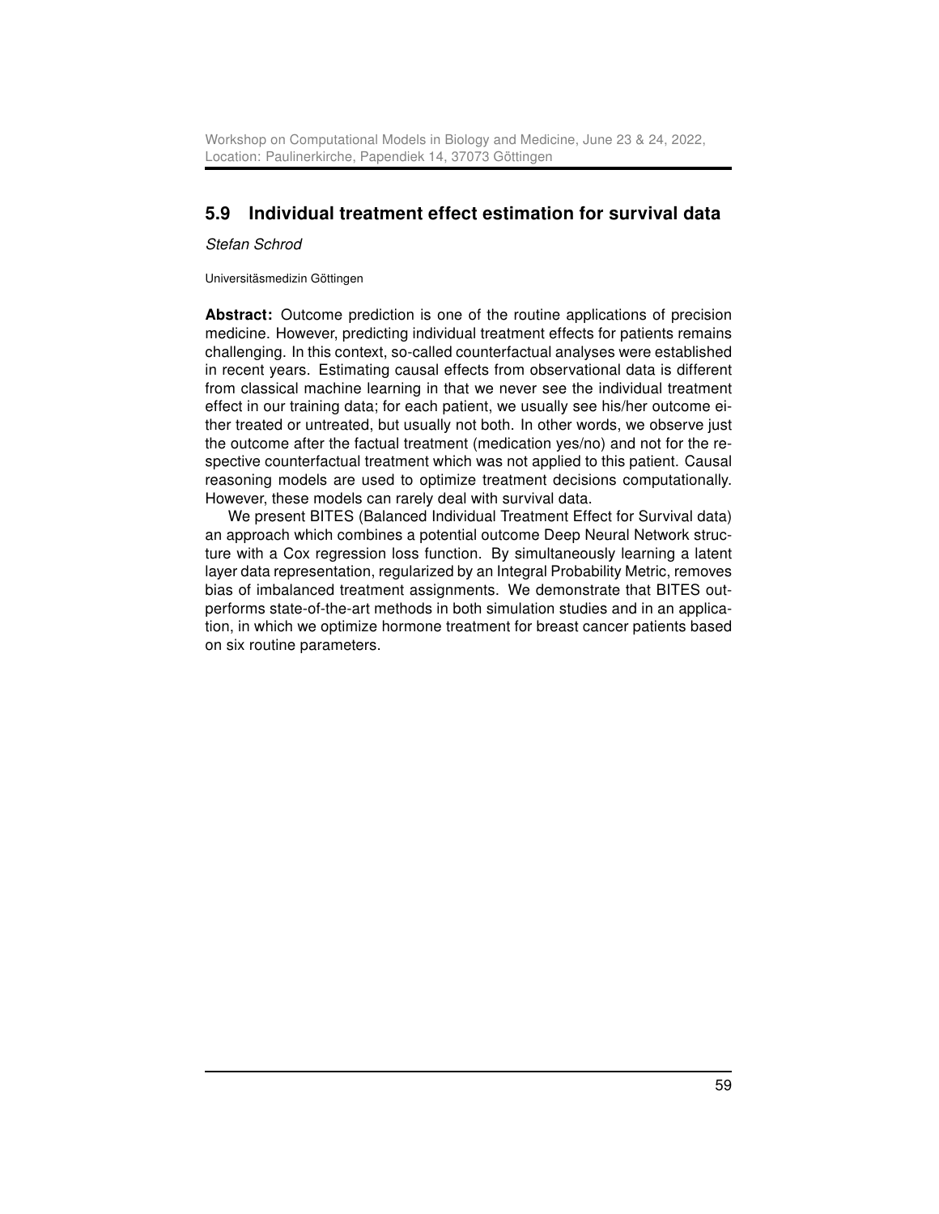## 5.9 Individual treatment effect estimation for survival data

*Stefan Schrod*

Universitäsmedizin Göttingen

**Abstract:** Outcome prediction is one of the routine applications of precision medicine. However, predicting individual treatment effects for patients remains challenging. In this context, so-called counterfactual analyses were established in recent years. Estimating causal effects from observational data is different from classical machine learning in that we never see the individual treatment effect in our training data; for each patient, we usually see his/her outcome either treated or untreated, but usually not both. In other words, we observe just the outcome after the factual treatment (medication yes/no) and not for the respective counterfactual treatment which was not applied to this patient. Causal reasoning models are used to optimize treatment decisions computationally. However, these models can rarely deal with survival data.

We present BITES (Balanced Individual Treatment Effect for Survival data) an approach which combines a potential outcome Deep Neural Network structure with a Cox regression loss function. By simultaneously learning a latent layer data representation, regularized by an Integral Probability Metric, removes bias of imbalanced treatment assignments. We demonstrate that BITES outperforms state-of-the-art methods in both simulation studies and in an application, in which we optimize hormone treatment for breast cancer patients based on six routine parameters.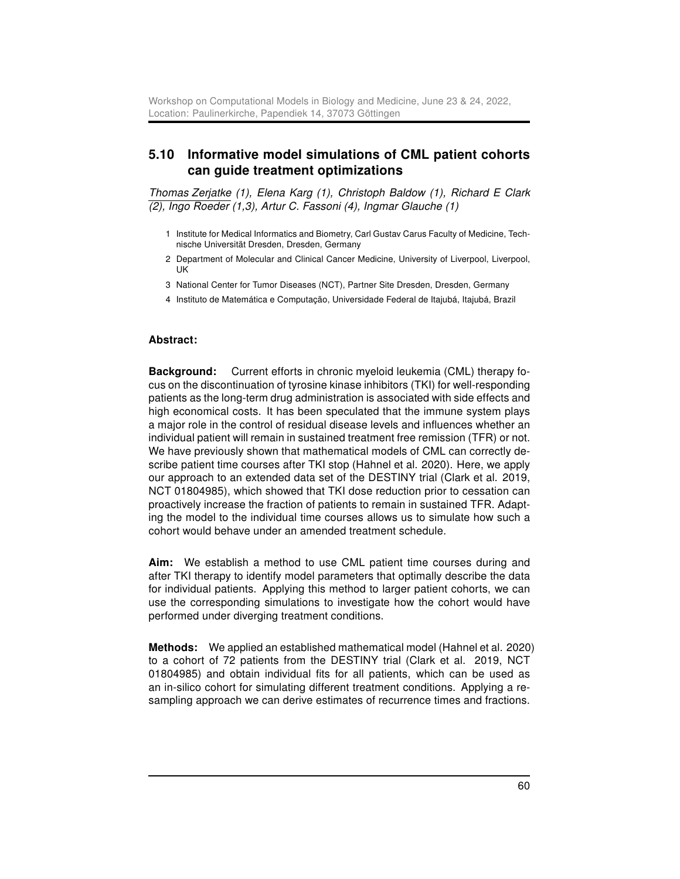## 5.10 Informative model simulations of CML patient cohorts can guide treatment optimizations

*Thomas Zerjatke (1), Elena Karg (1), Christoph Baldow (1), Richard E Clark (2), Ingo Roeder (1,3), Artur C. Fassoni (4), Ingmar Glauche (1)*

1. Institute for Medical Informatics and Biometry, Carl Gustav Carus Faculty of Medicine, Technische Universität Dresden, Dresden, Germany
2. Department of Molecular and Clinical Cancer Medicine, University of Liverpool, Liverpool, UK
3. National Center for Tumor Diseases (NCT), Partner Site Dresden, Dresden, Germany
4. Instituto de Matemática e Computação, Universidade Federal de Itajubá, Itajubá, Brazil

**Abstract:**

**Background:** Current efforts in chronic myeloid leukemia (CML) therapy focus on the discontinuation of tyrosine kinase inhibitors (TKI) for well-responding patients as the long-term drug administration is associated with side effects and high economical costs. It has been speculated that the immune system plays a major role in the control of residual disease levels and influences whether an individual patient will remain in sustained treatment free remission (TFR) or not. We have previously shown that mathematical models of CML can correctly describe patient time courses after TKI stop (Hahnel et al. 2020). Here, we apply our approach to an extended data set of the DESTINY trial (Clark et al. 2019, NCT 01804985), which showed that TKI dose reduction prior to cessation can proactively increase the fraction of patients to remain in sustained TFR. Adapting the model to the individual time courses allows us to simulate how such a cohort would behave under an amended treatment schedule.

**Aim:** We establish a method to use CML patient time courses during and after TKI therapy to identify model parameters that optimally describe the data for individual patients. Applying this method to larger patient cohorts, we can use the corresponding simulations to investigate how the cohort would have performed under diverging treatment conditions.

**Methods:** We applied an established mathematical model (Hahnel et al. 2020) to a cohort of 72 patients from the DESTINY trial (Clark et al. 2019, NCT 01804985) and obtain individual fits for all patients, which can be used as an in-silico cohort for simulating different treatment conditions. Applying a resampling approach we can derive estimates of recurrence times and fractions.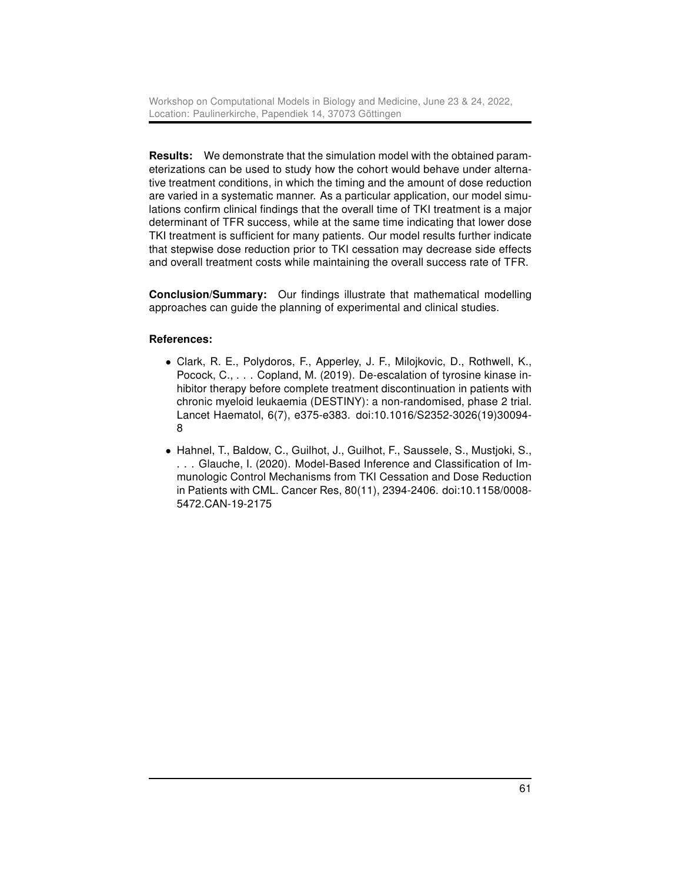**Results:** We demonstrate that the simulation model with the obtained parameterizations can be used to study how the cohort would behave under alternative treatment conditions, in which the timing and the amount of dose reduction are varied in a systematic manner. As a particular application, our model simulations confirm clinical findings that the overall time of TKI treatment is a major determinant of TFR success, while at the same time indicating that lower dose TKI treatment is sufficient for many patients. Our model results further indicate that stepwise dose reduction prior to TKI cessation may decrease side effects and overall treatment costs while maintaining the overall success rate of TFR.

**Conclusion/Summary:** Our findings illustrate that mathematical modelling approaches can guide the planning of experimental and clinical studies.

**References:**

- Clark, R. E., Polydoros, F., Apperley, J. F., Milojkovic, D., Rothwell, K., Pocock, C., . . . Copland, M. (2019). De-escalation of tyrosine kinase inhibitor therapy before complete treatment discontinuation in patients with chronic myeloid leukaemia (DESTINY): a non-randomised, phase 2 trial. Lancet Haematol, 6(7), e375-e383. doi:10.1016/S2352-3026(19)30094-8
- Hahnel, T., Baldow, C., Guilhot, J., Guilhot, F., Saussele, S., Mustjoki, S., . . . Glauche, I. (2020). Model-Based Inference and Classification of Immunologic Control Mechanisms from TKI Cessation and Dose Reduction in Patients with CML. Cancer Res, 80(11), 2394-2406. doi:10.1158/0008-5472.CAN-19-2175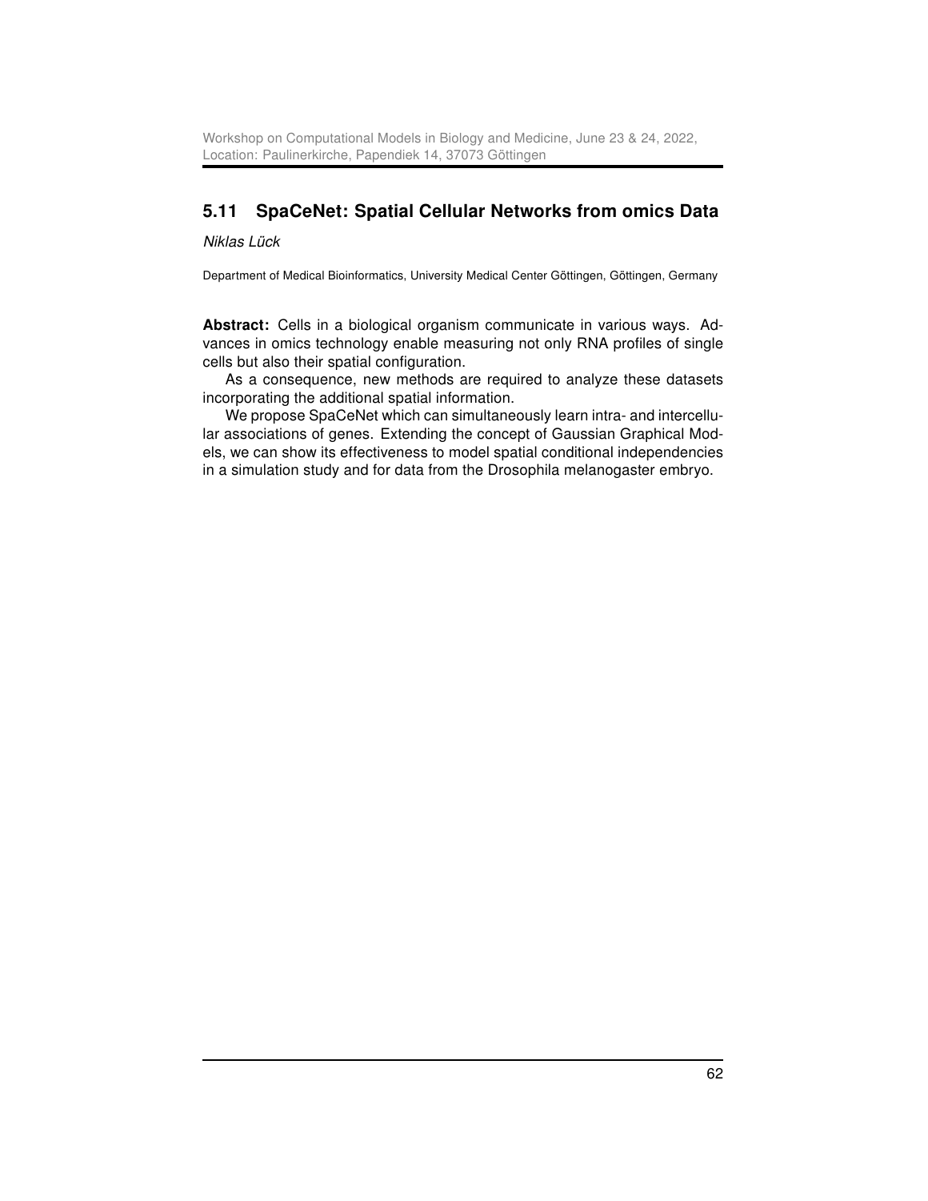## 5.11 SpaCeNet: Spatial Cellular Networks from omics Data

*Niklas Lück*

Department of Medical Bioinformatics, University Medical Center Göttingen, Göttingen, Germany

**Abstract:** Cells in a biological organism communicate in various ways. Advances in omics technology enable measuring not only RNA profiles of single cells but also their spatial configuration.

As a consequence, new methods are required to analyze these datasets incorporating the additional spatial information.

We propose SpaCeNet which can simultaneously learn intra- and intercellular associations of genes. Extending the concept of Gaussian Graphical Models, we can show its effectiveness to model spatial conditional independencies in a simulation study and for data from the Drosophila melanogaster embryo.